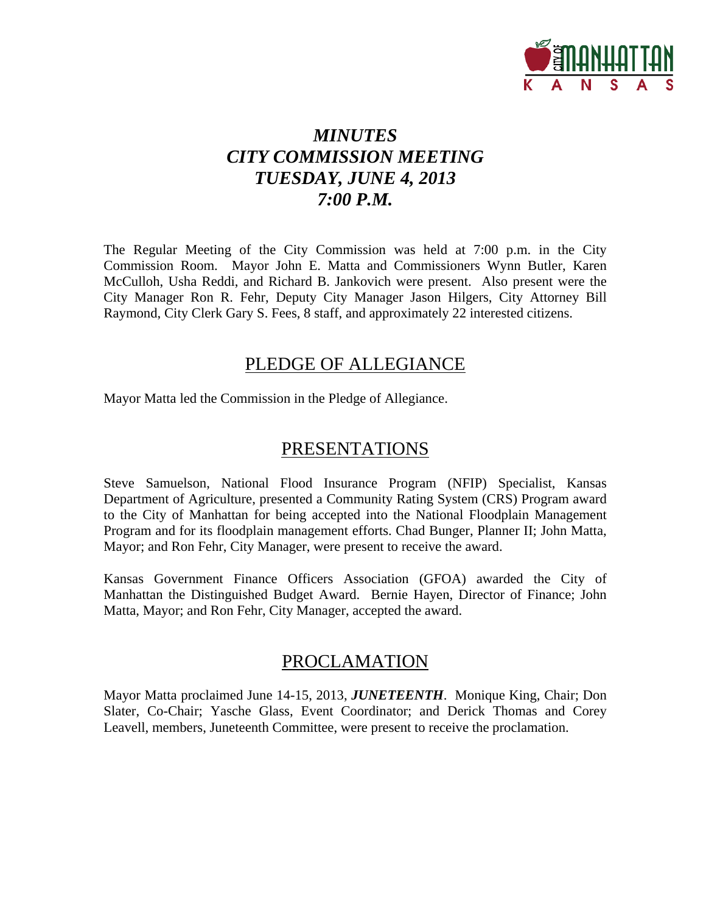# *MINUTES*
# *CITY COMMISSION MEETING*
# *TUESDAY, JUNE 4, 2013*
# *7:00 P.M.*

The Regular Meeting of the City Commission was held at 7:00 p.m. in the City Commission Room. Mayor John E. Matta and Commissioners Wynn Butler, Karen McCulloh, Usha Reddi, and Richard B. Jankovich were present. Also present were the City Manager Ron R. Fehr, Deputy City Manager Jason Hilgers, City Attorney Bill Raymond, City Clerk Gary S. Fees, 8 staff, and approximately 22 interested citizens.

## PLEDGE OF ALLEGIANCE

Mayor Matta led the Commission in the Pledge of Allegiance.

## PRESENTATIONS

Steve Samuelson, National Flood Insurance Program (NFIP) Specialist, Kansas Department of Agriculture, presented a Community Rating System (CRS) Program award to the City of Manhattan for being accepted into the National Floodplain Management Program and for its floodplain management efforts. Chad Bunger, Planner II; John Matta, Mayor; and Ron Fehr, City Manager, were present to receive the award.

Kansas Government Finance Officers Association (GFOA) awarded the City of Manhattan the Distinguished Budget Award. Bernie Hayen, Director of Finance; John Matta, Mayor; and Ron Fehr, City Manager, accepted the award.

## PROCLAMATION

Mayor Matta proclaimed June 14-15, 2013, ***JUNETEENTH***. Monique King, Chair; Don Slater, Co-Chair; Yasche Glass, Event Coordinator; and Derick Thomas and Corey Leavell, members, Juneteenth Committee, were present to receive the proclamation.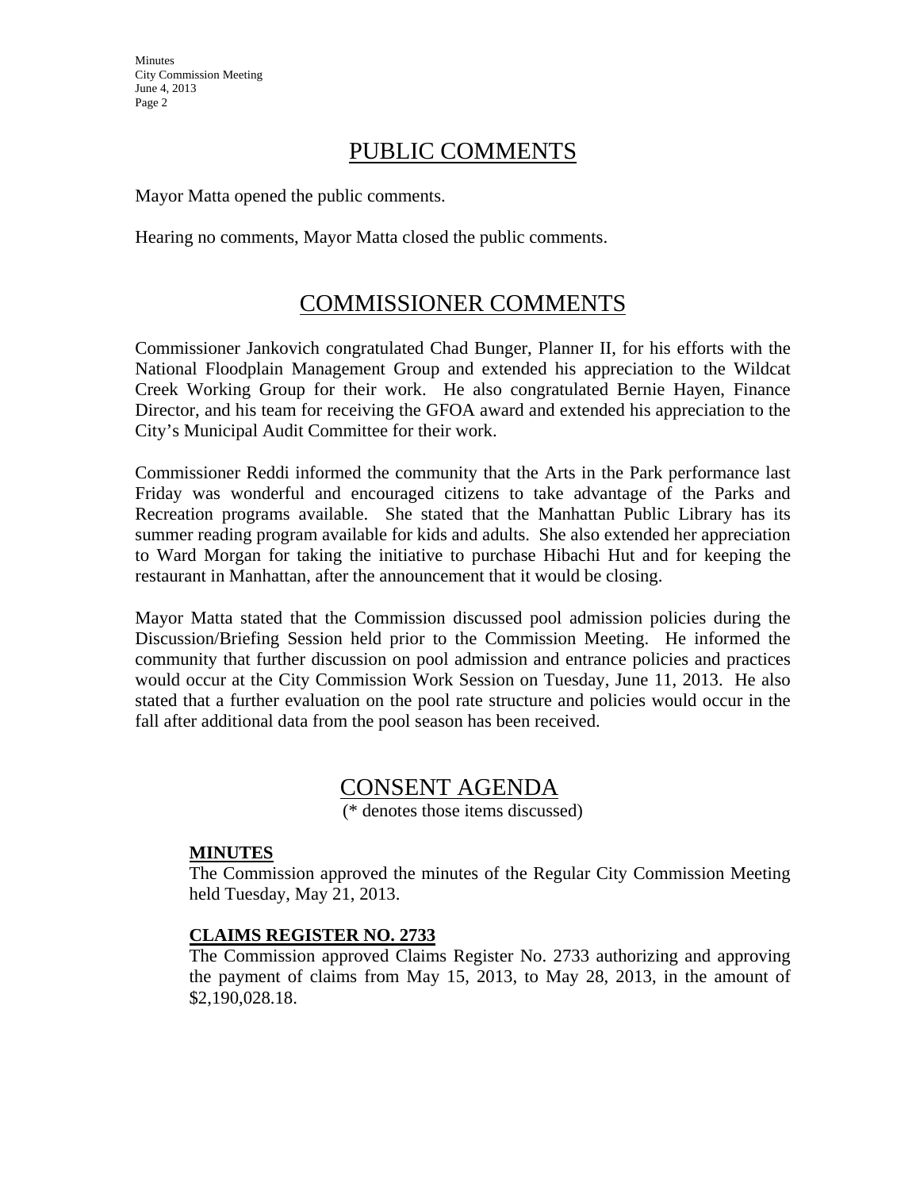## PUBLIC COMMENTS

Mayor Matta opened the public comments.

Hearing no comments, Mayor Matta closed the public comments.

## COMMISSIONER COMMENTS

Commissioner Jankovich congratulated Chad Bunger, Planner II, for his efforts with the National Floodplain Management Group and extended his appreciation to the Wildcat Creek Working Group for their work. He also congratulated Bernie Hayen, Finance Director, and his team for receiving the GFOA award and extended his appreciation to the City's Municipal Audit Committee for their work.

Commissioner Reddi informed the community that the Arts in the Park performance last Friday was wonderful and encouraged citizens to take advantage of the Parks and Recreation programs available. She stated that the Manhattan Public Library has its summer reading program available for kids and adults. She also extended her appreciation to Ward Morgan for taking the initiative to purchase Hibachi Hut and for keeping the restaurant in Manhattan, after the announcement that it would be closing.

Mayor Matta stated that the Commission discussed pool admission policies during the Discussion/Briefing Session held prior to the Commission Meeting. He informed the community that further discussion on pool admission and entrance policies and practices would occur at the City Commission Work Session on Tuesday, June 11, 2013. He also stated that a further evaluation on the pool rate structure and policies would occur in the fall after additional data from the pool season has been received.

## CONSENT AGENDA

(* denotes those items discussed)

**MINUTES**

The Commission approved the minutes of the Regular City Commission Meeting held Tuesday, May 21, 2013.

**CLAIMS REGISTER NO. 2733**

The Commission approved Claims Register No. 2733 authorizing and approving the payment of claims from May 15, 2013, to May 28, 2013, in the amount of $2,190,028.18.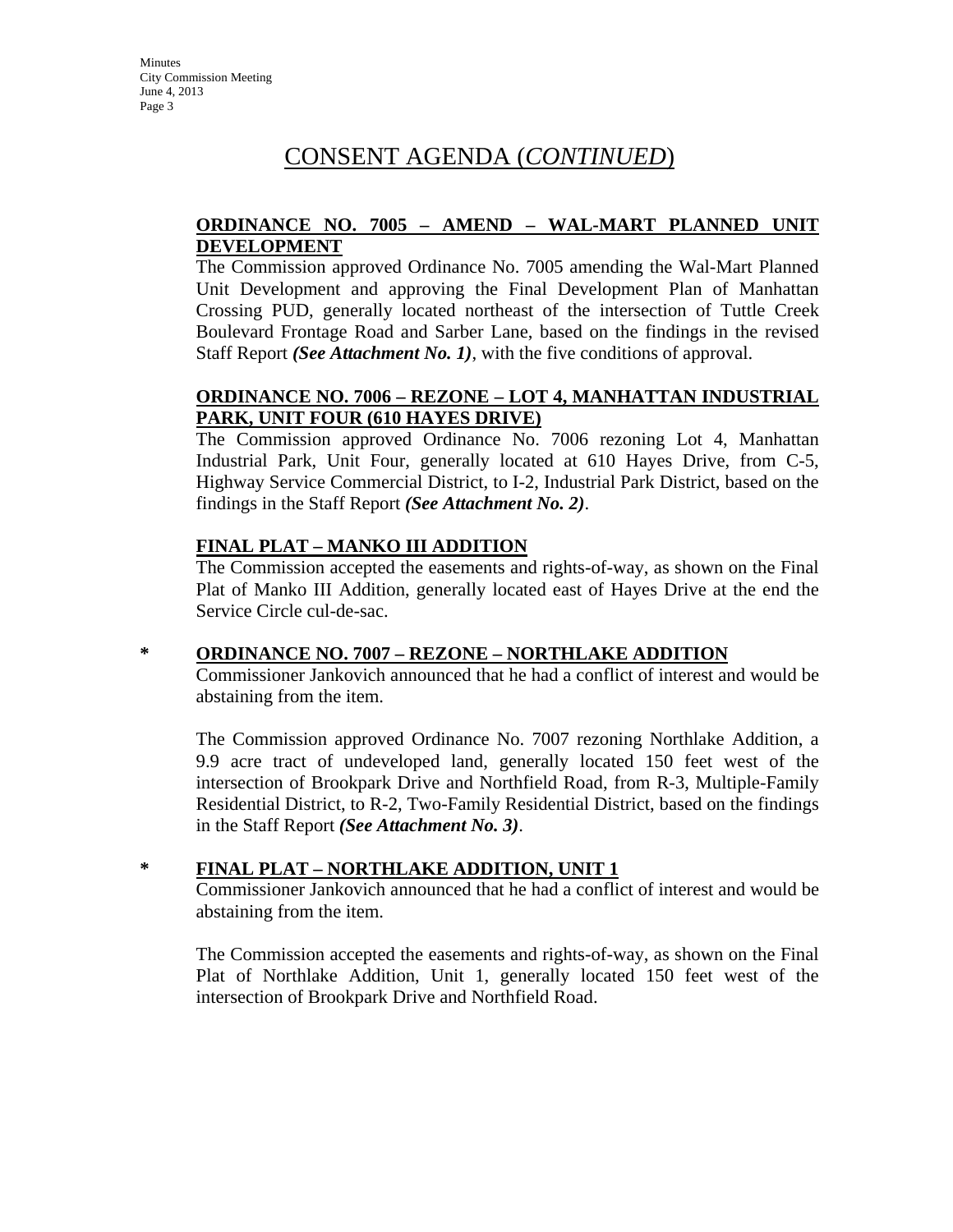# CONSENT AGENDA (*CONTINUED*)

**ORDINANCE NO. 7005 – AMEND – WAL-MART PLANNED UNIT DEVELOPMENT**

The Commission approved Ordinance No. 7005 amending the Wal-Mart Planned Unit Development and approving the Final Development Plan of Manhattan Crossing PUD, generally located northeast of the intersection of Tuttle Creek Boulevard Frontage Road and Sarber Lane, based on the findings in the revised Staff Report ***(See Attachment No. 1)***, with the five conditions of approval.

**ORDINANCE NO. 7006 – REZONE – LOT 4, MANHATTAN INDUSTRIAL PARK, UNIT FOUR (610 HAYES DRIVE)**

The Commission approved Ordinance No. 7006 rezoning Lot 4, Manhattan Industrial Park, Unit Four, generally located at 610 Hayes Drive, from C-5, Highway Service Commercial District, to I-2, Industrial Park District, based on the findings in the Staff Report ***(See Attachment No. 2)***.

**FINAL PLAT – MANKO III ADDITION**

The Commission accepted the easements and rights-of-way, as shown on the Final Plat of Manko III Addition, generally located east of Hayes Drive at the end the Service Circle cul-de-sac.

\* **ORDINANCE NO. 7007 – REZONE – NORTHLAKE ADDITION**

Commissioner Jankovich announced that he had a conflict of interest and would be abstaining from the item.

The Commission approved Ordinance No. 7007 rezoning Northlake Addition, a 9.9 acre tract of undeveloped land, generally located 150 feet west of the intersection of Brookpark Drive and Northfield Road, from R-3, Multiple-Family Residential District, to R-2, Two-Family Residential District, based on the findings in the Staff Report ***(See Attachment No. 3)***.

\* **FINAL PLAT – NORTHLAKE ADDITION, UNIT 1**

Commissioner Jankovich announced that he had a conflict of interest and would be abstaining from the item.

The Commission accepted the easements and rights-of-way, as shown on the Final Plat of Northlake Addition, Unit 1, generally located 150 feet west of the intersection of Brookpark Drive and Northfield Road.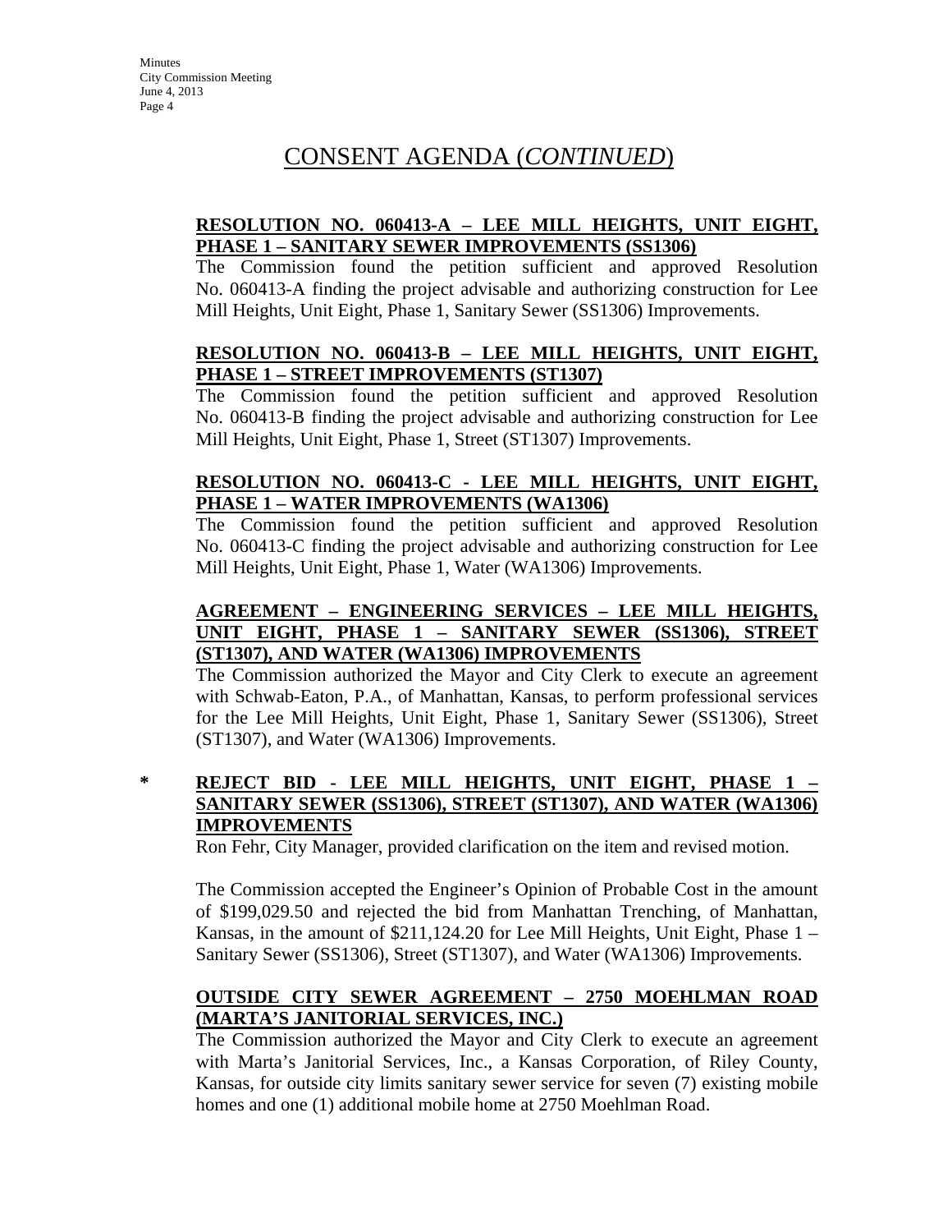# CONSENT AGENDA (*CONTINUED*)

**RESOLUTION NO. 060413-A – LEE MILL HEIGHTS, UNIT EIGHT, PHASE 1 – SANITARY SEWER IMPROVEMENTS (SS1306)**

The Commission found the petition sufficient and approved Resolution No. 060413-A finding the project advisable and authorizing construction for Lee Mill Heights, Unit Eight, Phase 1, Sanitary Sewer (SS1306) Improvements.

**RESOLUTION NO. 060413-B – LEE MILL HEIGHTS, UNIT EIGHT, PHASE 1 – STREET IMPROVEMENTS (ST1307)**

The Commission found the petition sufficient and approved Resolution No. 060413-B finding the project advisable and authorizing construction for Lee Mill Heights, Unit Eight, Phase 1, Street (ST1307) Improvements.

**RESOLUTION NO. 060413-C - LEE MILL HEIGHTS, UNIT EIGHT, PHASE 1 – WATER IMPROVEMENTS (WA1306)**

The Commission found the petition sufficient and approved Resolution No. 060413-C finding the project advisable and authorizing construction for Lee Mill Heights, Unit Eight, Phase 1, Water (WA1306) Improvements.

**AGREEMENT – ENGINEERING SERVICES – LEE MILL HEIGHTS, UNIT EIGHT, PHASE 1 – SANITARY SEWER (SS1306), STREET (ST1307), AND WATER (WA1306) IMPROVEMENTS**

The Commission authorized the Mayor and City Clerk to execute an agreement with Schwab-Eaton, P.A., of Manhattan, Kansas, to perform professional services for the Lee Mill Heights, Unit Eight, Phase 1, Sanitary Sewer (SS1306), Street (ST1307), and Water (WA1306) Improvements.

\* **REJECT BID - LEE MILL HEIGHTS, UNIT EIGHT, PHASE 1 – SANITARY SEWER (SS1306), STREET (ST1307), AND WATER (WA1306) IMPROVEMENTS**

Ron Fehr, City Manager, provided clarification on the item and revised motion.

The Commission accepted the Engineer's Opinion of Probable Cost in the amount of $199,029.50 and rejected the bid from Manhattan Trenching, of Manhattan, Kansas, in the amount of $211,124.20 for Lee Mill Heights, Unit Eight, Phase 1 – Sanitary Sewer (SS1306), Street (ST1307), and Water (WA1306) Improvements.

**OUTSIDE CITY SEWER AGREEMENT – 2750 MOEHLMAN ROAD (MARTA'S JANITORIAL SERVICES, INC.)**

The Commission authorized the Mayor and City Clerk to execute an agreement with Marta's Janitorial Services, Inc., a Kansas Corporation, of Riley County, Kansas, for outside city limits sanitary sewer service for seven (7) existing mobile homes and one (1) additional mobile home at 2750 Moehlman Road.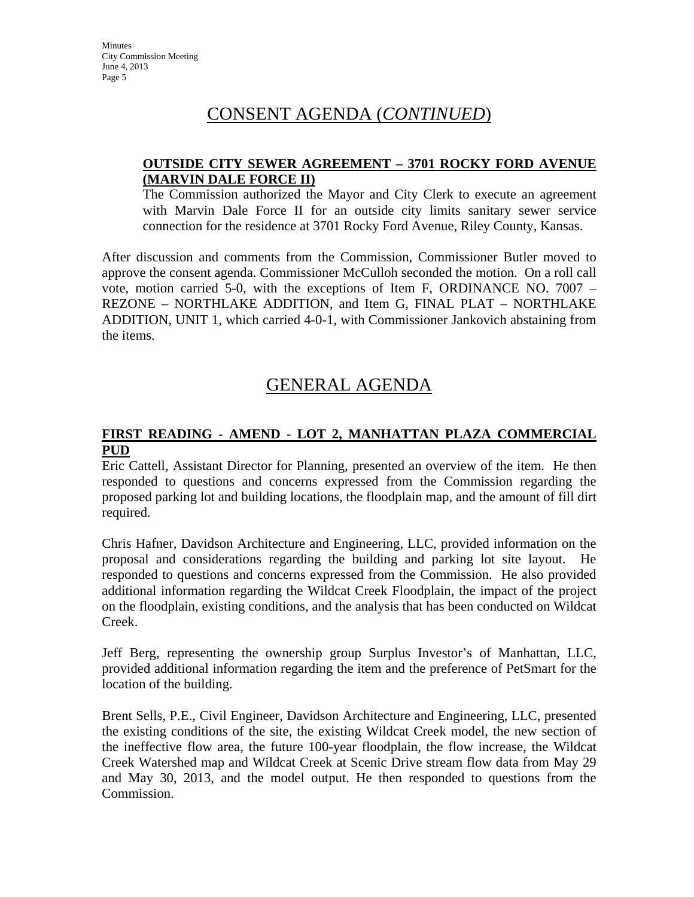# CONSENT AGENDA (*CONTINUED*)

**OUTSIDE CITY SEWER AGREEMENT – 3701 ROCKY FORD AVENUE (MARVIN DALE FORCE II)**

The Commission authorized the Mayor and City Clerk to execute an agreement with Marvin Dale Force II for an outside city limits sanitary sewer service connection for the residence at 3701 Rocky Ford Avenue, Riley County, Kansas.

After discussion and comments from the Commission, Commissioner Butler moved to approve the consent agenda. Commissioner McCulloh seconded the motion. On a roll call vote, motion carried 5-0, with the exceptions of Item F, ORDINANCE NO. 7007 – REZONE – NORTHLAKE ADDITION, and Item G, FINAL PLAT – NORTHLAKE ADDITION, UNIT 1, which carried 4-0-1, with Commissioner Jankovich abstaining from the items.

# GENERAL AGENDA

**FIRST READING - AMEND - LOT 2, MANHATTAN PLAZA COMMERCIAL PUD**

Eric Cattell, Assistant Director for Planning, presented an overview of the item. He then responded to questions and concerns expressed from the Commission regarding the proposed parking lot and building locations, the floodplain map, and the amount of fill dirt required.

Chris Hafner, Davidson Architecture and Engineering, LLC, provided information on the proposal and considerations regarding the building and parking lot site layout. He responded to questions and concerns expressed from the Commission. He also provided additional information regarding the Wildcat Creek Floodplain, the impact of the project on the floodplain, existing conditions, and the analysis that has been conducted on Wildcat Creek.

Jeff Berg, representing the ownership group Surplus Investor's of Manhattan, LLC, provided additional information regarding the item and the preference of PetSmart for the location of the building.

Brent Sells, P.E., Civil Engineer, Davidson Architecture and Engineering, LLC, presented the existing conditions of the site, the existing Wildcat Creek model, the new section of the ineffective flow area, the future 100-year floodplain, the flow increase, the Wildcat Creek Watershed map and Wildcat Creek at Scenic Drive stream flow data from May 29 and May 30, 2013, and the model output. He then responded to questions from the Commission.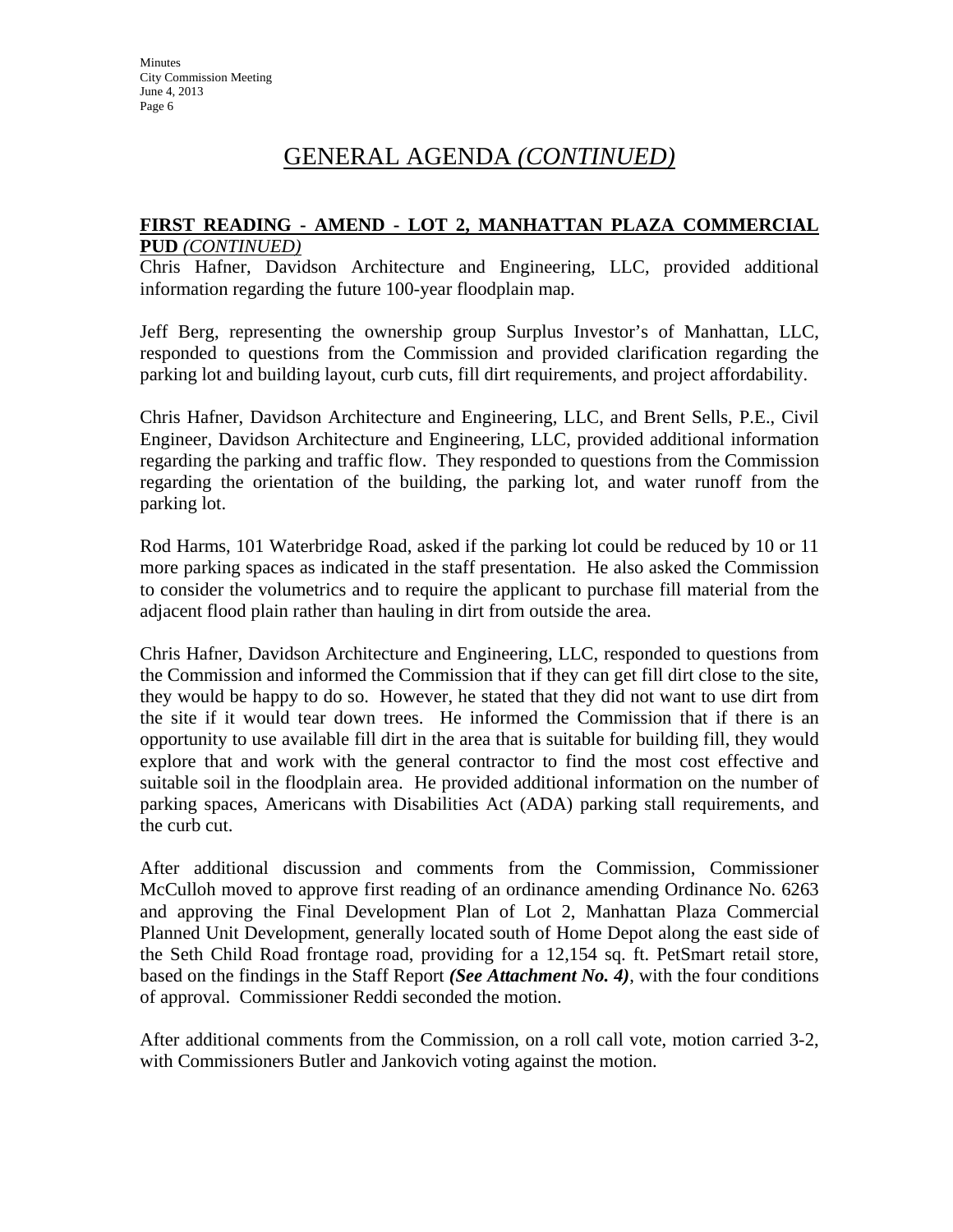# GENERAL AGENDA *(CONTINUED)*

**FIRST READING - AMEND - LOT 2, MANHATTAN PLAZA COMMERCIAL PUD** *(CONTINUED)*

Chris Hafner, Davidson Architecture and Engineering, LLC, provided additional information regarding the future 100-year floodplain map.

Jeff Berg, representing the ownership group Surplus Investor's of Manhattan, LLC, responded to questions from the Commission and provided clarification regarding the parking lot and building layout, curb cuts, fill dirt requirements, and project affordability.

Chris Hafner, Davidson Architecture and Engineering, LLC, and Brent Sells, P.E., Civil Engineer, Davidson Architecture and Engineering, LLC, provided additional information regarding the parking and traffic flow. They responded to questions from the Commission regarding the orientation of the building, the parking lot, and water runoff from the parking lot.

Rod Harms, 101 Waterbridge Road, asked if the parking lot could be reduced by 10 or 11 more parking spaces as indicated in the staff presentation. He also asked the Commission to consider the volumetrics and to require the applicant to purchase fill material from the adjacent flood plain rather than hauling in dirt from outside the area.

Chris Hafner, Davidson Architecture and Engineering, LLC, responded to questions from the Commission and informed the Commission that if they can get fill dirt close to the site, they would be happy to do so. However, he stated that they did not want to use dirt from the site if it would tear down trees. He informed the Commission that if there is an opportunity to use available fill dirt in the area that is suitable for building fill, they would explore that and work with the general contractor to find the most cost effective and suitable soil in the floodplain area. He provided additional information on the number of parking spaces, Americans with Disabilities Act (ADA) parking stall requirements, and the curb cut.

After additional discussion and comments from the Commission, Commissioner McCulloh moved to approve first reading of an ordinance amending Ordinance No. 6263 and approving the Final Development Plan of Lot 2, Manhattan Plaza Commercial Planned Unit Development, generally located south of Home Depot along the east side of the Seth Child Road frontage road, providing for a 12,154 sq. ft. PetSmart retail store, based on the findings in the Staff Report ***(See Attachment No. 4)***, with the four conditions of approval. Commissioner Reddi seconded the motion.

After additional comments from the Commission, on a roll call vote, motion carried 3-2, with Commissioners Butler and Jankovich voting against the motion.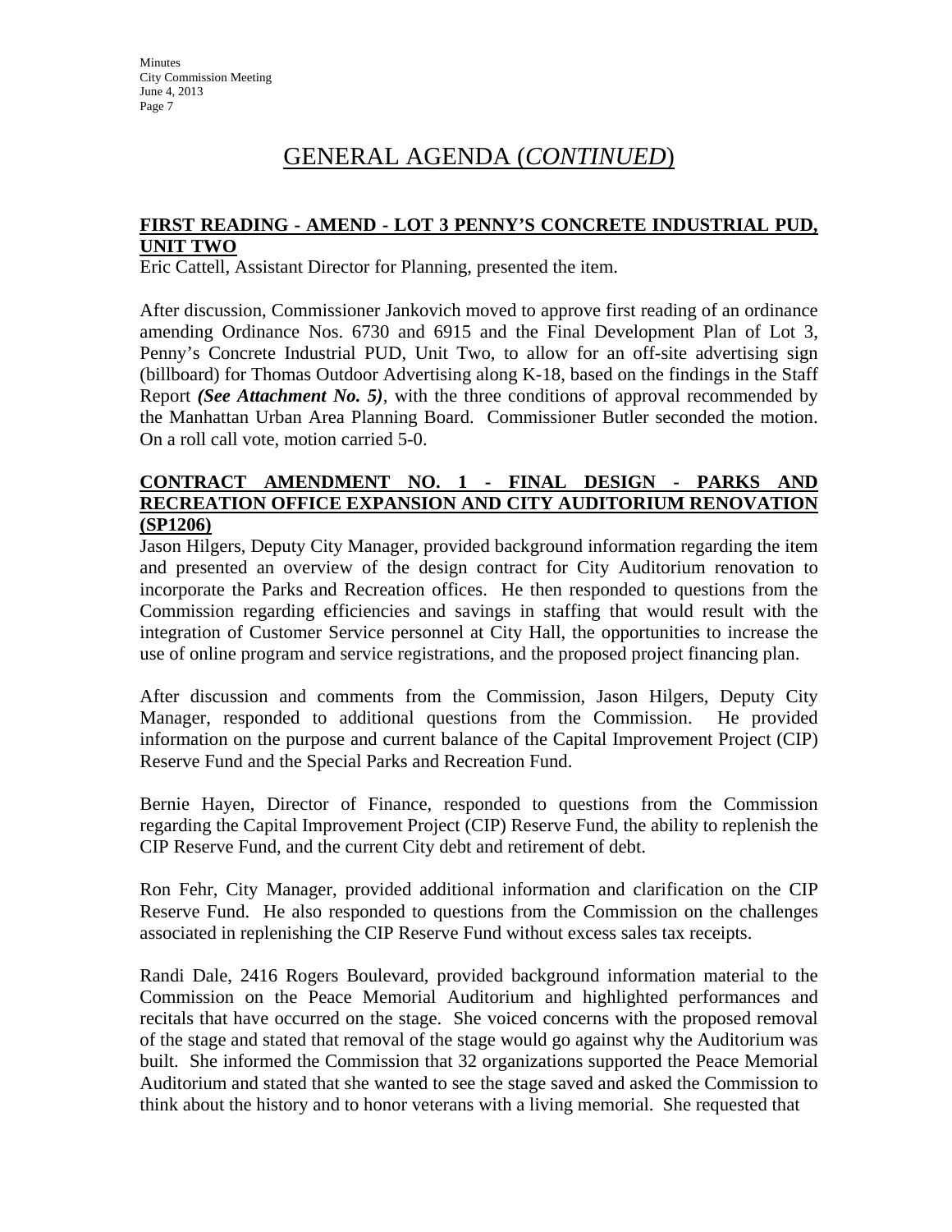# GENERAL AGENDA (*CONTINUED*)

## FIRST READING - AMEND - LOT 3 PENNY'S CONCRETE INDUSTRIAL PUD, UNIT TWO

Eric Cattell, Assistant Director for Planning, presented the item.

After discussion, Commissioner Jankovich moved to approve first reading of an ordinance amending Ordinance Nos. 6730 and 6915 and the Final Development Plan of Lot 3, Penny's Concrete Industrial PUD, Unit Two, to allow for an off-site advertising sign (billboard) for Thomas Outdoor Advertising along K-18, based on the findings in the Staff Report ***(See Attachment No. 5)***, with the three conditions of approval recommended by the Manhattan Urban Area Planning Board. Commissioner Butler seconded the motion. On a roll call vote, motion carried 5-0.

## CONTRACT AMENDMENT NO. 1 - FINAL DESIGN - PARKS AND RECREATION OFFICE EXPANSION AND CITY AUDITORIUM RENOVATION (SP1206)

Jason Hilgers, Deputy City Manager, provided background information regarding the item and presented an overview of the design contract for City Auditorium renovation to incorporate the Parks and Recreation offices. He then responded to questions from the Commission regarding efficiencies and savings in staffing that would result with the integration of Customer Service personnel at City Hall, the opportunities to increase the use of online program and service registrations, and the proposed project financing plan.

After discussion and comments from the Commission, Jason Hilgers, Deputy City Manager, responded to additional questions from the Commission. He provided information on the purpose and current balance of the Capital Improvement Project (CIP) Reserve Fund and the Special Parks and Recreation Fund.

Bernie Hayen, Director of Finance, responded to questions from the Commission regarding the Capital Improvement Project (CIP) Reserve Fund, the ability to replenish the CIP Reserve Fund, and the current City debt and retirement of debt.

Ron Fehr, City Manager, provided additional information and clarification on the CIP Reserve Fund. He also responded to questions from the Commission on the challenges associated in replenishing the CIP Reserve Fund without excess sales tax receipts.

Randi Dale, 2416 Rogers Boulevard, provided background information material to the Commission on the Peace Memorial Auditorium and highlighted performances and recitals that have occurred on the stage. She voiced concerns with the proposed removal of the stage and stated that removal of the stage would go against why the Auditorium was built. She informed the Commission that 32 organizations supported the Peace Memorial Auditorium and stated that she wanted to see the stage saved and asked the Commission to think about the history and to honor veterans with a living memorial. She requested that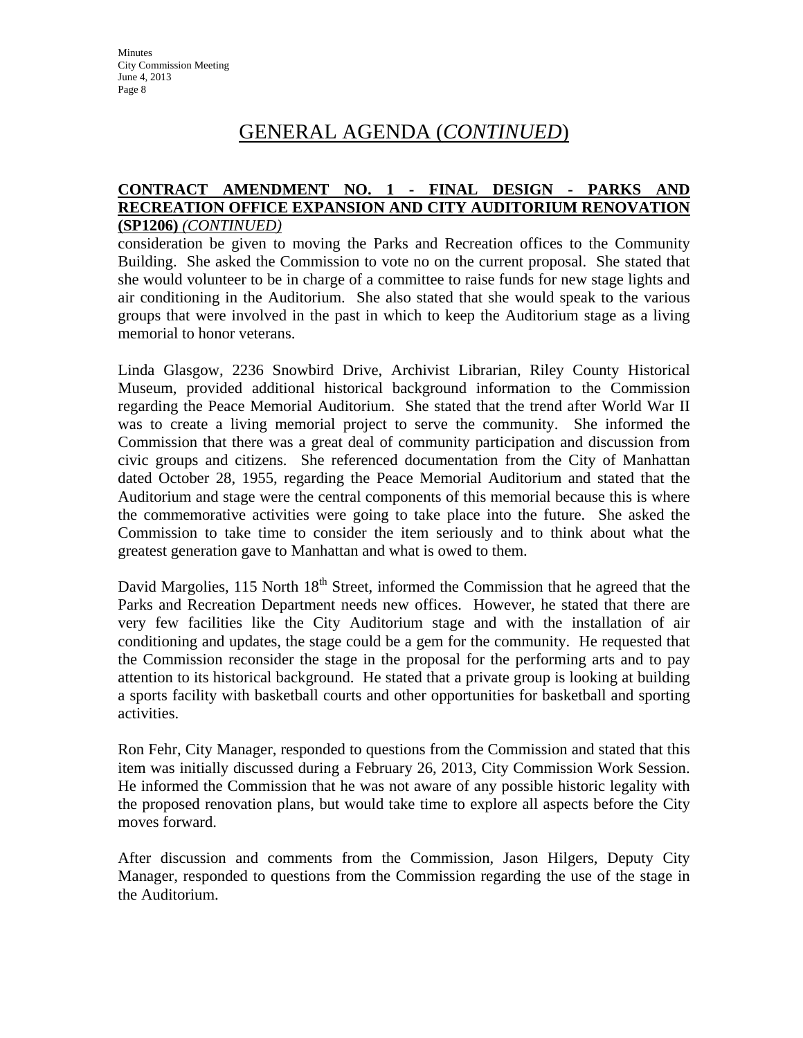# GENERAL AGENDA (*CONTINUED*)

**CONTRACT AMENDMENT NO. 1 - FINAL DESIGN - PARKS AND RECREATION OFFICE EXPANSION AND CITY AUDITORIUM RENOVATION (SP1206)** *(CONTINUED)*

consideration be given to moving the Parks and Recreation offices to the Community Building. She asked the Commission to vote no on the current proposal. She stated that she would volunteer to be in charge of a committee to raise funds for new stage lights and air conditioning in the Auditorium. She also stated that she would speak to the various groups that were involved in the past in which to keep the Auditorium stage as a living memorial to honor veterans.

Linda Glasgow, 2236 Snowbird Drive, Archivist Librarian, Riley County Historical Museum, provided additional historical background information to the Commission regarding the Peace Memorial Auditorium. She stated that the trend after World War II was to create a living memorial project to serve the community. She informed the Commission that there was a great deal of community participation and discussion from civic groups and citizens. She referenced documentation from the City of Manhattan dated October 28, 1955, regarding the Peace Memorial Auditorium and stated that the Auditorium and stage were the central components of this memorial because this is where the commemorative activities were going to take place into the future. She asked the Commission to take time to consider the item seriously and to think about what the greatest generation gave to Manhattan and what is owed to them.

David Margolies, 115 North 18th Street, informed the Commission that he agreed that the Parks and Recreation Department needs new offices. However, he stated that there are very few facilities like the City Auditorium stage and with the installation of air conditioning and updates, the stage could be a gem for the community. He requested that the Commission reconsider the stage in the proposal for the performing arts and to pay attention to its historical background. He stated that a private group is looking at building a sports facility with basketball courts and other opportunities for basketball and sporting activities.

Ron Fehr, City Manager, responded to questions from the Commission and stated that this item was initially discussed during a February 26, 2013, City Commission Work Session. He informed the Commission that he was not aware of any possible historic legality with the proposed renovation plans, but would take time to explore all aspects before the City moves forward.

After discussion and comments from the Commission, Jason Hilgers, Deputy City Manager, responded to questions from the Commission regarding the use of the stage in the Auditorium.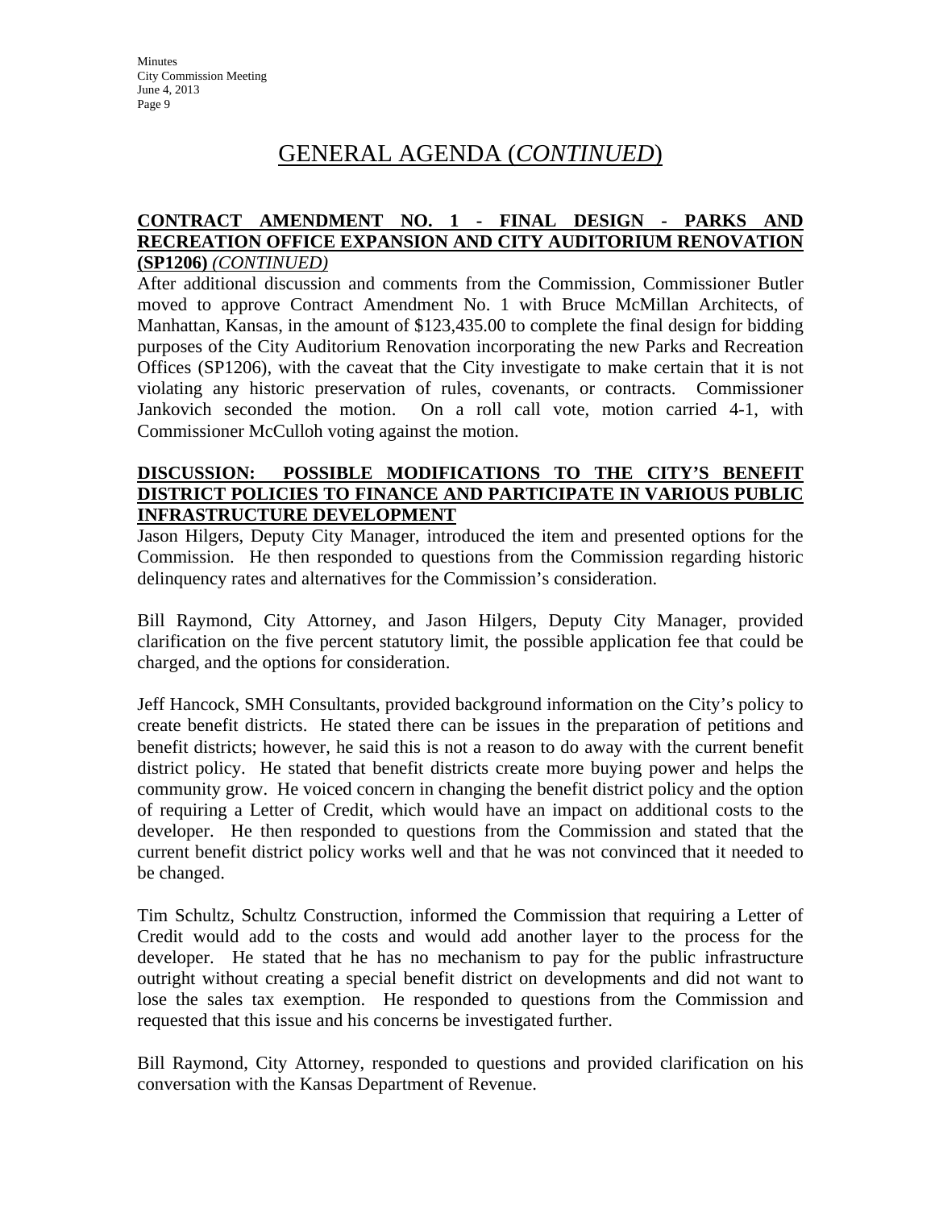# GENERAL AGENDA (*CONTINUED*)

**CONTRACT AMENDMENT NO. 1 - FINAL DESIGN - PARKS AND RECREATION OFFICE EXPANSION AND CITY AUDITORIUM RENOVATION (SP1206)** *(CONTINUED)*

After additional discussion and comments from the Commission, Commissioner Butler moved to approve Contract Amendment No. 1 with Bruce McMillan Architects, of Manhattan, Kansas, in the amount of $123,435.00 to complete the final design for bidding purposes of the City Auditorium Renovation incorporating the new Parks and Recreation Offices (SP1206), with the caveat that the City investigate to make certain that it is not violating any historic preservation of rules, covenants, or contracts. Commissioner Jankovich seconded the motion. On a roll call vote, motion carried 4-1, with Commissioner McCulloh voting against the motion.

**DISCUSSION: POSSIBLE MODIFICATIONS TO THE CITY'S BENEFIT DISTRICT POLICIES TO FINANCE AND PARTICIPATE IN VARIOUS PUBLIC INFRASTRUCTURE DEVELOPMENT**

Jason Hilgers, Deputy City Manager, introduced the item and presented options for the Commission. He then responded to questions from the Commission regarding historic delinquency rates and alternatives for the Commission's consideration.

Bill Raymond, City Attorney, and Jason Hilgers, Deputy City Manager, provided clarification on the five percent statutory limit, the possible application fee that could be charged, and the options for consideration.

Jeff Hancock, SMH Consultants, provided background information on the City's policy to create benefit districts. He stated there can be issues in the preparation of petitions and benefit districts; however, he said this is not a reason to do away with the current benefit district policy. He stated that benefit districts create more buying power and helps the community grow. He voiced concern in changing the benefit district policy and the option of requiring a Letter of Credit, which would have an impact on additional costs to the developer. He then responded to questions from the Commission and stated that the current benefit district policy works well and that he was not convinced that it needed to be changed.

Tim Schultz, Schultz Construction, informed the Commission that requiring a Letter of Credit would add to the costs and would add another layer to the process for the developer. He stated that he has no mechanism to pay for the public infrastructure outright without creating a special benefit district on developments and did not want to lose the sales tax exemption. He responded to questions from the Commission and requested that this issue and his concerns be investigated further.

Bill Raymond, City Attorney, responded to questions and provided clarification on his conversation with the Kansas Department of Revenue.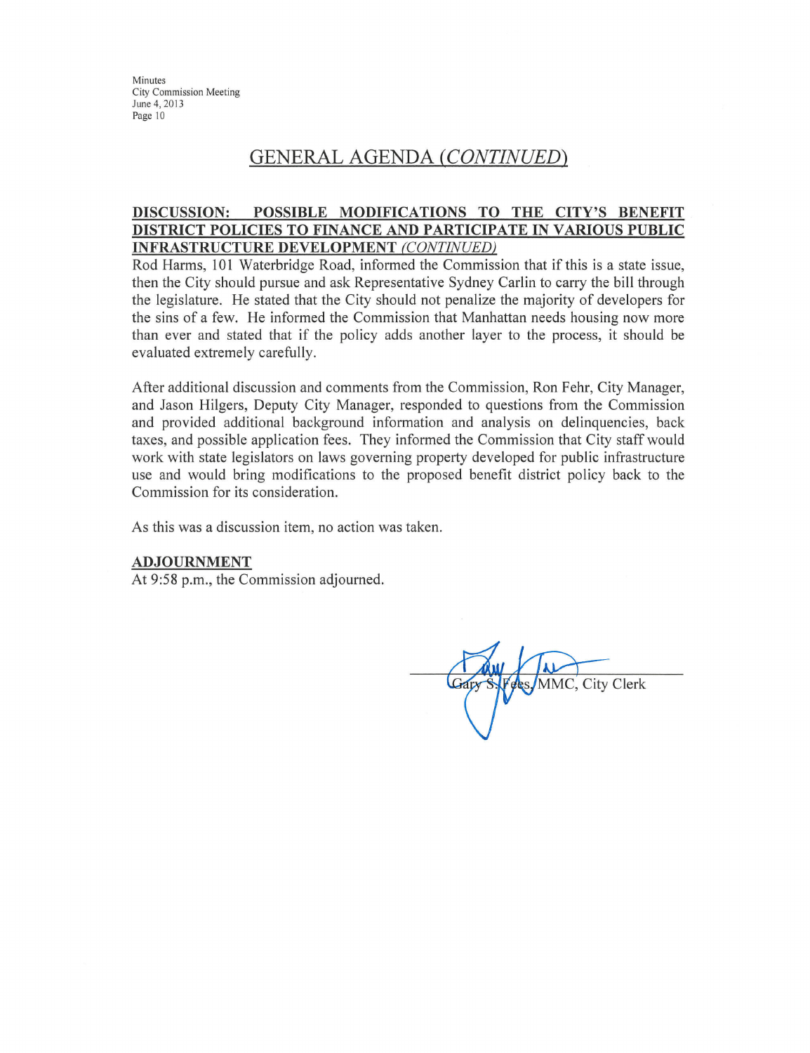## GENERAL AGENDA *(CONTINUED)*

**DISCUSSION: POSSIBLE MODIFICATIONS TO THE CITY'S BENEFIT DISTRICT POLICIES TO FINANCE AND PARTICIPATE IN VARIOUS PUBLIC INFRASTRUCTURE DEVELOPMENT** ***(CONTINUED)***

Rod Harms, 101 Waterbridge Road, informed the Commission that if this is a state issue, then the City should pursue and ask Representative Sydney Carlin to carry the bill through the legislature. He stated that the City should not penalize the majority of developers for the sins of a few. He informed the Commission that Manhattan needs housing now more than ever and stated that if the policy adds another layer to the process, it should be evaluated extremely carefully.

After additional discussion and comments from the Commission, Ron Fehr, City Manager, and Jason Hilgers, Deputy City Manager, responded to questions from the Commission and provided additional background information and analysis on delinquencies, back taxes, and possible application fees. They informed the Commission that City staff would work with state legislators on laws governing property developed for public infrastructure use and would bring modifications to the proposed benefit district policy back to the Commission for its consideration.

As this was a discussion item, no action was taken.

**ADJOURNMENT**

At 9:58 p.m., the Commission adjourned.

Gary S. Fees, MMC, City Clerk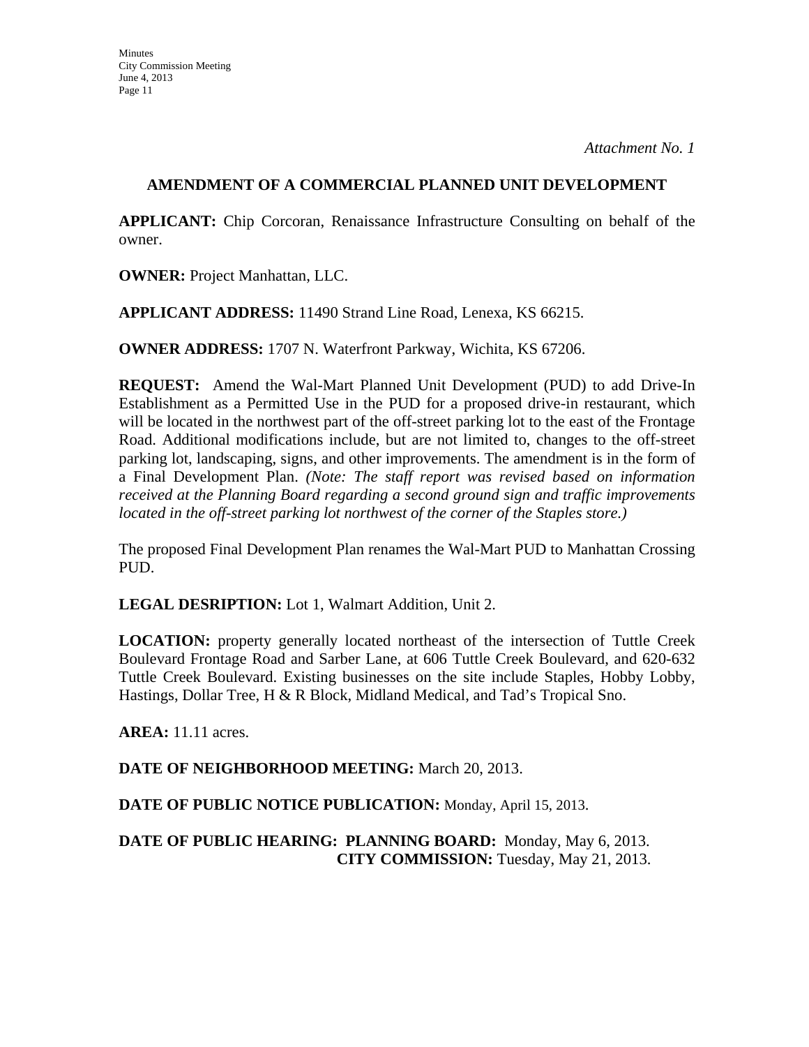*Attachment No. 1*

## AMENDMENT OF A COMMERCIAL PLANNED UNIT DEVELOPMENT

**APPLICANT:** Chip Corcoran, Renaissance Infrastructure Consulting on behalf of the owner.

**OWNER:** Project Manhattan, LLC.

**APPLICANT ADDRESS:** 11490 Strand Line Road, Lenexa, KS 66215.

**OWNER ADDRESS:** 1707 N. Waterfront Parkway, Wichita, KS 67206.

**REQUEST:** Amend the Wal-Mart Planned Unit Development (PUD) to add Drive-In Establishment as a Permitted Use in the PUD for a proposed drive-in restaurant, which will be located in the northwest part of the off-street parking lot to the east of the Frontage Road. Additional modifications include, but are not limited to, changes to the off-street parking lot, landscaping, signs, and other improvements. The amendment is in the form of a Final Development Plan. *(Note: The staff report was revised based on information received at the Planning Board regarding a second ground sign and traffic improvements located in the off-street parking lot northwest of the corner of the Staples store.)*

The proposed Final Development Plan renames the Wal-Mart PUD to Manhattan Crossing PUD.

**LEGAL DESRIPTION:** Lot 1, Walmart Addition, Unit 2.

**LOCATION:** property generally located northeast of the intersection of Tuttle Creek Boulevard Frontage Road and Sarber Lane, at 606 Tuttle Creek Boulevard, and 620-632 Tuttle Creek Boulevard. Existing businesses on the site include Staples, Hobby Lobby, Hastings, Dollar Tree, H & R Block, Midland Medical, and Tad's Tropical Sno.

**AREA:** 11.11 acres.

**DATE OF NEIGHBORHOOD MEETING:** March 20, 2013.

**DATE OF PUBLIC NOTICE PUBLICATION:** Monday, April 15, 2013.

**DATE OF PUBLIC HEARING: PLANNING BOARD:** Monday, May 6, 2013.
**CITY COMMISSION:** Tuesday, May 21, 2013.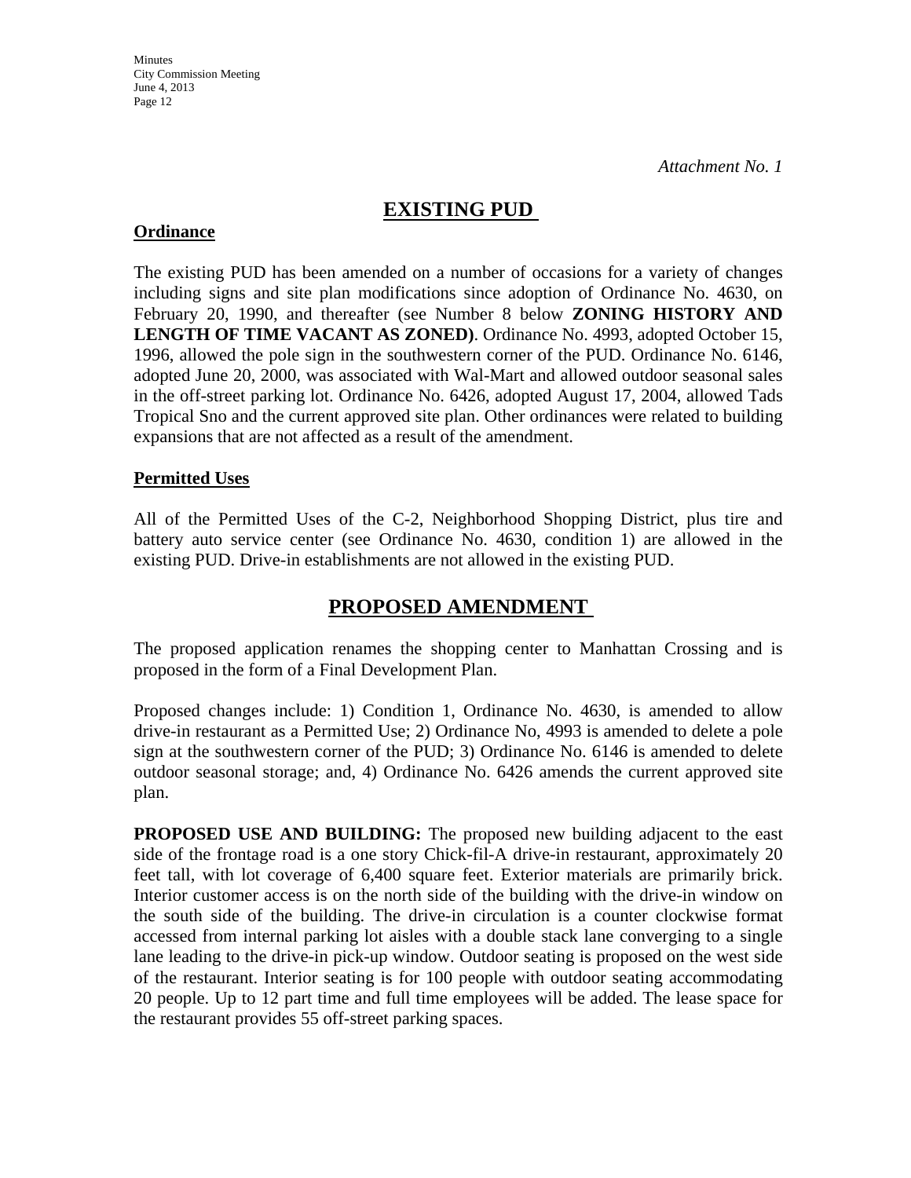*Attachment No. 1*

## EXISTING PUD

**Ordinance**

The existing PUD has been amended on a number of occasions for a variety of changes including signs and site plan modifications since adoption of Ordinance No. 4630, on February 20, 1990, and thereafter (see Number 8 below **ZONING HISTORY AND LENGTH OF TIME VACANT AS ZONED)**. Ordinance No. 4993, adopted October 15, 1996, allowed the pole sign in the southwestern corner of the PUD. Ordinance No. 6146, adopted June 20, 2000, was associated with Wal-Mart and allowed outdoor seasonal sales in the off-street parking lot. Ordinance No. 6426, adopted August 17, 2004, allowed Tads Tropical Sno and the current approved site plan. Other ordinances were related to building expansions that are not affected as a result of the amendment.

**Permitted Uses**

All of the Permitted Uses of the C-2, Neighborhood Shopping District, plus tire and battery auto service center (see Ordinance No. 4630, condition 1) are allowed in the existing PUD. Drive-in establishments are not allowed in the existing PUD.

## PROPOSED AMENDMENT

The proposed application renames the shopping center to Manhattan Crossing and is proposed in the form of a Final Development Plan.

Proposed changes include: 1) Condition 1, Ordinance No. 4630, is amended to allow drive-in restaurant as a Permitted Use; 2) Ordinance No, 4993 is amended to delete a pole sign at the southwestern corner of the PUD; 3) Ordinance No. 6146 is amended to delete outdoor seasonal storage; and, 4) Ordinance No. 6426 amends the current approved site plan.

**PROPOSED USE AND BUILDING:** The proposed new building adjacent to the east side of the frontage road is a one story Chick-fil-A drive-in restaurant, approximately 20 feet tall, with lot coverage of 6,400 square feet. Exterior materials are primarily brick. Interior customer access is on the north side of the building with the drive-in window on the south side of the building. The drive-in circulation is a counter clockwise format accessed from internal parking lot aisles with a double stack lane converging to a single lane leading to the drive-in pick-up window. Outdoor seating is proposed on the west side of the restaurant. Interior seating is for 100 people with outdoor seating accommodating 20 people. Up to 12 part time and full time employees will be added. The lease space for the restaurant provides 55 off-street parking spaces.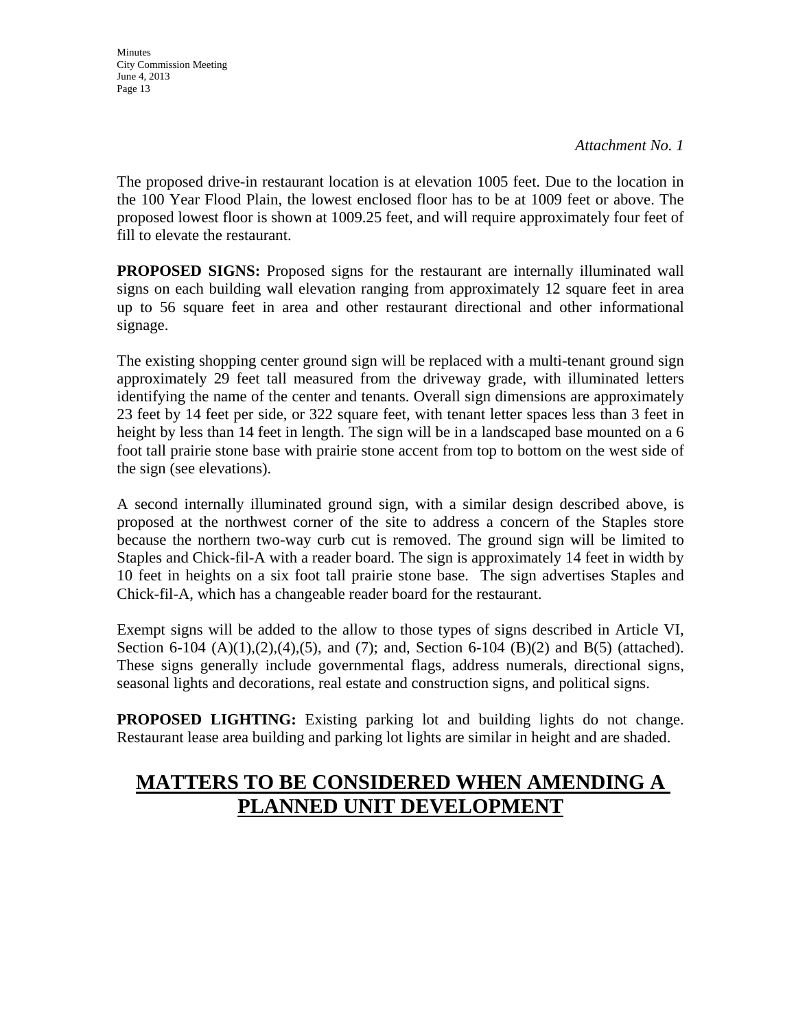*Attachment No. 1*

The proposed drive-in restaurant location is at elevation 1005 feet. Due to the location in the 100 Year Flood Plain, the lowest enclosed floor has to be at 1009 feet or above. The proposed lowest floor is shown at 1009.25 feet, and will require approximately four feet of fill to elevate the restaurant.

**PROPOSED SIGNS:** Proposed signs for the restaurant are internally illuminated wall signs on each building wall elevation ranging from approximately 12 square feet in area up to 56 square feet in area and other restaurant directional and other informational signage.

The existing shopping center ground sign will be replaced with a multi-tenant ground sign approximately 29 feet tall measured from the driveway grade, with illuminated letters identifying the name of the center and tenants. Overall sign dimensions are approximately 23 feet by 14 feet per side, or 322 square feet, with tenant letter spaces less than 3 feet in height by less than 14 feet in length. The sign will be in a landscaped base mounted on a 6 foot tall prairie stone base with prairie stone accent from top to bottom on the west side of the sign (see elevations).

A second internally illuminated ground sign, with a similar design described above, is proposed at the northwest corner of the site to address a concern of the Staples store because the northern two-way curb cut is removed. The ground sign will be limited to Staples and Chick-fil-A with a reader board. The sign is approximately 14 feet in width by 10 feet in heights on a six foot tall prairie stone base. The sign advertises Staples and Chick-fil-A, which has a changeable reader board for the restaurant.

Exempt signs will be added to the allow to those types of signs described in Article VI, Section 6-104 (A)(1),(2),(4),(5), and (7); and, Section 6-104 (B)(2) and B(5) (attached). These signs generally include governmental flags, address numerals, directional signs, seasonal lights and decorations, real estate and construction signs, and political signs.

**PROPOSED LIGHTING:** Existing parking lot and building lights do not change. Restaurant lease area building and parking lot lights are similar in height and are shaded.

## MATTERS TO BE CONSIDERED WHEN AMENDING A PLANNED UNIT DEVELOPMENT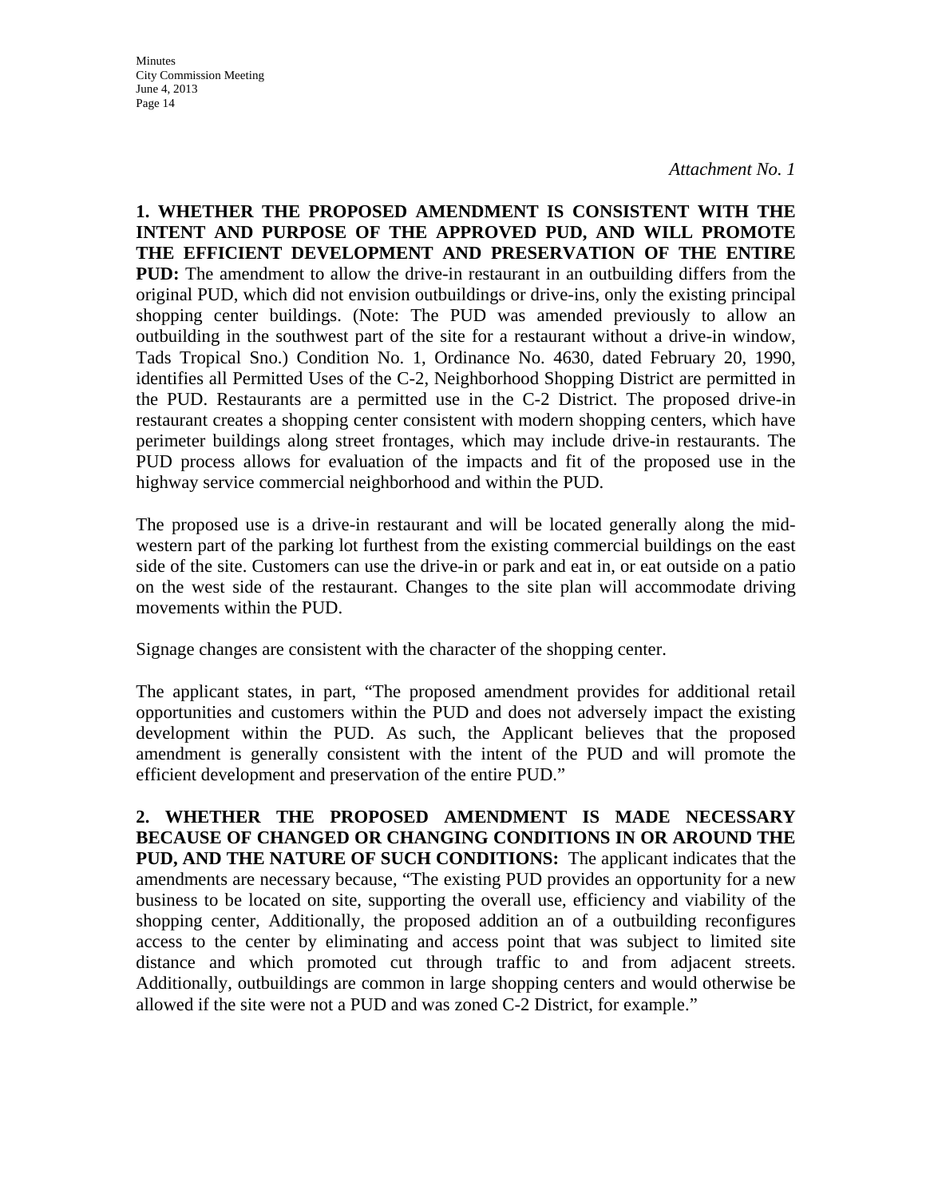*Attachment No. 1*

**1. WHETHER THE PROPOSED AMENDMENT IS CONSISTENT WITH THE INTENT AND PURPOSE OF THE APPROVED PUD, AND WILL PROMOTE THE EFFICIENT DEVELOPMENT AND PRESERVATION OF THE ENTIRE PUD:** The amendment to allow the drive-in restaurant in an outbuilding differs from the original PUD, which did not envision outbuildings or drive-ins, only the existing principal shopping center buildings. (Note: The PUD was amended previously to allow an outbuilding in the southwest part of the site for a restaurant without a drive-in window, Tads Tropical Sno.) Condition No. 1, Ordinance No. 4630, dated February 20, 1990, identifies all Permitted Uses of the C-2, Neighborhood Shopping District are permitted in the PUD. Restaurants are a permitted use in the C-2 District. The proposed drive-in restaurant creates a shopping center consistent with modern shopping centers, which have perimeter buildings along street frontages, which may include drive-in restaurants. The PUD process allows for evaluation of the impacts and fit of the proposed use in the highway service commercial neighborhood and within the PUD.

The proposed use is a drive-in restaurant and will be located generally along the mid-western part of the parking lot furthest from the existing commercial buildings on the east side of the site. Customers can use the drive-in or park and eat in, or eat outside on a patio on the west side of the restaurant. Changes to the site plan will accommodate driving movements within the PUD.

Signage changes are consistent with the character of the shopping center.

The applicant states, in part, "The proposed amendment provides for additional retail opportunities and customers within the PUD and does not adversely impact the existing development within the PUD. As such, the Applicant believes that the proposed amendment is generally consistent with the intent of the PUD and will promote the efficient development and preservation of the entire PUD."

**2. WHETHER THE PROPOSED AMENDMENT IS MADE NECESSARY BECAUSE OF CHANGED OR CHANGING CONDITIONS IN OR AROUND THE PUD, AND THE NATURE OF SUCH CONDITIONS:** The applicant indicates that the amendments are necessary because, "The existing PUD provides an opportunity for a new business to be located on site, supporting the overall use, efficiency and viability of the shopping center, Additionally, the proposed addition an of a outbuilding reconfigures access to the center by eliminating and access point that was subject to limited site distance and which promoted cut through traffic to and from adjacent streets. Additionally, outbuildings are common in large shopping centers and would otherwise be allowed if the site were not a PUD and was zoned C-2 District, for example."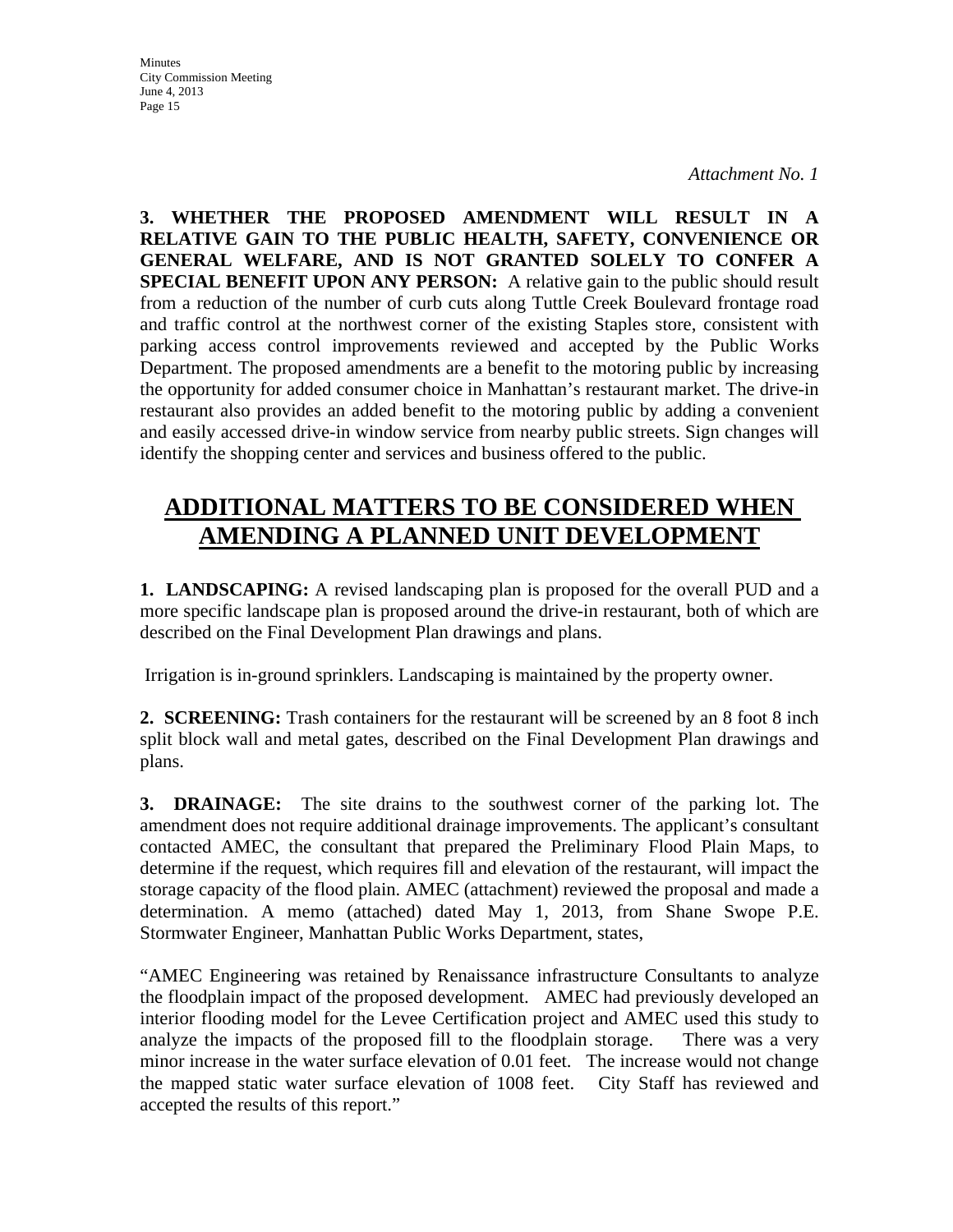*Attachment No. 1*

**3. WHETHER THE PROPOSED AMENDMENT WILL RESULT IN A RELATIVE GAIN TO THE PUBLIC HEALTH, SAFETY, CONVENIENCE OR GENERAL WELFARE, AND IS NOT GRANTED SOLELY TO CONFER A SPECIAL BENEFIT UPON ANY PERSON:** A relative gain to the public should result from a reduction of the number of curb cuts along Tuttle Creek Boulevard frontage road and traffic control at the northwest corner of the existing Staples store, consistent with parking access control improvements reviewed and accepted by the Public Works Department. The proposed amendments are a benefit to the motoring public by increasing the opportunity for added consumer choice in Manhattan's restaurant market. The drive-in restaurant also provides an added benefit to the motoring public by adding a convenient and easily accessed drive-in window service from nearby public streets. Sign changes will identify the shopping center and services and business offered to the public.

## ADDITIONAL MATTERS TO BE CONSIDERED WHEN AMENDING A PLANNED UNIT DEVELOPMENT

**1. LANDSCAPING:** A revised landscaping plan is proposed for the overall PUD and a more specific landscape plan is proposed around the drive-in restaurant, both of which are described on the Final Development Plan drawings and plans.

Irrigation is in-ground sprinklers. Landscaping is maintained by the property owner.

**2. SCREENING:** Trash containers for the restaurant will be screened by an 8 foot 8 inch split block wall and metal gates, described on the Final Development Plan drawings and plans.

**3. DRAINAGE:** The site drains to the southwest corner of the parking lot. The amendment does not require additional drainage improvements. The applicant's consultant contacted AMEC, the consultant that prepared the Preliminary Flood Plain Maps, to determine if the request, which requires fill and elevation of the restaurant, will impact the storage capacity of the flood plain. AMEC (attachment) reviewed the proposal and made a determination. A memo (attached) dated May 1, 2013, from Shane Swope P.E. Stormwater Engineer, Manhattan Public Works Department, states,

"AMEC Engineering was retained by Renaissance infrastructure Consultants to analyze the floodplain impact of the proposed development. AMEC had previously developed an interior flooding model for the Levee Certification project and AMEC used this study to analyze the impacts of the proposed fill to the floodplain storage. There was a very minor increase in the water surface elevation of 0.01 feet. The increase would not change the mapped static water surface elevation of 1008 feet. City Staff has reviewed and accepted the results of this report."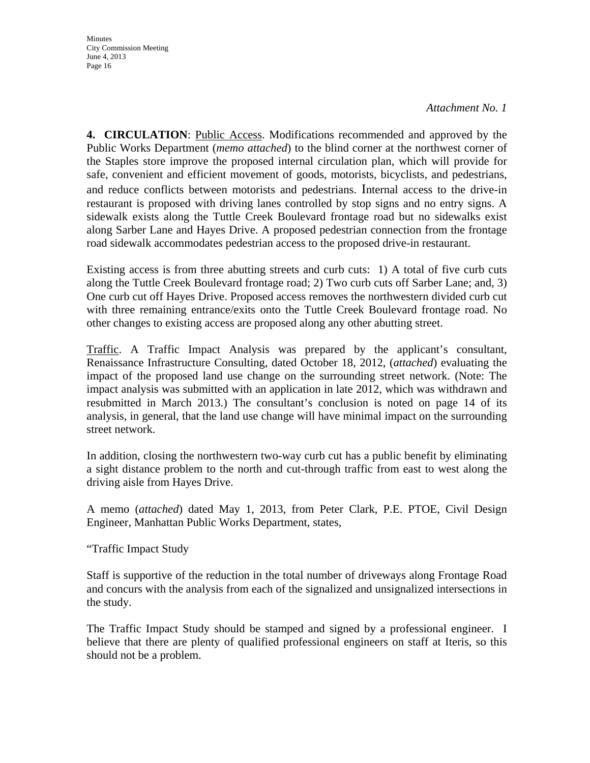*Attachment No. 1*

**4. CIRCULATION**: Public Access. Modifications recommended and approved by the Public Works Department (*memo attached*) to the blind corner at the northwest corner of the Staples store improve the proposed internal circulation plan, which will provide for safe, convenient and efficient movement of goods, motorists, bicyclists, and pedestrians, and reduce conflicts between motorists and pedestrians. Internal access to the drive-in restaurant is proposed with driving lanes controlled by stop signs and no entry signs. A sidewalk exists along the Tuttle Creek Boulevard frontage road but no sidewalks exist along Sarber Lane and Hayes Drive. A proposed pedestrian connection from the frontage road sidewalk accommodates pedestrian access to the proposed drive-in restaurant.

Existing access is from three abutting streets and curb cuts: 1) A total of five curb cuts along the Tuttle Creek Boulevard frontage road; 2) Two curb cuts off Sarber Lane; and, 3) One curb cut off Hayes Drive. Proposed access removes the northwestern divided curb cut with three remaining entrance/exits onto the Tuttle Creek Boulevard frontage road. No other changes to existing access are proposed along any other abutting street.

Traffic. A Traffic Impact Analysis was prepared by the applicant's consultant, Renaissance Infrastructure Consulting, dated October 18, 2012, (*attached*) evaluating the impact of the proposed land use change on the surrounding street network. (Note: The impact analysis was submitted with an application in late 2012, which was withdrawn and resubmitted in March 2013.) The consultant's conclusion is noted on page 14 of its analysis, in general, that the land use change will have minimal impact on the surrounding street network.

In addition, closing the northwestern two-way curb cut has a public benefit by eliminating a sight distance problem to the north and cut-through traffic from east to west along the driving aisle from Hayes Drive.

A memo (*attached*) dated May 1, 2013, from Peter Clark, P.E. PTOE, Civil Design Engineer, Manhattan Public Works Department, states,

"Traffic Impact Study

Staff is supportive of the reduction in the total number of driveways along Frontage Road and concurs with the analysis from each of the signalized and unsignalized intersections in the study.

The Traffic Impact Study should be stamped and signed by a professional engineer. I believe that there are plenty of qualified professional engineers on staff at Iteris, so this should not be a problem.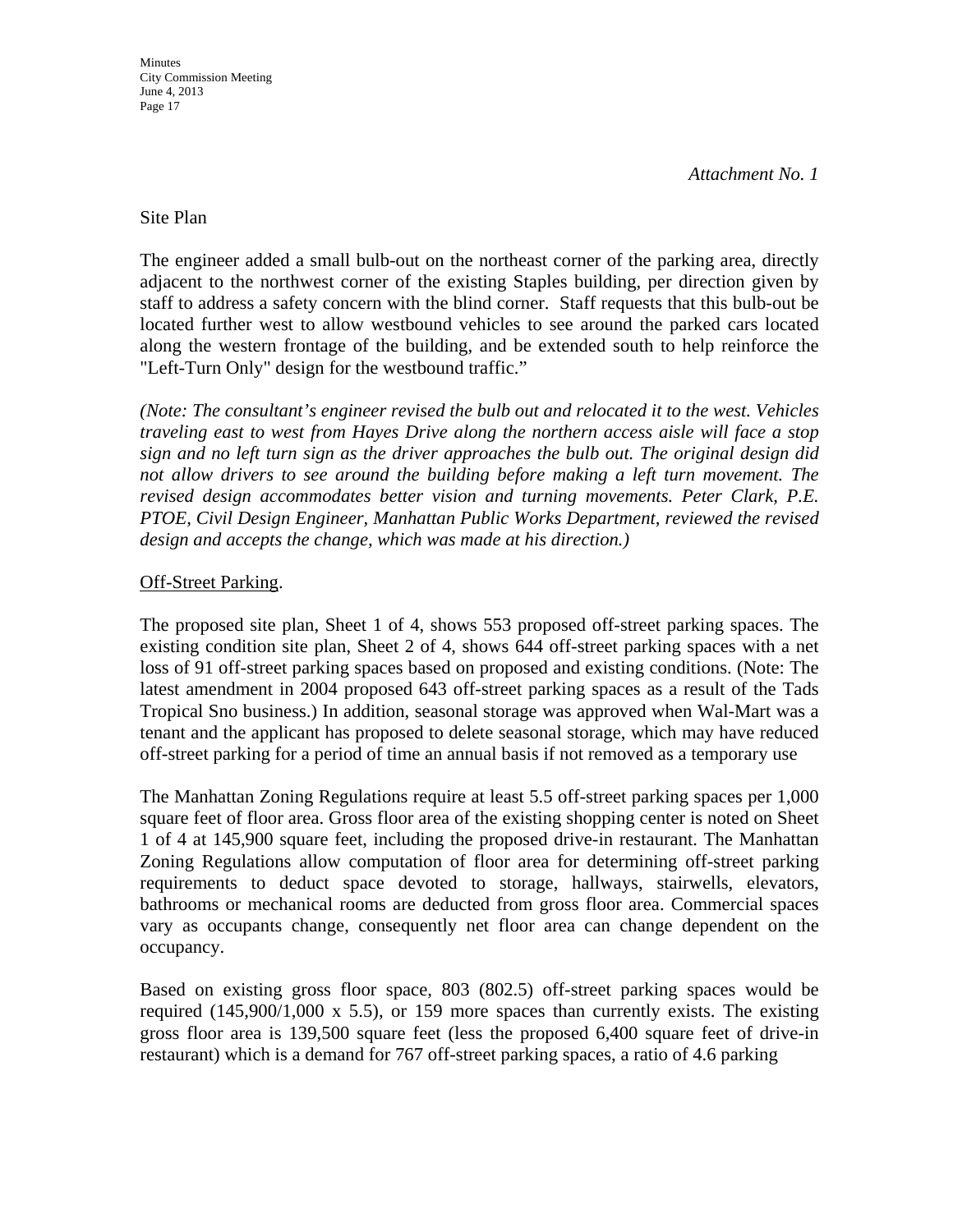*Attachment No. 1*

Site Plan

The engineer added a small bulb-out on the northeast corner of the parking area, directly adjacent to the northwest corner of the existing Staples building, per direction given by staff to address a safety concern with the blind corner. Staff requests that this bulb-out be located further west to allow westbound vehicles to see around the parked cars located along the western frontage of the building, and be extended south to help reinforce the "Left-Turn Only" design for the westbound traffic."

*(Note: The consultant's engineer revised the bulb out and relocated it to the west. Vehicles traveling east to west from Hayes Drive along the northern access aisle will face a stop sign and no left turn sign as the driver approaches the bulb out. The original design did not allow drivers to see around the building before making a left turn movement. The revised design accommodates better vision and turning movements. Peter Clark, P.E. PTOE, Civil Design Engineer, Manhattan Public Works Department, reviewed the revised design and accepts the change, which was made at his direction.)*

<u>Off-Street Parking</u>.

The proposed site plan, Sheet 1 of 4, shows 553 proposed off-street parking spaces. The existing condition site plan, Sheet 2 of 4, shows 644 off-street parking spaces with a net loss of 91 off-street parking spaces based on proposed and existing conditions. (Note: The latest amendment in 2004 proposed 643 off-street parking spaces as a result of the Tads Tropical Sno business.) In addition, seasonal storage was approved when Wal-Mart was a tenant and the applicant has proposed to delete seasonal storage, which may have reduced off-street parking for a period of time an annual basis if not removed as a temporary use

The Manhattan Zoning Regulations require at least 5.5 off-street parking spaces per 1,000 square feet of floor area. Gross floor area of the existing shopping center is noted on Sheet 1 of 4 at 145,900 square feet, including the proposed drive-in restaurant. The Manhattan Zoning Regulations allow computation of floor area for determining off-street parking requirements to deduct space devoted to storage, hallways, stairwells, elevators, bathrooms or mechanical rooms are deducted from gross floor area. Commercial spaces vary as occupants change, consequently net floor area can change dependent on the occupancy.

Based on existing gross floor space, 803 (802.5) off-street parking spaces would be required (145,900/1,000 x 5.5), or 159 more spaces than currently exists. The existing gross floor area is 139,500 square feet (less the proposed 6,400 square feet of drive-in restaurant) which is a demand for 767 off-street parking spaces, a ratio of 4.6 parking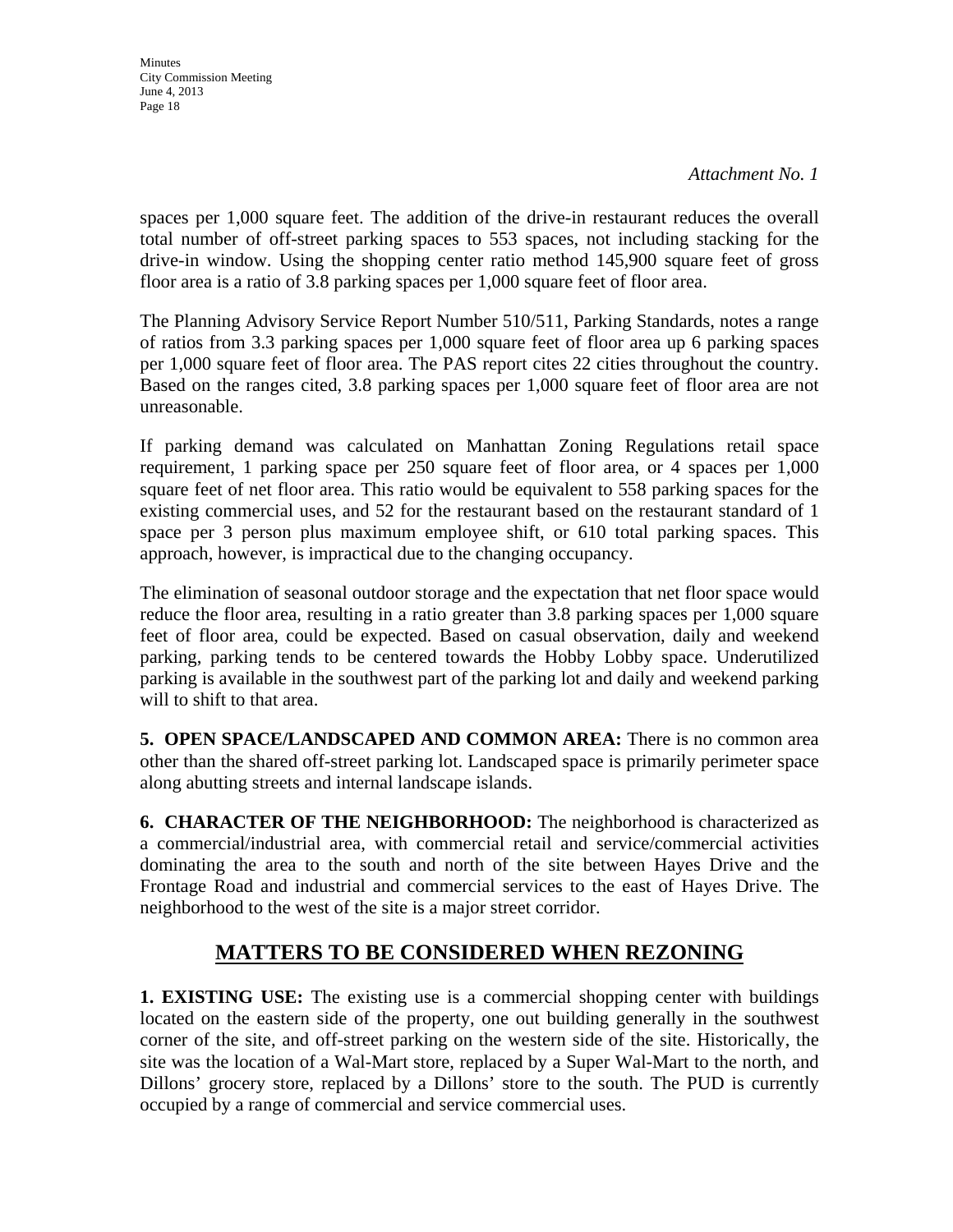*Attachment No. 1*

spaces per 1,000 square feet. The addition of the drive-in restaurant reduces the overall total number of off-street parking spaces to 553 spaces, not including stacking for the drive-in window. Using the shopping center ratio method 145,900 square feet of gross floor area is a ratio of 3.8 parking spaces per 1,000 square feet of floor area.

The Planning Advisory Service Report Number 510/511, Parking Standards, notes a range of ratios from 3.3 parking spaces per 1,000 square feet of floor area up 6 parking spaces per 1,000 square feet of floor area. The PAS report cites 22 cities throughout the country. Based on the ranges cited, 3.8 parking spaces per 1,000 square feet of floor area are not unreasonable.

If parking demand was calculated on Manhattan Zoning Regulations retail space requirement, 1 parking space per 250 square feet of floor area, or 4 spaces per 1,000 square feet of net floor area. This ratio would be equivalent to 558 parking spaces for the existing commercial uses, and 52 for the restaurant based on the restaurant standard of 1 space per 3 person plus maximum employee shift, or 610 total parking spaces. This approach, however, is impractical due to the changing occupancy.

The elimination of seasonal outdoor storage and the expectation that net floor space would reduce the floor area, resulting in a ratio greater than 3.8 parking spaces per 1,000 square feet of floor area, could be expected. Based on casual observation, daily and weekend parking, parking tends to be centered towards the Hobby Lobby space. Underutilized parking is available in the southwest part of the parking lot and daily and weekend parking will to shift to that area.

**5. OPEN SPACE/LANDSCAPED AND COMMON AREA:** There is no common area other than the shared off-street parking lot. Landscaped space is primarily perimeter space along abutting streets and internal landscape islands.

**6. CHARACTER OF THE NEIGHBORHOOD:** The neighborhood is characterized as a commercial/industrial area, with commercial retail and service/commercial activities dominating the area to the south and north of the site between Hayes Drive and the Frontage Road and industrial and commercial services to the east of Hayes Drive. The neighborhood to the west of the site is a major street corridor.

## MATTERS TO BE CONSIDERED WHEN REZONING

**1. EXISTING USE:** The existing use is a commercial shopping center with buildings located on the eastern side of the property, one out building generally in the southwest corner of the site, and off-street parking on the western side of the site. Historically, the site was the location of a Wal-Mart store, replaced by a Super Wal-Mart to the north, and Dillons' grocery store, replaced by a Dillons' store to the south. The PUD is currently occupied by a range of commercial and service commercial uses.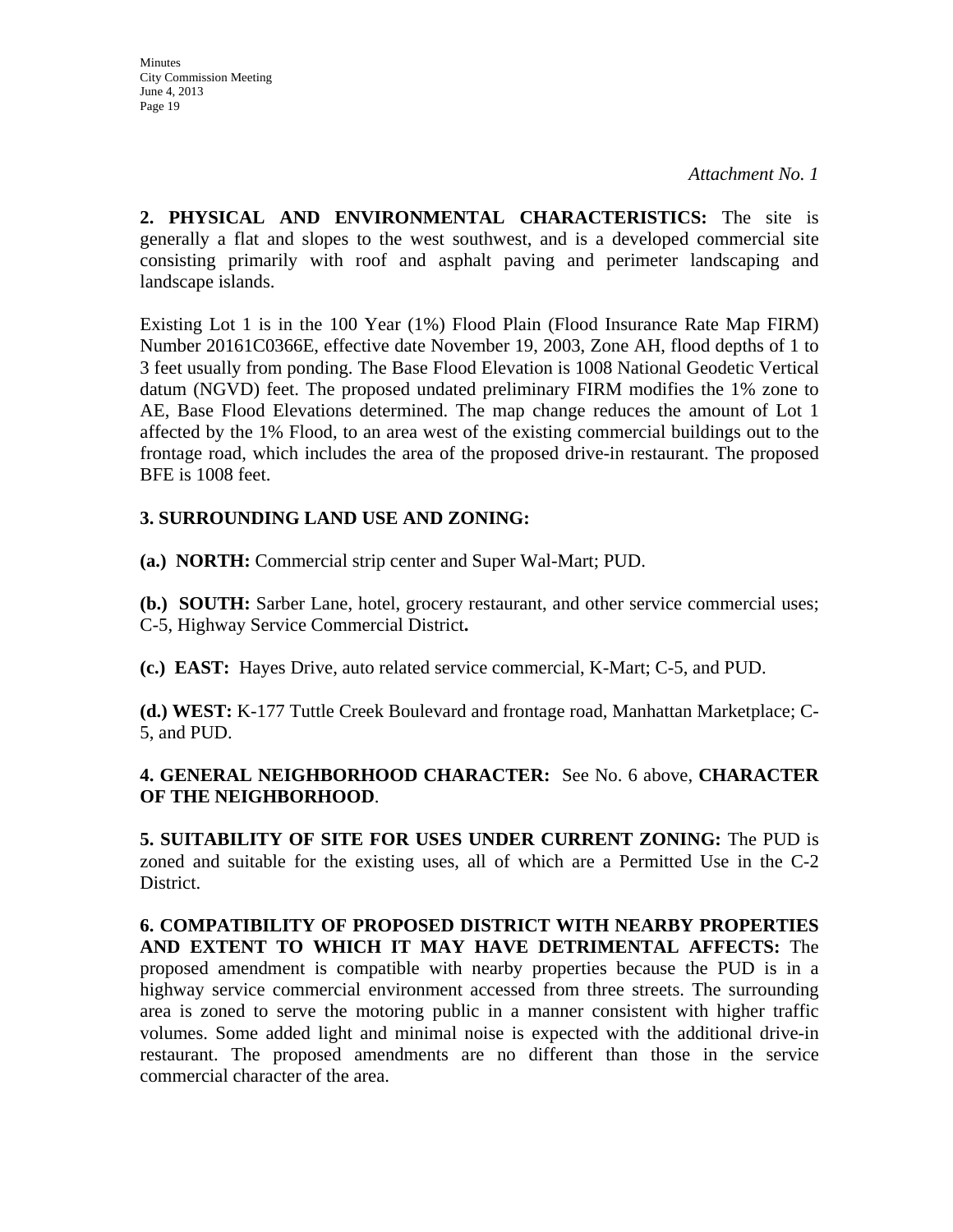*Attachment No. 1*

**2. PHYSICAL AND ENVIRONMENTAL CHARACTERISTICS:** The site is generally a flat and slopes to the west southwest, and is a developed commercial site consisting primarily with roof and asphalt paving and perimeter landscaping and landscape islands.

Existing Lot 1 is in the 100 Year (1%) Flood Plain (Flood Insurance Rate Map FIRM) Number 20161C0366E, effective date November 19, 2003, Zone AH, flood depths of 1 to 3 feet usually from ponding. The Base Flood Elevation is 1008 National Geodetic Vertical datum (NGVD) feet. The proposed undated preliminary FIRM modifies the 1% zone to AE, Base Flood Elevations determined. The map change reduces the amount of Lot 1 affected by the 1% Flood, to an area west of the existing commercial buildings out to the frontage road, which includes the area of the proposed drive-in restaurant. The proposed BFE is 1008 feet.

**3. SURROUNDING LAND USE AND ZONING:**

**(a.) NORTH:** Commercial strip center and Super Wal-Mart; PUD.

**(b.) SOUTH:** Sarber Lane, hotel, grocery restaurant, and other service commercial uses; C-5, Highway Service Commercial District**.**

**(c.) EAST:** Hayes Drive, auto related service commercial, K-Mart; C-5, and PUD.

**(d.) WEST:** K-177 Tuttle Creek Boulevard and frontage road, Manhattan Marketplace; C-5, and PUD.

**4. GENERAL NEIGHBORHOOD CHARACTER:** See No. 6 above, **CHARACTER OF THE NEIGHBORHOOD**.

**5. SUITABILITY OF SITE FOR USES UNDER CURRENT ZONING:** The PUD is zoned and suitable for the existing uses, all of which are a Permitted Use in the C-2 District.

**6. COMPATIBILITY OF PROPOSED DISTRICT WITH NEARBY PROPERTIES AND EXTENT TO WHICH IT MAY HAVE DETRIMENTAL AFFECTS:** The proposed amendment is compatible with nearby properties because the PUD is in a highway service commercial environment accessed from three streets. The surrounding area is zoned to serve the motoring public in a manner consistent with higher traffic volumes. Some added light and minimal noise is expected with the additional drive-in restaurant. The proposed amendments are no different than those in the service commercial character of the area.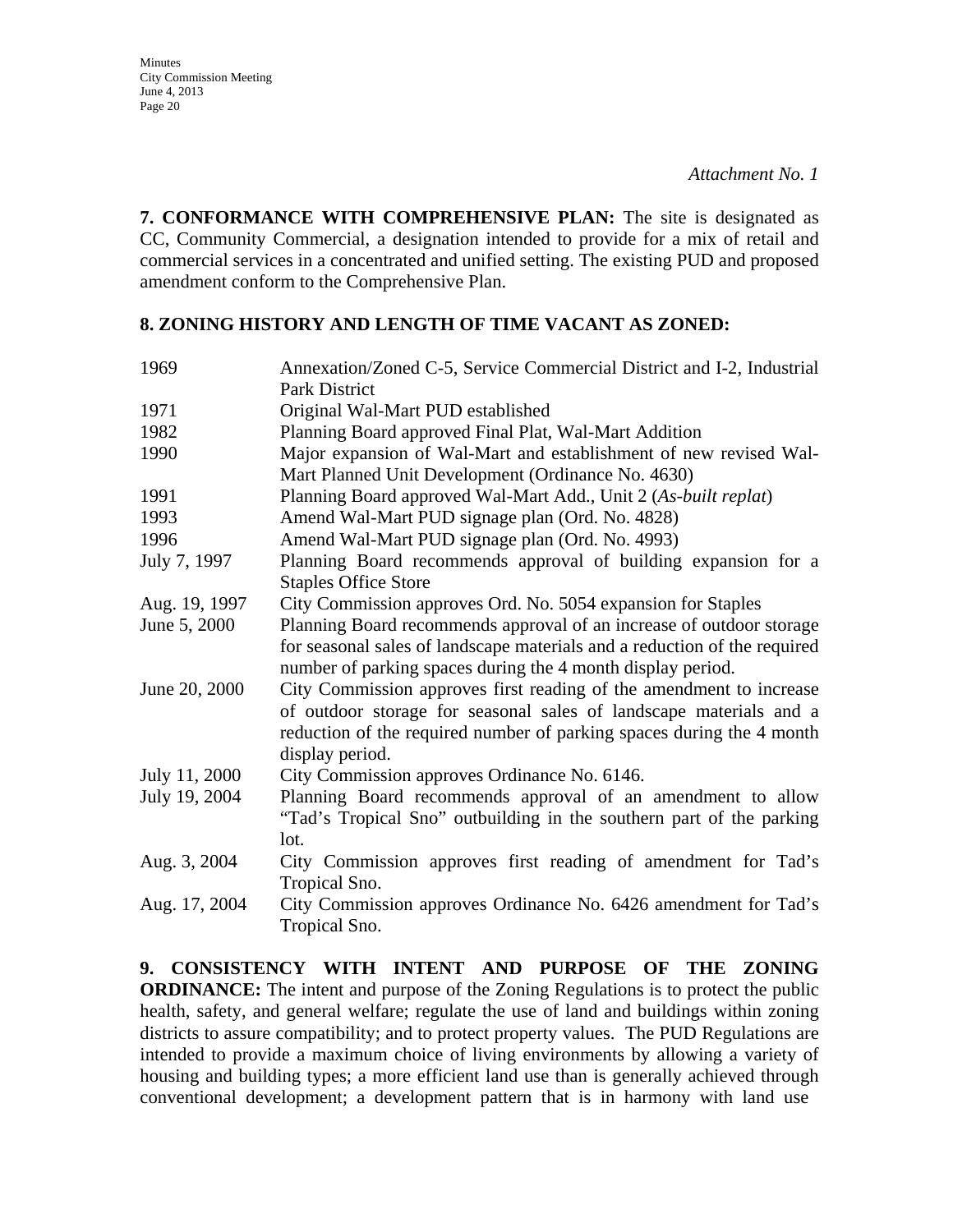*Attachment No. 1*

**7. CONFORMANCE WITH COMPREHENSIVE PLAN:** The site is designated as CC, Community Commercial, a designation intended to provide for a mix of retail and commercial services in a concentrated and unified setting. The existing PUD and proposed amendment conform to the Comprehensive Plan.

**8. ZONING HISTORY AND LENGTH OF TIME VACANT AS ZONED:**

| | |
|---|---|
| 1969 | Annexation/Zoned C-5, Service Commercial District and I-2, Industrial Park District |
| 1971 | Original Wal-Mart PUD established |
| 1982 | Planning Board approved Final Plat, Wal-Mart Addition |
| 1990 | Major expansion of Wal-Mart and establishment of new revised Wal-Mart Planned Unit Development (Ordinance No. 4630) |
| 1991 | Planning Board approved Wal-Mart Add., Unit 2 (*As-built replat*) |
| 1993 | Amend Wal-Mart PUD signage plan (Ord. No. 4828) |
| 1996 | Amend Wal-Mart PUD signage plan (Ord. No. 4993) |
| July 7, 1997 | Planning Board recommends approval of building expansion for a Staples Office Store |
| Aug. 19, 1997 | City Commission approves Ord. No. 5054 expansion for Staples |
| June 5, 2000 | Planning Board recommends approval of an increase of outdoor storage for seasonal sales of landscape materials and a reduction of the required number of parking spaces during the 4 month display period. |
| June 20, 2000 | City Commission approves first reading of the amendment to increase of outdoor storage for seasonal sales of landscape materials and a reduction of the required number of parking spaces during the 4 month display period. |
| July 11, 2000 | City Commission approves Ordinance No. 6146. |
| July 19, 2004 | Planning Board recommends approval of an amendment to allow "Tad's Tropical Sno" outbuilding in the southern part of the parking lot. |
| Aug. 3, 2004 | City Commission approves first reading of amendment for Tad's Tropical Sno. |
| Aug. 17, 2004 | City Commission approves Ordinance No. 6426 amendment for Tad's Tropical Sno. |

**9. CONSISTENCY WITH INTENT AND PURPOSE OF THE ZONING ORDINANCE:** The intent and purpose of the Zoning Regulations is to protect the public health, safety, and general welfare; regulate the use of land and buildings within zoning districts to assure compatibility; and to protect property values. The PUD Regulations are intended to provide a maximum choice of living environments by allowing a variety of housing and building types; a more efficient land use than is generally achieved through conventional development; a development pattern that is in harmony with land use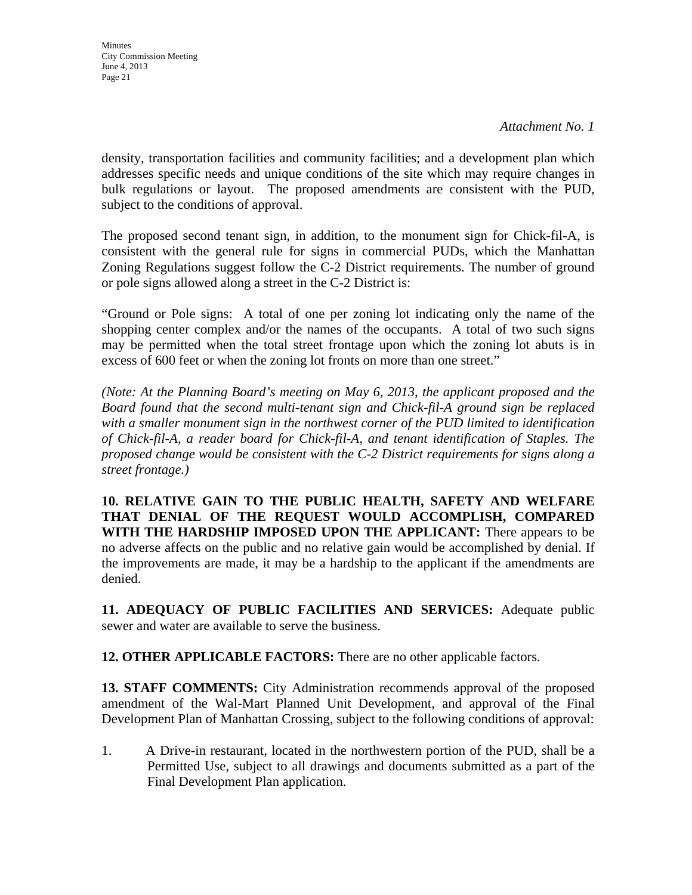*Attachment No. 1*

density, transportation facilities and community facilities; and a development plan which addresses specific needs and unique conditions of the site which may require changes in bulk regulations or layout. The proposed amendments are consistent with the PUD, subject to the conditions of approval.

The proposed second tenant sign, in addition, to the monument sign for Chick-fil-A, is consistent with the general rule for signs in commercial PUDs, which the Manhattan Zoning Regulations suggest follow the C-2 District requirements. The number of ground or pole signs allowed along a street in the C-2 District is:

"Ground or Pole signs: A total of one per zoning lot indicating only the name of the shopping center complex and/or the names of the occupants. A total of two such signs may be permitted when the total street frontage upon which the zoning lot abuts is in excess of 600 feet or when the zoning lot fronts on more than one street."

*(Note: At the Planning Board's meeting on May 6, 2013, the applicant proposed and the Board found that the second multi-tenant sign and Chick-fil-A ground sign be replaced with a smaller monument sign in the northwest corner of the PUD limited to identification of Chick-fil-A, a reader board for Chick-fil-A, and tenant identification of Staples. The proposed change would be consistent with the C-2 District requirements for signs along a street frontage.)*

**10. RELATIVE GAIN TO THE PUBLIC HEALTH, SAFETY AND WELFARE THAT DENIAL OF THE REQUEST WOULD ACCOMPLISH, COMPARED WITH THE HARDSHIP IMPOSED UPON THE APPLICANT:** There appears to be no adverse affects on the public and no relative gain would be accomplished by denial. If the improvements are made, it may be a hardship to the applicant if the amendments are denied.

**11. ADEQUACY OF PUBLIC FACILITIES AND SERVICES:** Adequate public sewer and water are available to serve the business.

**12. OTHER APPLICABLE FACTORS:** There are no other applicable factors.

**13. STAFF COMMENTS:** City Administration recommends approval of the proposed amendment of the Wal-Mart Planned Unit Development, and approval of the Final Development Plan of Manhattan Crossing, subject to the following conditions of approval:

1. A Drive-in restaurant, located in the northwestern portion of the PUD, shall be a Permitted Use, subject to all drawings and documents submitted as a part of the Final Development Plan application.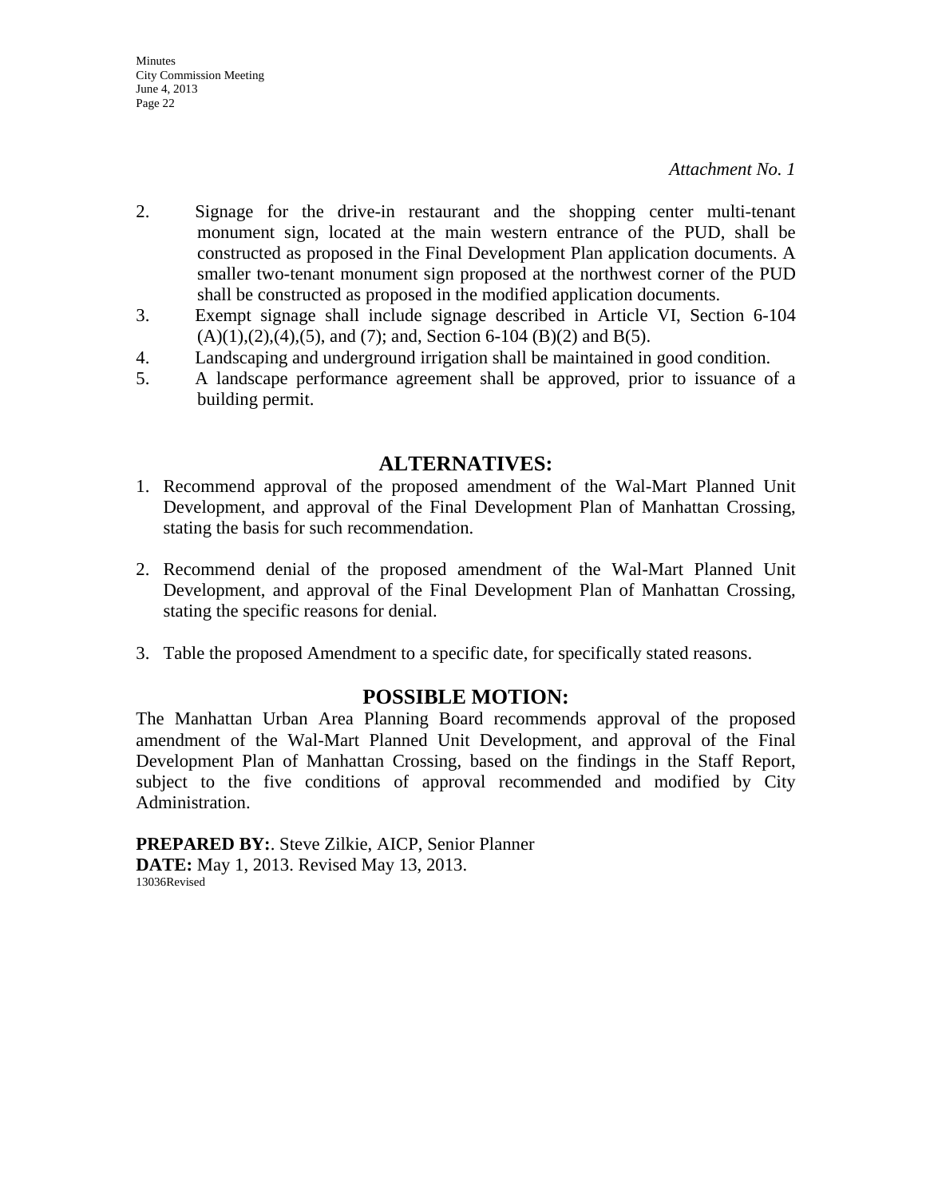*Attachment No. 1*

2. Signage for the drive-in restaurant and the shopping center multi-tenant monument sign, located at the main western entrance of the PUD, shall be constructed as proposed in the Final Development Plan application documents. A smaller two-tenant monument sign proposed at the northwest corner of the PUD shall be constructed as proposed in the modified application documents.
3. Exempt signage shall include signage described in Article VI, Section 6-104 (A)(1),(2),(4),(5), and (7); and, Section 6-104 (B)(2) and B(5).
4. Landscaping and underground irrigation shall be maintained in good condition.
5. A landscape performance agreement shall be approved, prior to issuance of a building permit.

## ALTERNATIVES:

1. Recommend approval of the proposed amendment of the Wal-Mart Planned Unit Development, and approval of the Final Development Plan of Manhattan Crossing, stating the basis for such recommendation.

2. Recommend denial of the proposed amendment of the Wal-Mart Planned Unit Development, and approval of the Final Development Plan of Manhattan Crossing, stating the specific reasons for denial.

3. Table the proposed Amendment to a specific date, for specifically stated reasons.

## POSSIBLE MOTION:

The Manhattan Urban Area Planning Board recommends approval of the proposed amendment of the Wal-Mart Planned Unit Development, and approval of the Final Development Plan of Manhattan Crossing, based on the findings in the Staff Report, subject to the five conditions of approval recommended and modified by City Administration.

**PREPARED BY:**. Steve Zilkie, AICP, Senior Planner
**DATE:** May 1, 2013. Revised May 13, 2013.
13036Revised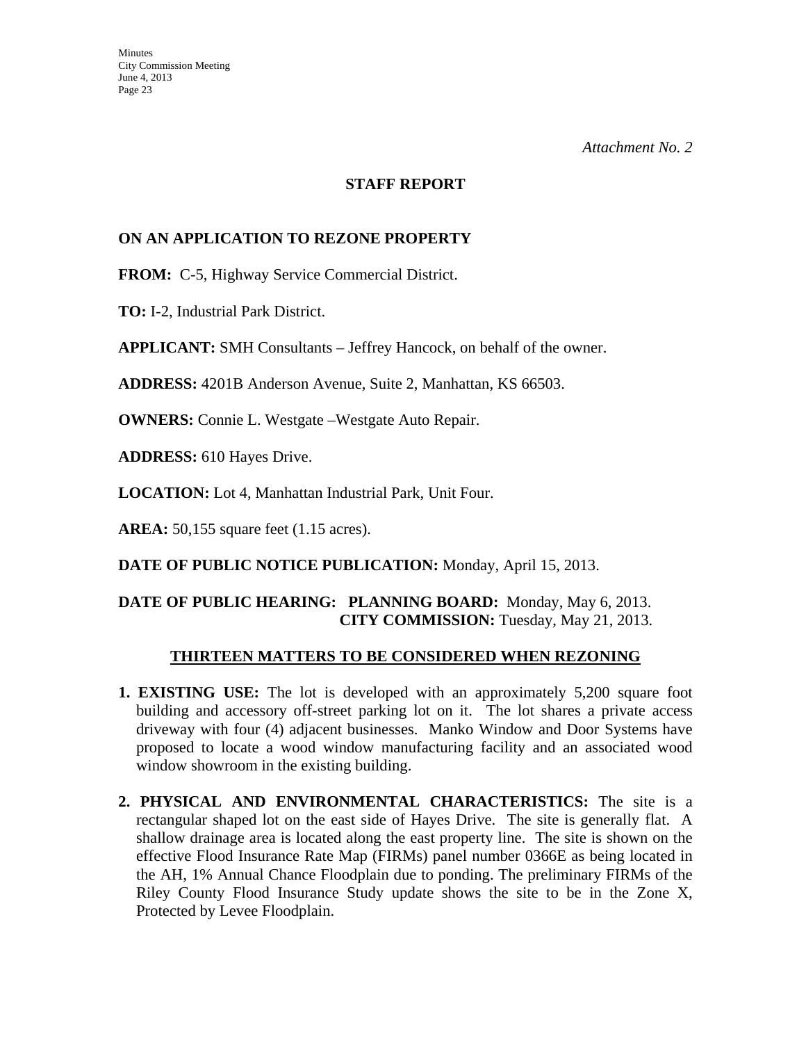*Attachment No. 2*

## STAFF REPORT

### ON AN APPLICATION TO REZONE PROPERTY

**FROM:** C-5, Highway Service Commercial District.

**TO:** I-2, Industrial Park District.

**APPLICANT:** SMH Consultants – Jeffrey Hancock, on behalf of the owner.

**ADDRESS:** 4201B Anderson Avenue, Suite 2, Manhattan, KS 66503.

**OWNERS:** Connie L. Westgate –Westgate Auto Repair.

**ADDRESS:** 610 Hayes Drive.

**LOCATION:** Lot 4, Manhattan Industrial Park, Unit Four.

**AREA:** 50,155 square feet (1.15 acres).

**DATE OF PUBLIC NOTICE PUBLICATION:** Monday, April 15, 2013.

**DATE OF PUBLIC HEARING: PLANNING BOARD:** Monday, May 6, 2013.
**CITY COMMISSION:** Tuesday, May 21, 2013.

### THIRTEEN MATTERS TO BE CONSIDERED WHEN REZONING

1. **EXISTING USE:** The lot is developed with an approximately 5,200 square foot building and accessory off-street parking lot on it. The lot shares a private access driveway with four (4) adjacent businesses. Manko Window and Door Systems have proposed to locate a wood window manufacturing facility and an associated wood window showroom in the existing building.

2. **PHYSICAL AND ENVIRONMENTAL CHARACTERISTICS:** The site is a rectangular shaped lot on the east side of Hayes Drive. The site is generally flat. A shallow drainage area is located along the east property line. The site is shown on the effective Flood Insurance Rate Map (FIRMs) panel number 0366E as being located in the AH, 1% Annual Chance Floodplain due to ponding. The preliminary FIRMs of the Riley County Flood Insurance Study update shows the site to be in the Zone X, Protected by Levee Floodplain.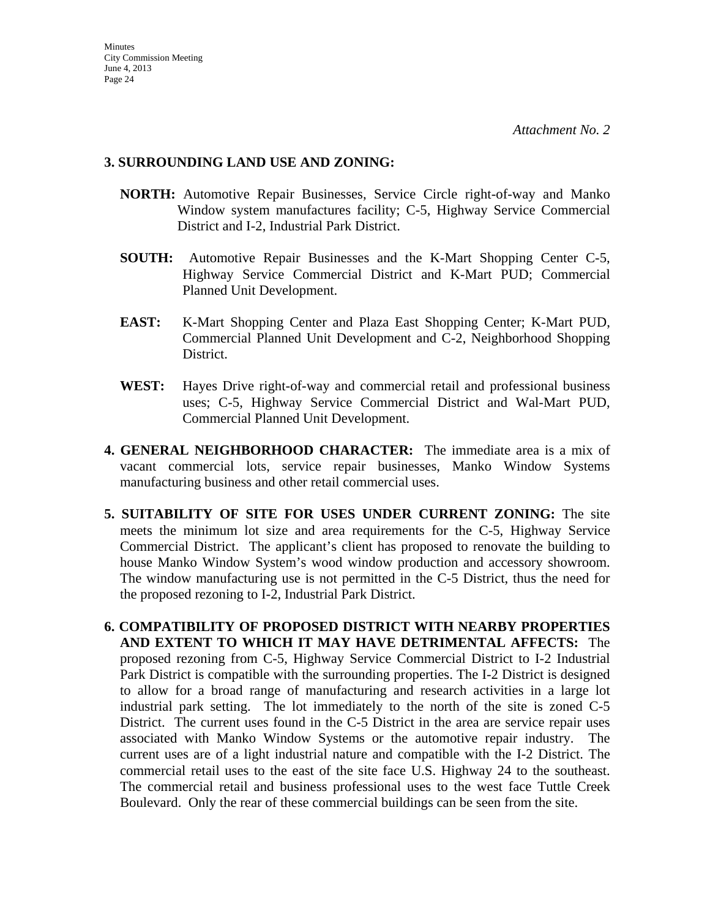*Attachment No. 2*

**3. SURROUNDING LAND USE AND ZONING:**

**NORTH:** Automotive Repair Businesses, Service Circle right-of-way and Manko Window system manufactures facility; C-5, Highway Service Commercial District and I-2, Industrial Park District.

**SOUTH:** Automotive Repair Businesses and the K-Mart Shopping Center C-5, Highway Service Commercial District and K-Mart PUD; Commercial Planned Unit Development.

**EAST:** K-Mart Shopping Center and Plaza East Shopping Center; K-Mart PUD, Commercial Planned Unit Development and C-2, Neighborhood Shopping District.

**WEST:** Hayes Drive right-of-way and commercial retail and professional business uses; C-5, Highway Service Commercial District and Wal-Mart PUD, Commercial Planned Unit Development.

**4. GENERAL NEIGHBORHOOD CHARACTER:** The immediate area is a mix of vacant commercial lots, service repair businesses, Manko Window Systems manufacturing business and other retail commercial uses.

**5. SUITABILITY OF SITE FOR USES UNDER CURRENT ZONING:** The site meets the minimum lot size and area requirements for the C-5, Highway Service Commercial District. The applicant's client has proposed to renovate the building to house Manko Window System's wood window production and accessory showroom. The window manufacturing use is not permitted in the C-5 District, thus the need for the proposed rezoning to I-2, Industrial Park District.

**6. COMPATIBILITY OF PROPOSED DISTRICT WITH NEARBY PROPERTIES AND EXTENT TO WHICH IT MAY HAVE DETRIMENTAL AFFECTS:** The proposed rezoning from C-5, Highway Service Commercial District to I-2 Industrial Park District is compatible with the surrounding properties. The I-2 District is designed to allow for a broad range of manufacturing and research activities in a large lot industrial park setting. The lot immediately to the north of the site is zoned C-5 District. The current uses found in the C-5 District in the area are service repair uses associated with Manko Window Systems or the automotive repair industry. The current uses are of a light industrial nature and compatible with the I-2 District. The commercial retail uses to the east of the site face U.S. Highway 24 to the southeast. The commercial retail and business professional uses to the west face Tuttle Creek Boulevard. Only the rear of these commercial buildings can be seen from the site.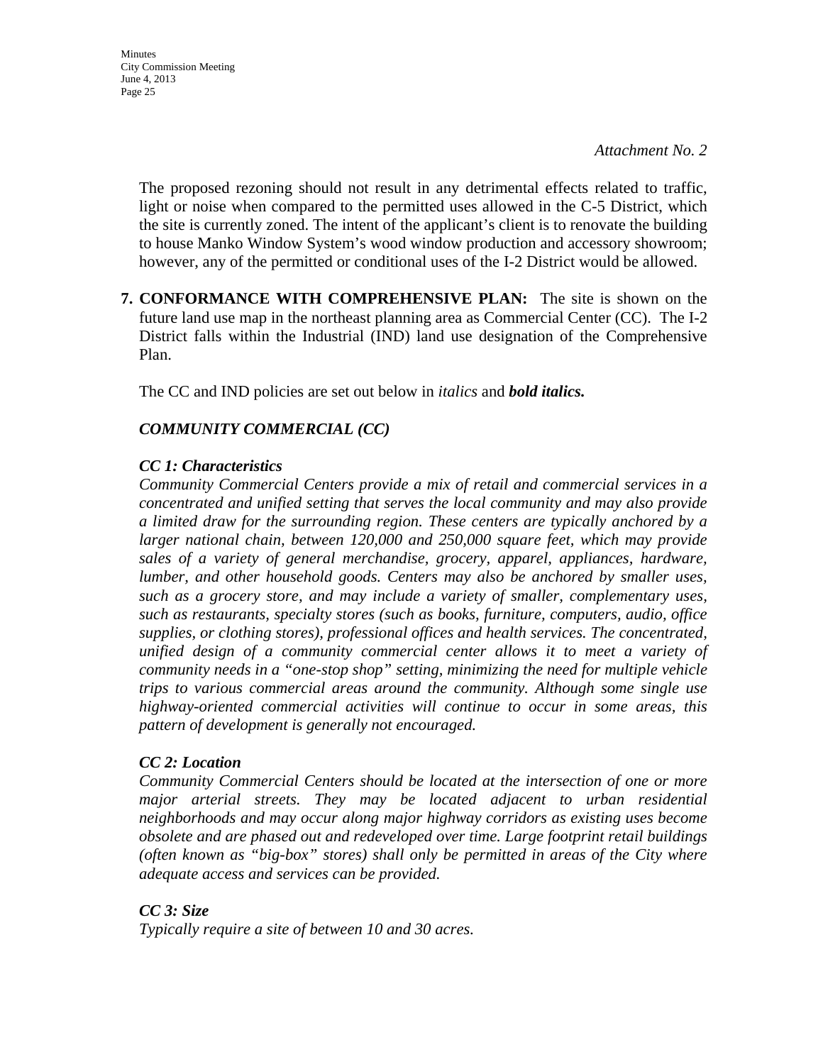*Attachment No. 2*

The proposed rezoning should not result in any detrimental effects related to traffic, light or noise when compared to the permitted uses allowed in the C-5 District, which the site is currently zoned. The intent of the applicant's client is to renovate the building to house Manko Window System's wood window production and accessory showroom; however, any of the permitted or conditional uses of the I-2 District would be allowed.

**7. CONFORMANCE WITH COMPREHENSIVE PLAN:** The site is shown on the future land use map in the northeast planning area as Commercial Center (CC). The I-2 District falls within the Industrial (IND) land use designation of the Comprehensive Plan.

The CC and IND policies are set out below in *italics* and ***bold italics.***

***COMMUNITY COMMERCIAL (CC)***

***CC 1: Characteristics***
*Community Commercial Centers provide a mix of retail and commercial services in a concentrated and unified setting that serves the local community and may also provide a limited draw for the surrounding region. These centers are typically anchored by a larger national chain, between 120,000 and 250,000 square feet, which may provide sales of a variety of general merchandise, grocery, apparel, appliances, hardware, lumber, and other household goods. Centers may also be anchored by smaller uses, such as a grocery store, and may include a variety of smaller, complementary uses, such as restaurants, specialty stores (such as books, furniture, computers, audio, office supplies, or clothing stores), professional offices and health services. The concentrated, unified design of a community commercial center allows it to meet a variety of community needs in a "one-stop shop" setting, minimizing the need for multiple vehicle trips to various commercial areas around the community. Although some single use highway-oriented commercial activities will continue to occur in some areas, this pattern of development is generally not encouraged.*

***CC 2: Location***
*Community Commercial Centers should be located at the intersection of one or more major arterial streets. They may be located adjacent to urban residential neighborhoods and may occur along major highway corridors as existing uses become obsolete and are phased out and redeveloped over time. Large footprint retail buildings (often known as "big-box" stores) shall only be permitted in areas of the City where adequate access and services can be provided.*

***CC 3: Size***
*Typically require a site of between 10 and 30 acres.*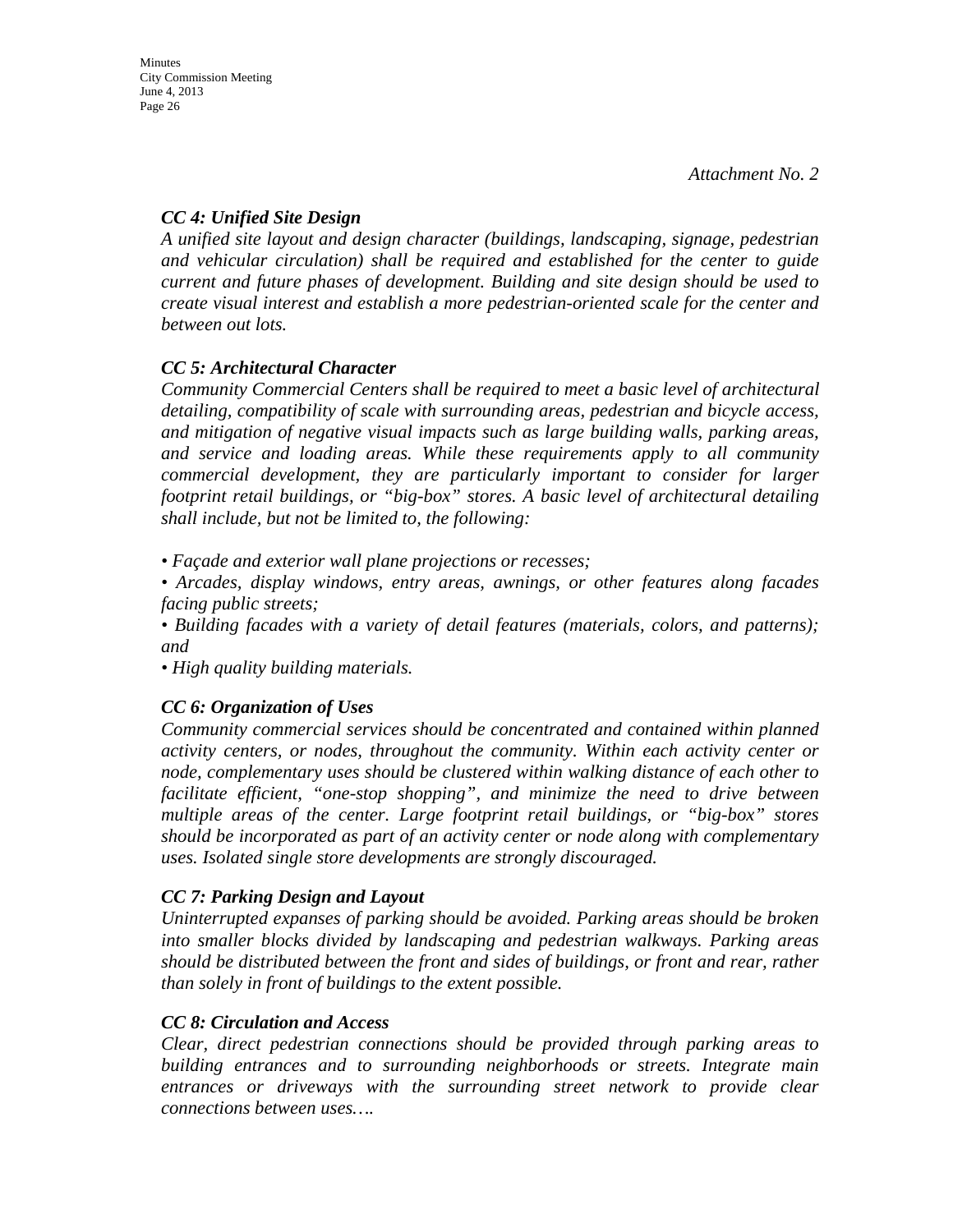*Attachment No. 2*

***CC 4: Unified Site Design***

*A unified site layout and design character (buildings, landscaping, signage, pedestrian and vehicular circulation) shall be required and established for the center to guide current and future phases of development. Building and site design should be used to create visual interest and establish a more pedestrian-oriented scale for the center and between out lots.*

***CC 5: Architectural Character***

*Community Commercial Centers shall be required to meet a basic level of architectural detailing, compatibility of scale with surrounding areas, pedestrian and bicycle access, and mitigation of negative visual impacts such as large building walls, parking areas, and service and loading areas. While these requirements apply to all community commercial development, they are particularly important to consider for larger footprint retail buildings, or "big-box" stores. A basic level of architectural detailing shall include, but not be limited to, the following:*

- *Façade and exterior wall plane projections or recesses;*
- *Arcades, display windows, entry areas, awnings, or other features along facades facing public streets;*
- *Building facades with a variety of detail features (materials, colors, and patterns); and*
- *High quality building materials.*

***CC 6: Organization of Uses***

*Community commercial services should be concentrated and contained within planned activity centers, or nodes, throughout the community. Within each activity center or node, complementary uses should be clustered within walking distance of each other to facilitate efficient, "one-stop shopping", and minimize the need to drive between multiple areas of the center. Large footprint retail buildings, or "big-box" stores should be incorporated as part of an activity center or node along with complementary uses. Isolated single store developments are strongly discouraged.*

***CC 7: Parking Design and Layout***

*Uninterrupted expanses of parking should be avoided. Parking areas should be broken into smaller blocks divided by landscaping and pedestrian walkways. Parking areas should be distributed between the front and sides of buildings, or front and rear, rather than solely in front of buildings to the extent possible.*

***CC 8: Circulation and Access***

*Clear, direct pedestrian connections should be provided through parking areas to building entrances and to surrounding neighborhoods or streets. Integrate main entrances or driveways with the surrounding street network to provide clear connections between uses….*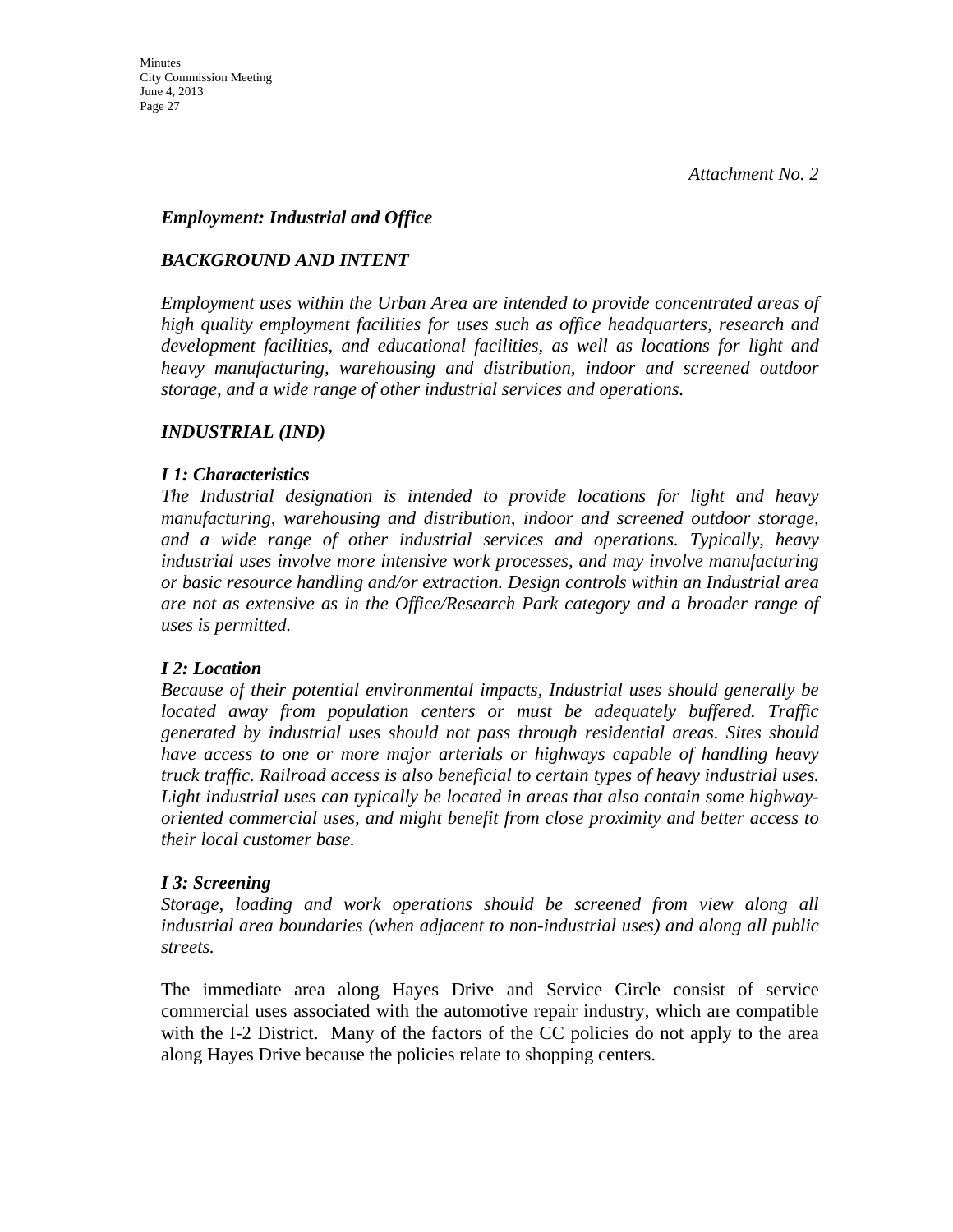*Attachment No. 2*

***Employment: Industrial and Office***

***BACKGROUND AND INTENT***

*Employment uses within the Urban Area are intended to provide concentrated areas of high quality employment facilities for uses such as office headquarters, research and development facilities, and educational facilities, as well as locations for light and heavy manufacturing, warehousing and distribution, indoor and screened outdoor storage, and a wide range of other industrial services and operations.*

***INDUSTRIAL (IND)***

***I 1: Characteristics***

*The Industrial designation is intended to provide locations for light and heavy manufacturing, warehousing and distribution, indoor and screened outdoor storage, and a wide range of other industrial services and operations. Typically, heavy industrial uses involve more intensive work processes, and may involve manufacturing or basic resource handling and/or extraction. Design controls within an Industrial area are not as extensive as in the Office/Research Park category and a broader range of uses is permitted.*

***I 2: Location***

*Because of their potential environmental impacts, Industrial uses should generally be located away from population centers or must be adequately buffered. Traffic generated by industrial uses should not pass through residential areas. Sites should have access to one or more major arterials or highways capable of handling heavy truck traffic. Railroad access is also beneficial to certain types of heavy industrial uses. Light industrial uses can typically be located in areas that also contain some highway-oriented commercial uses, and might benefit from close proximity and better access to their local customer base.*

***I 3: Screening***

*Storage, loading and work operations should be screened from view along all industrial area boundaries (when adjacent to non-industrial uses) and along all public streets.*

The immediate area along Hayes Drive and Service Circle consist of service commercial uses associated with the automotive repair industry, which are compatible with the I-2 District. Many of the factors of the CC policies do not apply to the area along Hayes Drive because the policies relate to shopping centers.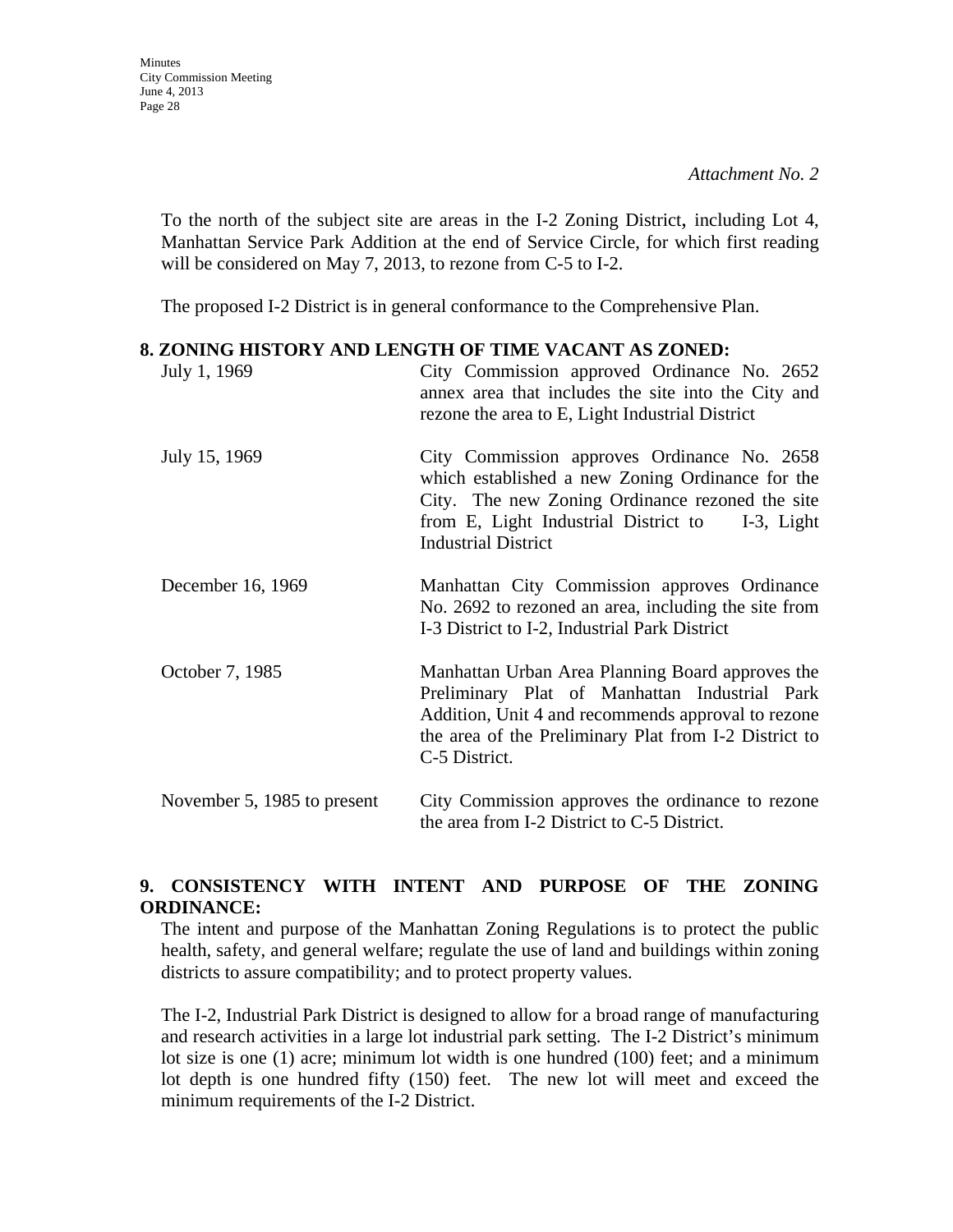*Attachment No. 2*

To the north of the subject site are areas in the I-2 Zoning District, including Lot 4, Manhattan Service Park Addition at the end of Service Circle, for which first reading will be considered on May 7, 2013, to rezone from C-5 to I-2.

The proposed I-2 District is in general conformance to the Comprehensive Plan.

**8. ZONING HISTORY AND LENGTH OF TIME VACANT AS ZONED:**

| | |
|---|---|
| July 1, 1969 | City Commission approved Ordinance No. 2652 annex area that includes the site into the City and rezone the area to E, Light Industrial District |
| July 15, 1969 | City Commission approves Ordinance No. 2658 which established a new Zoning Ordinance for the City. The new Zoning Ordinance rezoned the site from E, Light Industrial District to I-3, Light Industrial District |
| December 16, 1969 | Manhattan City Commission approves Ordinance No. 2692 to rezoned an area, including the site from I-3 District to I-2, Industrial Park District |
| October 7, 1985 | Manhattan Urban Area Planning Board approves the Preliminary Plat of Manhattan Industrial Park Addition, Unit 4 and recommends approval to rezone the area of the Preliminary Plat from I-2 District to C-5 District. |
| November 5, 1985 to present | City Commission approves the ordinance to rezone the area from I-2 District to C-5 District. |

**9. CONSISTENCY WITH INTENT AND PURPOSE OF THE ZONING ORDINANCE:**

The intent and purpose of the Manhattan Zoning Regulations is to protect the public health, safety, and general welfare; regulate the use of land and buildings within zoning districts to assure compatibility; and to protect property values.

The I-2, Industrial Park District is designed to allow for a broad range of manufacturing and research activities in a large lot industrial park setting. The I-2 District's minimum lot size is one (1) acre; minimum lot width is one hundred (100) feet; and a minimum lot depth is one hundred fifty (150) feet. The new lot will meet and exceed the minimum requirements of the I-2 District.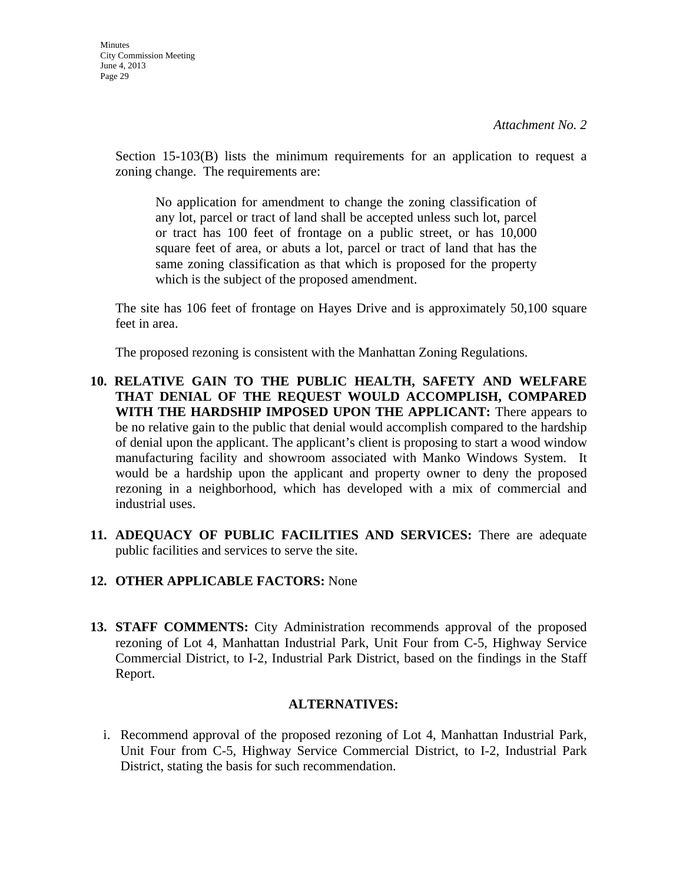*Attachment No. 2*

Section 15-103(B) lists the minimum requirements for an application to request a zoning change. The requirements are:

> No application for amendment to change the zoning classification of any lot, parcel or tract of land shall be accepted unless such lot, parcel or tract has 100 feet of frontage on a public street, or has 10,000 square feet of area, or abuts a lot, parcel or tract of land that has the same zoning classification as that which is proposed for the property which is the subject of the proposed amendment.

The site has 106 feet of frontage on Hayes Drive and is approximately 50,100 square feet in area.

The proposed rezoning is consistent with the Manhattan Zoning Regulations.

10. **RELATIVE GAIN TO THE PUBLIC HEALTH, SAFETY AND WELFARE THAT DENIAL OF THE REQUEST WOULD ACCOMPLISH, COMPARED WITH THE HARDSHIP IMPOSED UPON THE APPLICANT:** There appears to be no relative gain to the public that denial would accomplish compared to the hardship of denial upon the applicant. The applicant's client is proposing to start a wood window manufacturing facility and showroom associated with Manko Windows System. It would be a hardship upon the applicant and property owner to deny the proposed rezoning in a neighborhood, which has developed with a mix of commercial and industrial uses.

11. **ADEQUACY OF PUBLIC FACILITIES AND SERVICES:** There are adequate public facilities and services to serve the site.

12. **OTHER APPLICABLE FACTORS:** None

13. **STAFF COMMENTS:** City Administration recommends approval of the proposed rezoning of Lot 4, Manhattan Industrial Park, Unit Four from C-5, Highway Service Commercial District, to I-2, Industrial Park District, based on the findings in the Staff Report.

## ALTERNATIVES:

i. Recommend approval of the proposed rezoning of Lot 4, Manhattan Industrial Park, Unit Four from C-5, Highway Service Commercial District, to I-2, Industrial Park District, stating the basis for such recommendation.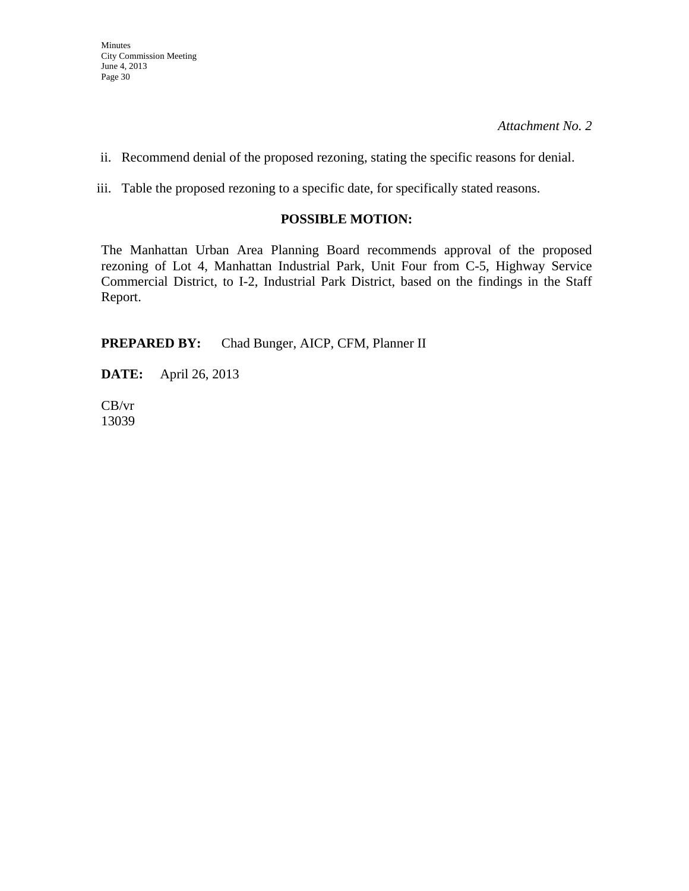*Attachment No. 2*

ii. Recommend denial of the proposed rezoning, stating the specific reasons for denial.

iii. Table the proposed rezoning to a specific date, for specifically stated reasons.

**POSSIBLE MOTION:**

The Manhattan Urban Area Planning Board recommends approval of the proposed rezoning of Lot 4, Manhattan Industrial Park, Unit Four from C-5, Highway Service Commercial District, to I-2, Industrial Park District, based on the findings in the Staff Report.

**PREPARED BY:** Chad Bunger, AICP, CFM, Planner II

**DATE:** April 26, 2013

CB/vr
13039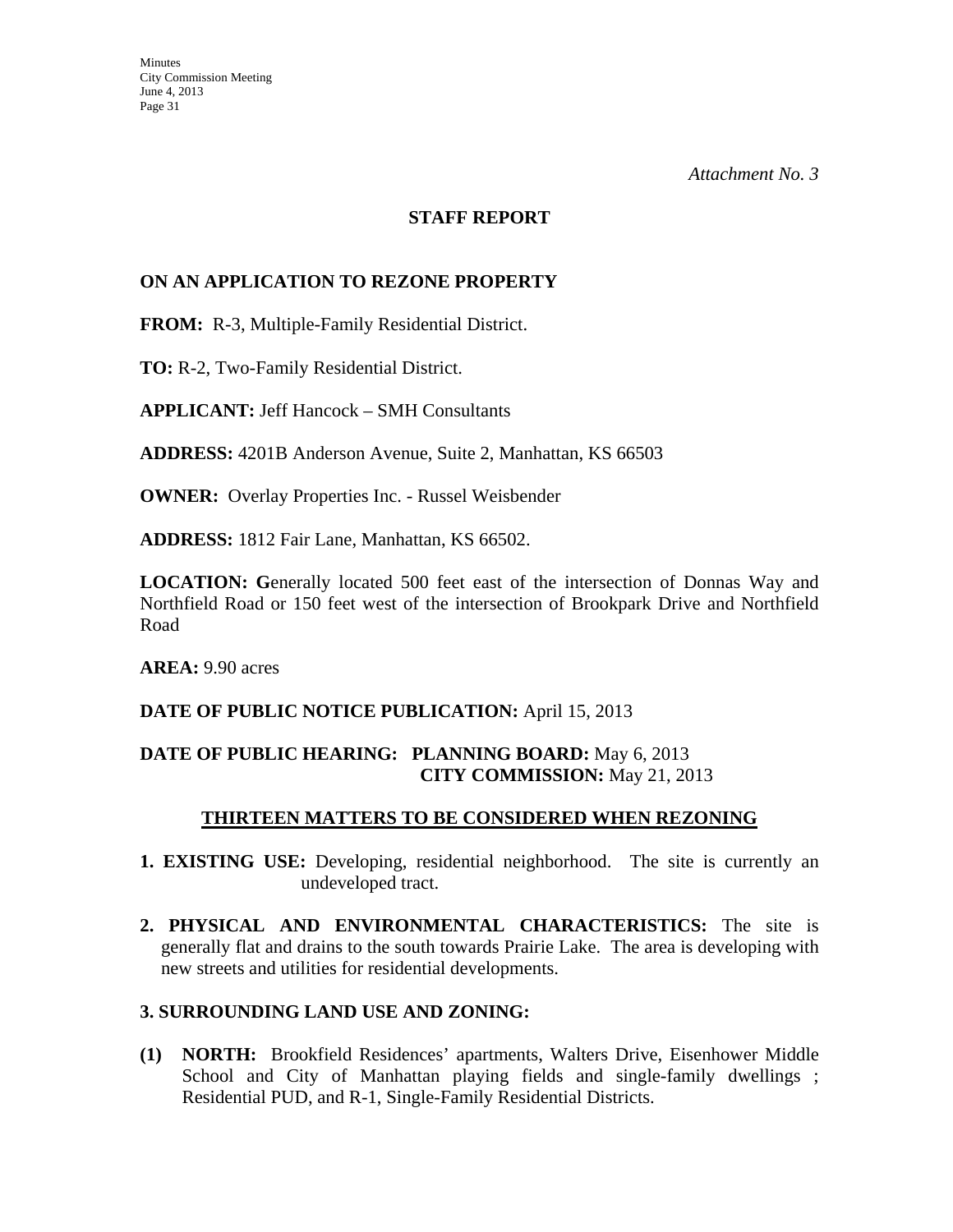*Attachment No. 3*

**STAFF REPORT**

**ON AN APPLICATION TO REZONE PROPERTY**

**FROM:** R-3, Multiple-Family Residential District.

**TO:** R-2, Two-Family Residential District.

**APPLICANT:** Jeff Hancock – SMH Consultants

**ADDRESS:** 4201B Anderson Avenue, Suite 2, Manhattan, KS 66503

**OWNER:** Overlay Properties Inc. - Russel Weisbender

**ADDRESS:** 1812 Fair Lane, Manhattan, KS 66502.

**LOCATION: G**enerally located 500 feet east of the intersection of Donnas Way and Northfield Road or 150 feet west of the intersection of Brookpark Drive and Northfield Road

**AREA:** 9.90 acres

**DATE OF PUBLIC NOTICE PUBLICATION:** April 15, 2013

**DATE OF PUBLIC HEARING:** **PLANNING BOARD:** May 6, 2013
**CITY COMMISSION:** May 21, 2013

**THIRTEEN MATTERS TO BE CONSIDERED WHEN REZONING**

**1. EXISTING USE:** Developing, residential neighborhood. The site is currently an undeveloped tract.

**2. PHYSICAL AND ENVIRONMENTAL CHARACTERISTICS:** The site is generally flat and drains to the south towards Prairie Lake. The area is developing with new streets and utilities for residential developments.

**3. SURROUNDING LAND USE AND ZONING:**

**(1) NORTH:** Brookfield Residences' apartments, Walters Drive, Eisenhower Middle School and City of Manhattan playing fields and single-family dwellings ; Residential PUD, and R-1, Single-Family Residential Districts.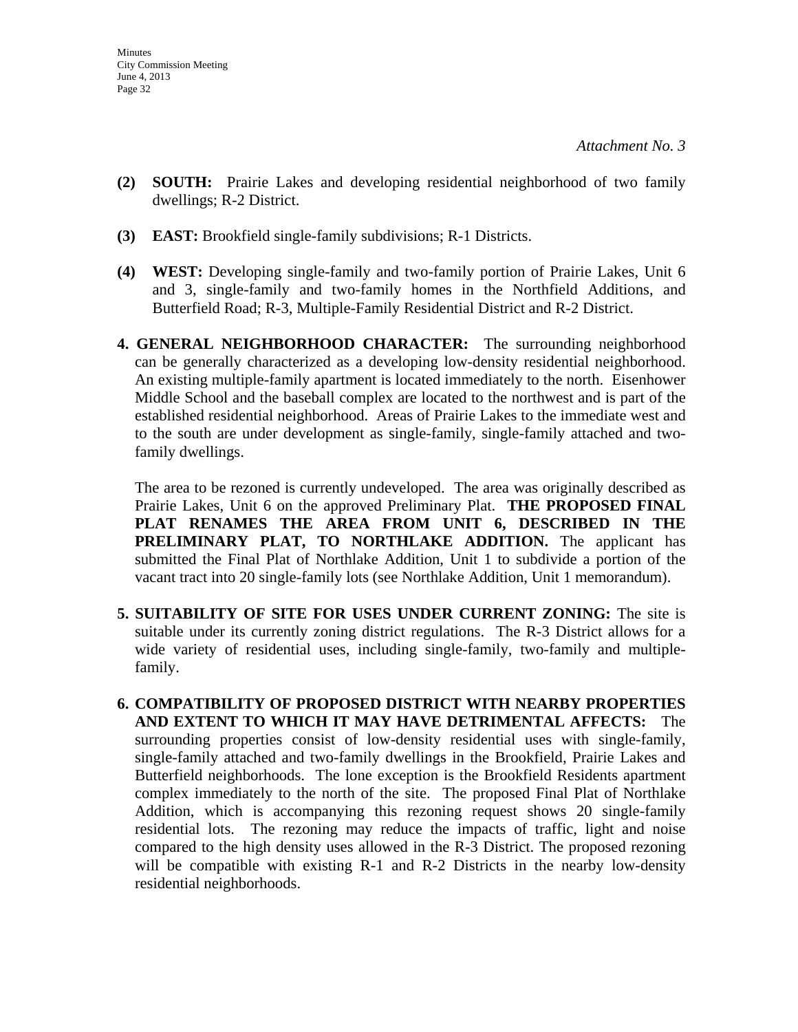*Attachment No. 3*

**(2) SOUTH:** Prairie Lakes and developing residential neighborhood of two family dwellings; R-2 District.

**(3) EAST:** Brookfield single-family subdivisions; R-1 Districts.

**(4) WEST:** Developing single-family and two-family portion of Prairie Lakes, Unit 6 and 3, single-family and two-family homes in the Northfield Additions, and Butterfield Road; R-3, Multiple-Family Residential District and R-2 District.

**4. GENERAL NEIGHBORHOOD CHARACTER:** The surrounding neighborhood can be generally characterized as a developing low-density residential neighborhood. An existing multiple-family apartment is located immediately to the north. Eisenhower Middle School and the baseball complex are located to the northwest and is part of the established residential neighborhood. Areas of Prairie Lakes to the immediate west and to the south are under development as single-family, single-family attached and two-family dwellings.

The area to be rezoned is currently undeveloped. The area was originally described as Prairie Lakes, Unit 6 on the approved Preliminary Plat. **THE PROPOSED FINAL PLAT RENAMES THE AREA FROM UNIT 6, DESCRIBED IN THE PRELIMINARY PLAT, TO NORTHLAKE ADDITION.** The applicant has submitted the Final Plat of Northlake Addition, Unit 1 to subdivide a portion of the vacant tract into 20 single-family lots (see Northlake Addition, Unit 1 memorandum).

**5. SUITABILITY OF SITE FOR USES UNDER CURRENT ZONING:** The site is suitable under its currently zoning district regulations. The R-3 District allows for a wide variety of residential uses, including single-family, two-family and multiple-family.

**6. COMPATIBILITY OF PROPOSED DISTRICT WITH NEARBY PROPERTIES AND EXTENT TO WHICH IT MAY HAVE DETRIMENTAL AFFECTS:** The surrounding properties consist of low-density residential uses with single-family, single-family attached and two-family dwellings in the Brookfield, Prairie Lakes and Butterfield neighborhoods. The lone exception is the Brookfield Residents apartment complex immediately to the north of the site. The proposed Final Plat of Northlake Addition, which is accompanying this rezoning request shows 20 single-family residential lots. The rezoning may reduce the impacts of traffic, light and noise compared to the high density uses allowed in the R-3 District. The proposed rezoning will be compatible with existing R-1 and R-2 Districts in the nearby low-density residential neighborhoods.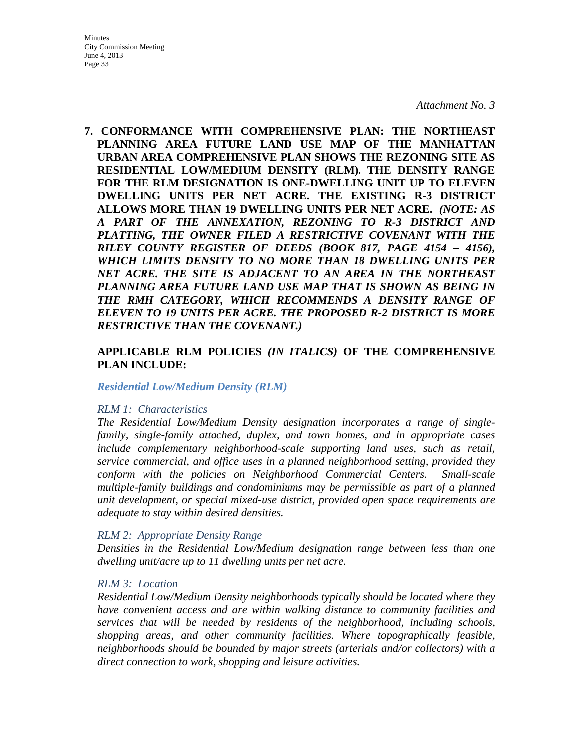*Attachment No. 3*

**7. CONFORMANCE WITH COMPREHENSIVE PLAN: THE NORTHEAST PLANNING AREA FUTURE LAND USE MAP OF THE MANHATTAN URBAN AREA COMPREHENSIVE PLAN SHOWS THE REZONING SITE AS RESIDENTIAL LOW/MEDIUM DENSITY (RLM). THE DENSITY RANGE FOR THE RLM DESIGNATION IS ONE-DWELLING UNIT UP TO ELEVEN DWELLING UNITS PER NET ACRE. THE EXISTING R-3 DISTRICT ALLOWS MORE THAN 19 DWELLING UNITS PER NET ACRE.** ***(NOTE: AS A PART OF THE ANNEXATION, REZONING TO R-3 DISTRICT AND PLATTING, THE OWNER FILED A RESTRICTIVE COVENANT WITH THE RILEY COUNTY REGISTER OF DEEDS (BOOK 817, PAGE 4154 – 4156), WHICH LIMITS DENSITY TO NO MORE THAN 18 DWELLING UNITS PER NET ACRE. THE SITE IS ADJACENT TO AN AREA IN THE NORTHEAST PLANNING AREA FUTURE LAND USE MAP THAT IS SHOWN AS BEING IN THE RMH CATEGORY, WHICH RECOMMENDS A DENSITY RANGE OF ELEVEN TO 19 UNITS PER ACRE. THE PROPOSED R-2 DISTRICT IS MORE RESTRICTIVE THAN THE COVENANT.)***

**APPLICABLE RLM POLICIES** ***(IN ITALICS)*** **OF THE COMPREHENSIVE PLAN INCLUDE:**

***Residential Low/Medium Density (RLM)***

*RLM 1: Characteristics*

*The Residential Low/Medium Density designation incorporates a range of single-family, single-family attached, duplex, and town homes, and in appropriate cases include complementary neighborhood-scale supporting land uses, such as retail, service commercial, and office uses in a planned neighborhood setting, provided they conform with the policies on Neighborhood Commercial Centers. Small-scale multiple-family buildings and condominiums may be permissible as part of a planned unit development, or special mixed-use district, provided open space requirements are adequate to stay within desired densities.*

*RLM 2: Appropriate Density Range*

*Densities in the Residential Low/Medium designation range between less than one dwelling unit/acre up to 11 dwelling units per net acre.*

*RLM 3: Location*

*Residential Low/Medium Density neighborhoods typically should be located where they have convenient access and are within walking distance to community facilities and services that will be needed by residents of the neighborhood, including schools, shopping areas, and other community facilities. Where topographically feasible, neighborhoods should be bounded by major streets (arterials and/or collectors) with a direct connection to work, shopping and leisure activities.*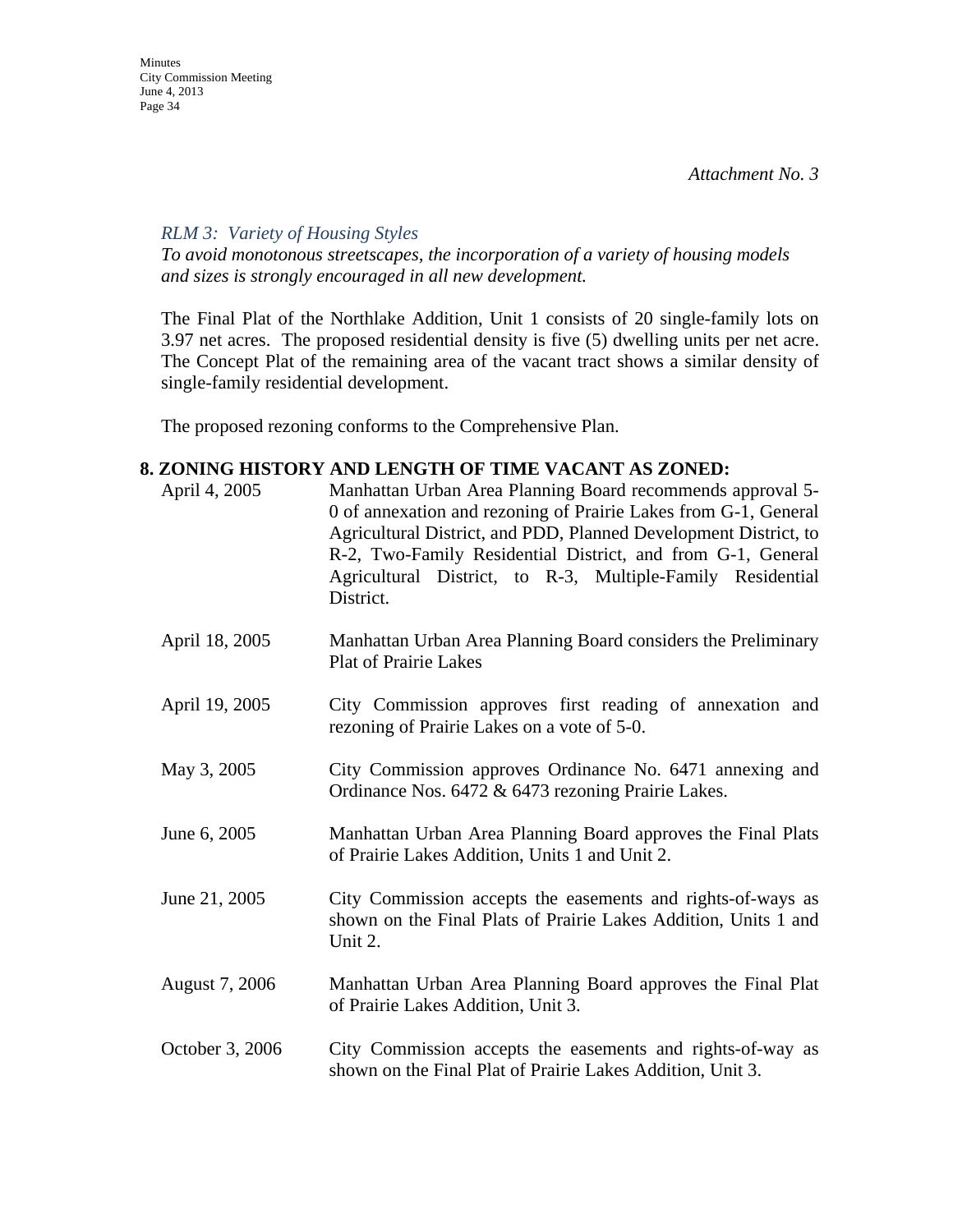*Attachment No. 3*

*RLM 3: Variety of Housing Styles*

*To avoid monotonous streetscapes, the incorporation of a variety of housing models and sizes is strongly encouraged in all new development.*

The Final Plat of the Northlake Addition, Unit 1 consists of 20 single-family lots on 3.97 net acres. The proposed residential density is five (5) dwelling units per net acre. The Concept Plat of the remaining area of the vacant tract shows a similar density of single-family residential development.

The proposed rezoning conforms to the Comprehensive Plan.

**8. ZONING HISTORY AND LENGTH OF TIME VACANT AS ZONED:**

| | |
|---|---|
| April 4, 2005 | Manhattan Urban Area Planning Board recommends approval 5-0 of annexation and rezoning of Prairie Lakes from G-1, General Agricultural District, and PDD, Planned Development District, to R-2, Two-Family Residential District, and from G-1, General Agricultural District, to R-3, Multiple-Family Residential District. |
| April 18, 2005 | Manhattan Urban Area Planning Board considers the Preliminary Plat of Prairie Lakes |
| April 19, 2005 | City Commission approves first reading of annexation and rezoning of Prairie Lakes on a vote of 5-0. |
| May 3, 2005 | City Commission approves Ordinance No. 6471 annexing and Ordinance Nos. 6472 & 6473 rezoning Prairie Lakes. |
| June 6, 2005 | Manhattan Urban Area Planning Board approves the Final Plats of Prairie Lakes Addition, Units 1 and Unit 2. |
| June 21, 2005 | City Commission accepts the easements and rights-of-ways as shown on the Final Plats of Prairie Lakes Addition, Units 1 and Unit 2. |
| August 7, 2006 | Manhattan Urban Area Planning Board approves the Final Plat of Prairie Lakes Addition, Unit 3. |
| October 3, 2006 | City Commission accepts the easements and rights-of-way as shown on the Final Plat of Prairie Lakes Addition, Unit 3. |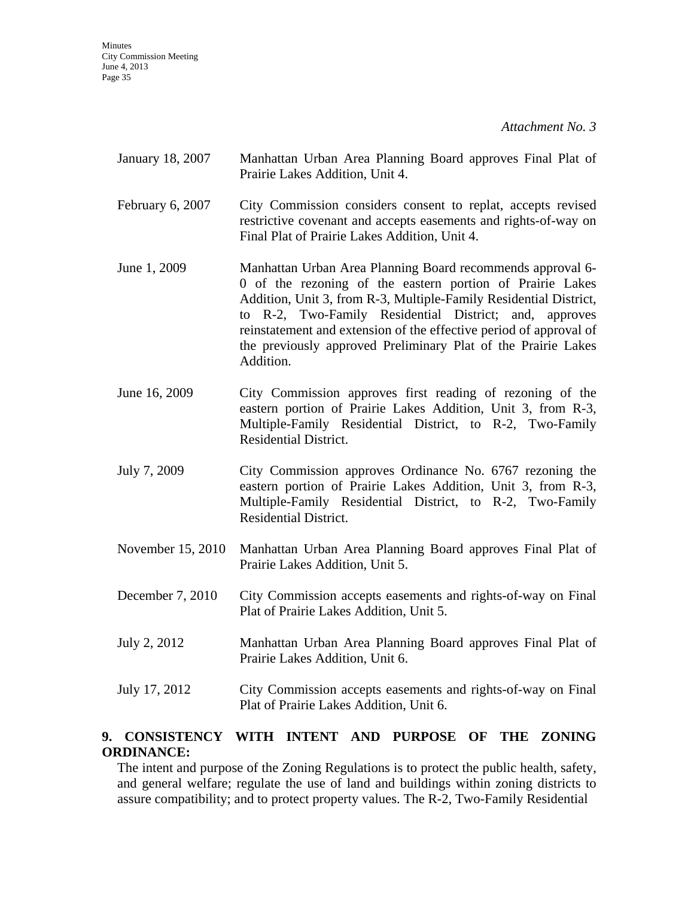*Attachment No. 3*

| | |
|---|---|
| January 18, 2007 | Manhattan Urban Area Planning Board approves Final Plat of Prairie Lakes Addition, Unit 4. |
| February 6, 2007 | City Commission considers consent to replat, accepts revised restrictive covenant and accepts easements and rights-of-way on Final Plat of Prairie Lakes Addition, Unit 4. |
| June 1, 2009 | Manhattan Urban Area Planning Board recommends approval 6-0 of the rezoning of the eastern portion of Prairie Lakes Addition, Unit 3, from R-3, Multiple-Family Residential District, to R-2, Two-Family Residential District; and, approves reinstatement and extension of the effective period of approval of the previously approved Preliminary Plat of the Prairie Lakes Addition. |
| June 16, 2009 | City Commission approves first reading of rezoning of the eastern portion of Prairie Lakes Addition, Unit 3, from R-3, Multiple-Family Residential District, to R-2, Two-Family Residential District. |
| July 7, 2009 | City Commission approves Ordinance No. 6767 rezoning the eastern portion of Prairie Lakes Addition, Unit 3, from R-3, Multiple-Family Residential District, to R-2, Two-Family Residential District. |
| November 15, 2010 | Manhattan Urban Area Planning Board approves Final Plat of Prairie Lakes Addition, Unit 5. |
| December 7, 2010 | City Commission accepts easements and rights-of-way on Final Plat of Prairie Lakes Addition, Unit 5. |
| July 2, 2012 | Manhattan Urban Area Planning Board approves Final Plat of Prairie Lakes Addition, Unit 6. |
| July 17, 2012 | City Commission accepts easements and rights-of-way on Final Plat of Prairie Lakes Addition, Unit 6. |

**9. CONSISTENCY WITH INTENT AND PURPOSE OF THE ZONING ORDINANCE:**

The intent and purpose of the Zoning Regulations is to protect the public health, safety, and general welfare; regulate the use of land and buildings within zoning districts to assure compatibility; and to protect property values. The R-2, Two-Family Residential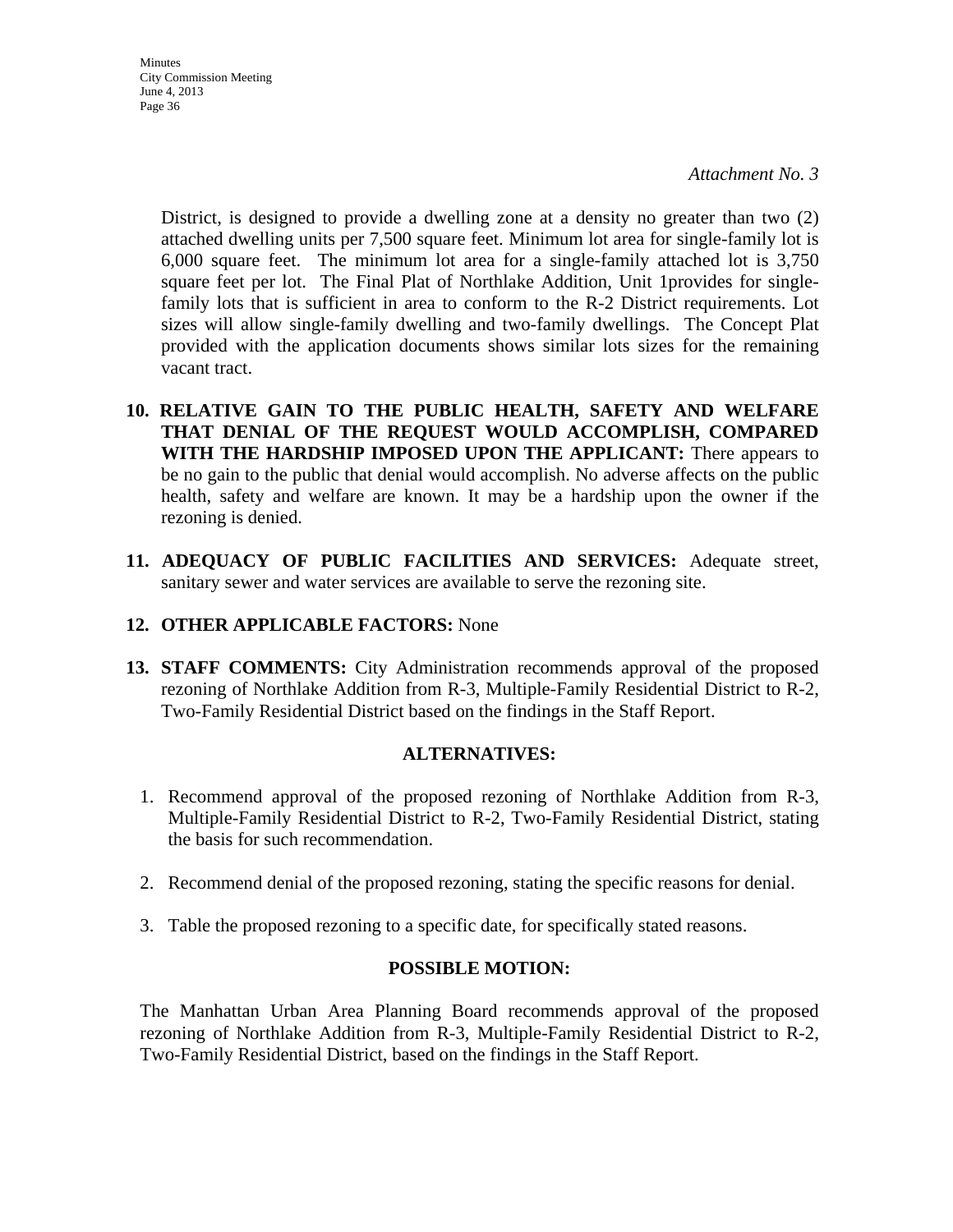*Attachment No. 3*

District, is designed to provide a dwelling zone at a density no greater than two (2) attached dwelling units per 7,500 square feet. Minimum lot area for single-family lot is 6,000 square feet. The minimum lot area for a single-family attached lot is 3,750 square feet per lot. The Final Plat of Northlake Addition, Unit 1provides for single-family lots that is sufficient in area to conform to the R-2 District requirements. Lot sizes will allow single-family dwelling and two-family dwellings. The Concept Plat provided with the application documents shows similar lots sizes for the remaining vacant tract.

10. **RELATIVE GAIN TO THE PUBLIC HEALTH, SAFETY AND WELFARE THAT DENIAL OF THE REQUEST WOULD ACCOMPLISH, COMPARED WITH THE HARDSHIP IMPOSED UPON THE APPLICANT:** There appears to be no gain to the public that denial would accomplish. No adverse affects on the public health, safety and welfare are known. It may be a hardship upon the owner if the rezoning is denied.

11. **ADEQUACY OF PUBLIC FACILITIES AND SERVICES:** Adequate street, sanitary sewer and water services are available to serve the rezoning site.

12. **OTHER APPLICABLE FACTORS:** None

13. **STAFF COMMENTS:** City Administration recommends approval of the proposed rezoning of Northlake Addition from R-3, Multiple-Family Residential District to R-2, Two-Family Residential District based on the findings in the Staff Report.

## ALTERNATIVES:

1. Recommend approval of the proposed rezoning of Northlake Addition from R-3, Multiple-Family Residential District to R-2, Two-Family Residential District, stating the basis for such recommendation.

2. Recommend denial of the proposed rezoning, stating the specific reasons for denial.

3. Table the proposed rezoning to a specific date, for specifically stated reasons.

## POSSIBLE MOTION:

The Manhattan Urban Area Planning Board recommends approval of the proposed rezoning of Northlake Addition from R-3, Multiple-Family Residential District to R-2, Two-Family Residential District, based on the findings in the Staff Report.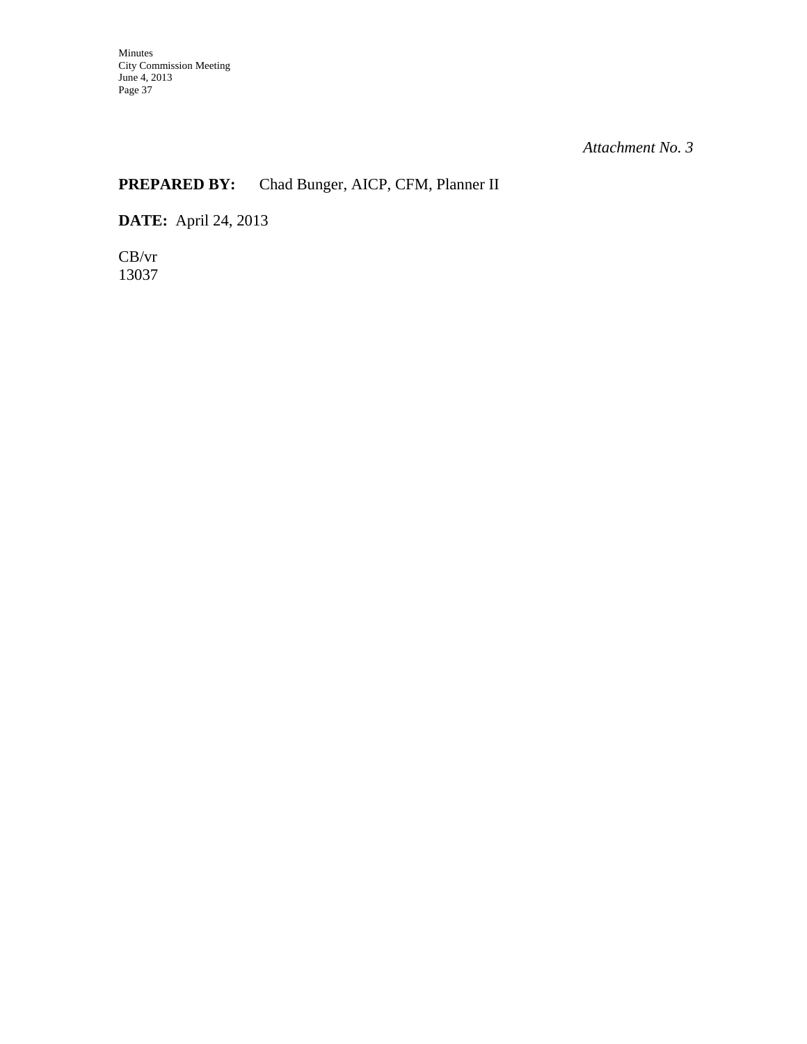*Attachment No. 3*

**PREPARED BY:** Chad Bunger, AICP, CFM, Planner II

**DATE:** April 24, 2013

CB/vr
13037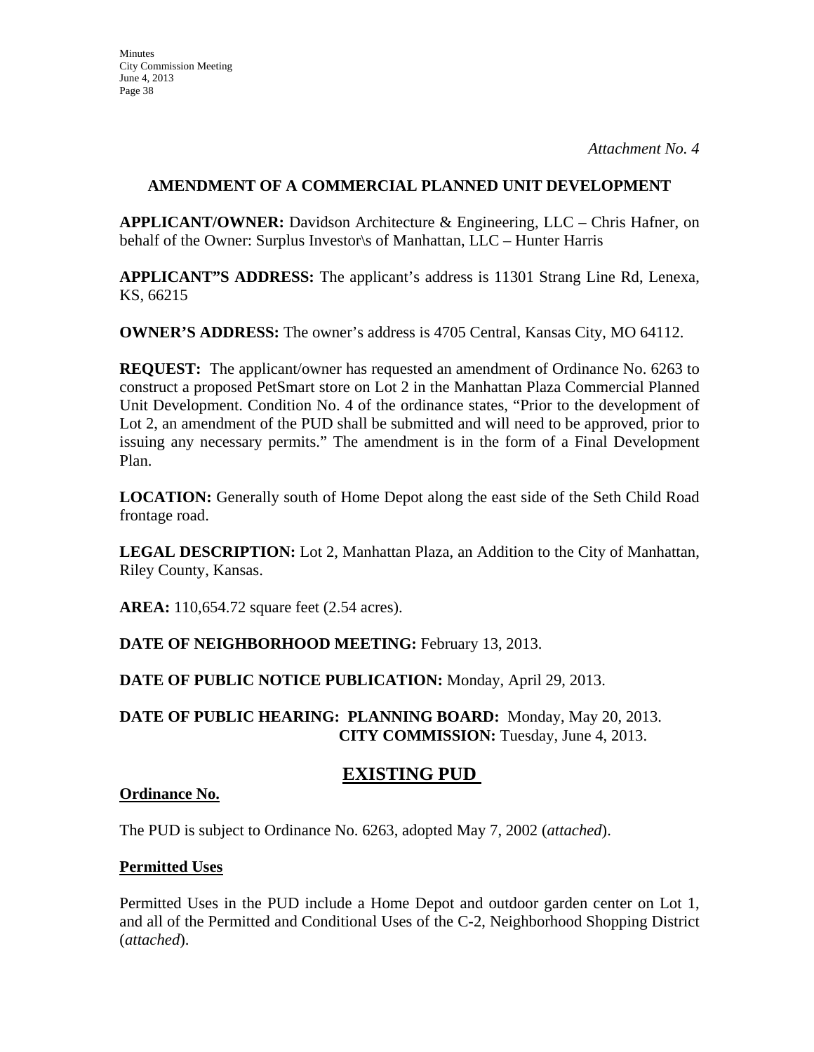*Attachment No. 4*

## AMENDMENT OF A COMMERCIAL PLANNED UNIT DEVELOPMENT

**APPLICANT/OWNER:** Davidson Architecture & Engineering, LLC – Chris Hafner, on behalf of the Owner: Surplus Investor\s of Manhattan, LLC – Hunter Harris

**APPLICANT"S ADDRESS:** The applicant's address is 11301 Strang Line Rd, Lenexa, KS, 66215

**OWNER'S ADDRESS:** The owner's address is 4705 Central, Kansas City, MO 64112.

**REQUEST:** The applicant/owner has requested an amendment of Ordinance No. 6263 to construct a proposed PetSmart store on Lot 2 in the Manhattan Plaza Commercial Planned Unit Development. Condition No. 4 of the ordinance states, "Prior to the development of Lot 2, an amendment of the PUD shall be submitted and will need to be approved, prior to issuing any necessary permits." The amendment is in the form of a Final Development Plan.

**LOCATION:** Generally south of Home Depot along the east side of the Seth Child Road frontage road.

**LEGAL DESCRIPTION:** Lot 2, Manhattan Plaza, an Addition to the City of Manhattan, Riley County, Kansas.

**AREA:** 110,654.72 square feet (2.54 acres).

**DATE OF NEIGHBORHOOD MEETING:** February 13, 2013.

**DATE OF PUBLIC NOTICE PUBLICATION:** Monday, April 29, 2013.

**DATE OF PUBLIC HEARING: PLANNING BOARD:** Monday, May 20, 2013.
**CITY COMMISSION:** Tuesday, June 4, 2013.

## EXISTING PUD

**Ordinance No.**

The PUD is subject to Ordinance No. 6263, adopted May 7, 2002 (*attached*).

**Permitted Uses**

Permitted Uses in the PUD include a Home Depot and outdoor garden center on Lot 1, and all of the Permitted and Conditional Uses of the C-2, Neighborhood Shopping District (*attached*).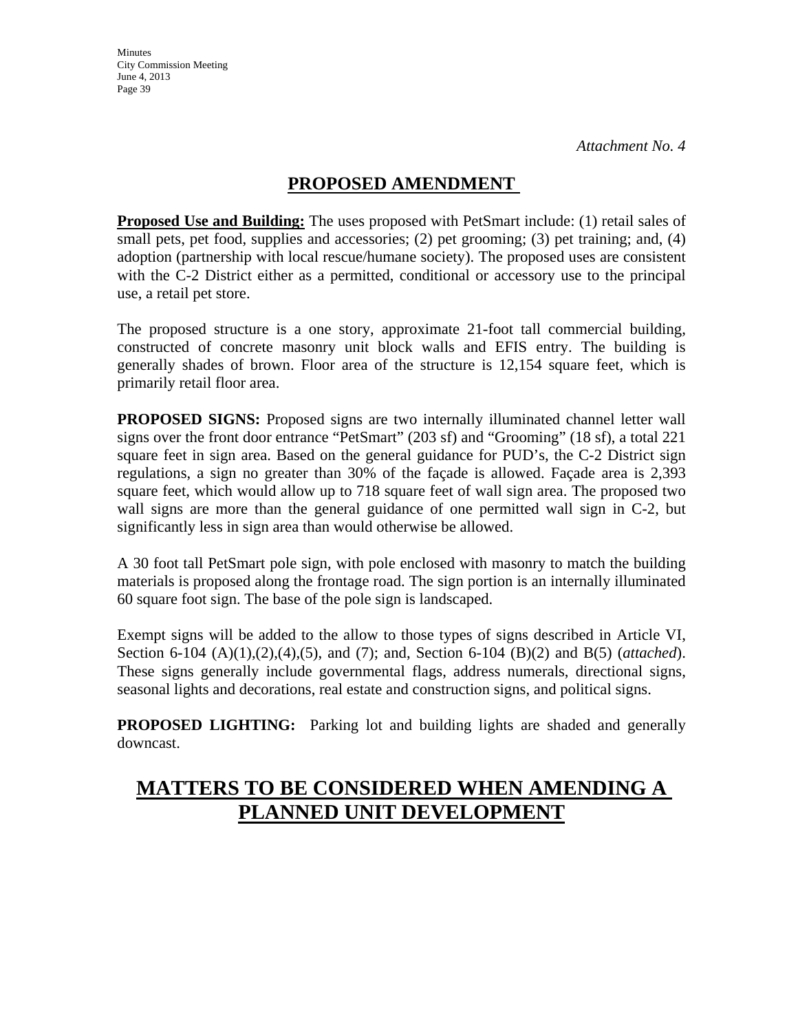*Attachment No. 4*

# PROPOSED AMENDMENT

**Proposed Use and Building:** The uses proposed with PetSmart include: (1) retail sales of small pets, pet food, supplies and accessories; (2) pet grooming; (3) pet training; and, (4) adoption (partnership with local rescue/humane society). The proposed uses are consistent with the C-2 District either as a permitted, conditional or accessory use to the principal use, a retail pet store.

The proposed structure is a one story, approximate 21-foot tall commercial building, constructed of concrete masonry unit block walls and EFIS entry. The building is generally shades of brown. Floor area of the structure is 12,154 square feet, which is primarily retail floor area.

**PROPOSED SIGNS:** Proposed signs are two internally illuminated channel letter wall signs over the front door entrance "PetSmart" (203 sf) and "Grooming" (18 sf), a total 221 square feet in sign area. Based on the general guidance for PUD's, the C-2 District sign regulations, a sign no greater than 30% of the façade is allowed. Façade area is 2,393 square feet, which would allow up to 718 square feet of wall sign area. The proposed two wall signs are more than the general guidance of one permitted wall sign in C-2, but significantly less in sign area than would otherwise be allowed.

A 30 foot tall PetSmart pole sign, with pole enclosed with masonry to match the building materials is proposed along the frontage road. The sign portion is an internally illuminated 60 square foot sign. The base of the pole sign is landscaped.

Exempt signs will be added to the allow to those types of signs described in Article VI, Section 6-104 (A)(1),(2),(4),(5), and (7); and, Section 6-104 (B)(2) and B(5) (*attached*). These signs generally include governmental flags, address numerals, directional signs, seasonal lights and decorations, real estate and construction signs, and political signs.

**PROPOSED LIGHTING:** Parking lot and building lights are shaded and generally downcast.

# MATTERS TO BE CONSIDERED WHEN AMENDING A PLANNED UNIT DEVELOPMENT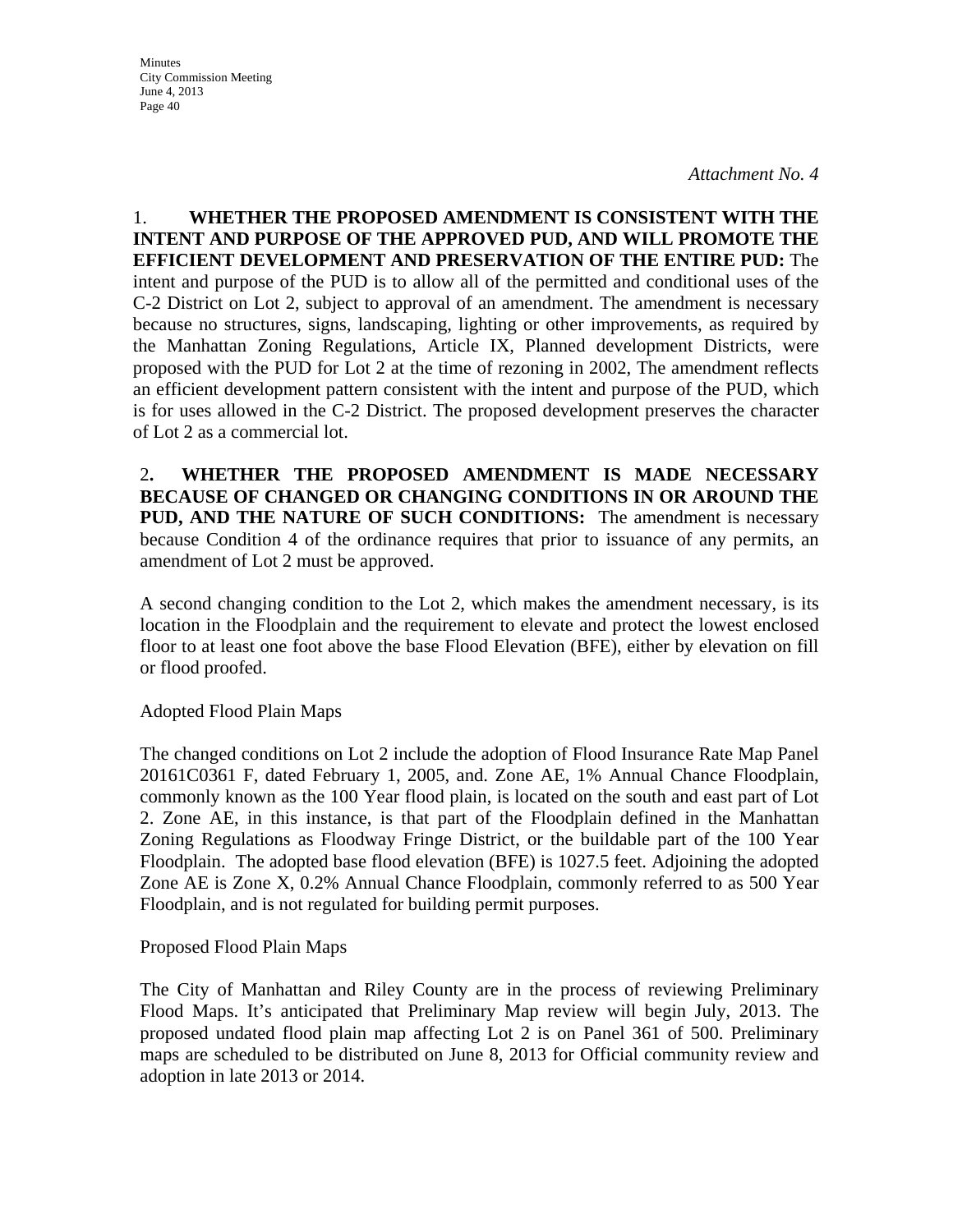*Attachment No. 4*

1. **WHETHER THE PROPOSED AMENDMENT IS CONSISTENT WITH THE INTENT AND PURPOSE OF THE APPROVED PUD, AND WILL PROMOTE THE EFFICIENT DEVELOPMENT AND PRESERVATION OF THE ENTIRE PUD:** The intent and purpose of the PUD is to allow all of the permitted and conditional uses of the C-2 District on Lot 2, subject to approval of an amendment. The amendment is necessary because no structures, signs, landscaping, lighting or other improvements, as required by the Manhattan Zoning Regulations, Article IX, Planned development Districts, were proposed with the PUD for Lot 2 at the time of rezoning in 2002, The amendment reflects an efficient development pattern consistent with the intent and purpose of the PUD, which is for uses allowed in the C-2 District. The proposed development preserves the character of Lot 2 as a commercial lot.

2**. WHETHER THE PROPOSED AMENDMENT IS MADE NECESSARY BECAUSE OF CHANGED OR CHANGING CONDITIONS IN OR AROUND THE PUD, AND THE NATURE OF SUCH CONDITIONS:** The amendment is necessary because Condition 4 of the ordinance requires that prior to issuance of any permits, an amendment of Lot 2 must be approved.

A second changing condition to the Lot 2, which makes the amendment necessary, is its location in the Floodplain and the requirement to elevate and protect the lowest enclosed floor to at least one foot above the base Flood Elevation (BFE), either by elevation on fill or flood proofed.

Adopted Flood Plain Maps

The changed conditions on Lot 2 include the adoption of Flood Insurance Rate Map Panel 20161C0361 F, dated February 1, 2005, and. Zone AE, 1% Annual Chance Floodplain, commonly known as the 100 Year flood plain, is located on the south and east part of Lot 2. Zone AE, in this instance, is that part of the Floodplain defined in the Manhattan Zoning Regulations as Floodway Fringe District, or the buildable part of the 100 Year Floodplain. The adopted base flood elevation (BFE) is 1027.5 feet. Adjoining the adopted Zone AE is Zone X, 0.2% Annual Chance Floodplain, commonly referred to as 500 Year Floodplain, and is not regulated for building permit purposes.

Proposed Flood Plain Maps

The City of Manhattan and Riley County are in the process of reviewing Preliminary Flood Maps. It's anticipated that Preliminary Map review will begin July, 2013. The proposed undated flood plain map affecting Lot 2 is on Panel 361 of 500. Preliminary maps are scheduled to be distributed on June 8, 2013 for Official community review and adoption in late 2013 or 2014.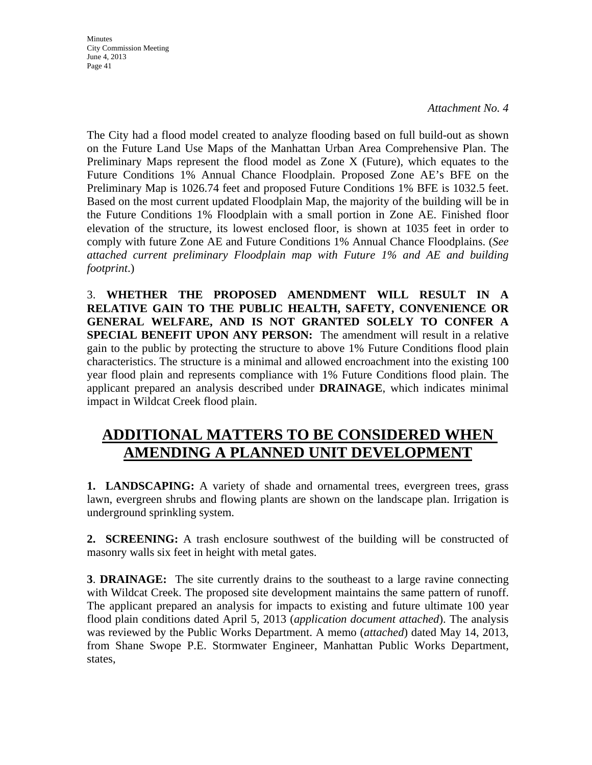*Attachment No. 4*

The City had a flood model created to analyze flooding based on full build-out as shown on the Future Land Use Maps of the Manhattan Urban Area Comprehensive Plan. The Preliminary Maps represent the flood model as Zone X (Future), which equates to the Future Conditions 1% Annual Chance Floodplain. Proposed Zone AE's BFE on the Preliminary Map is 1026.74 feet and proposed Future Conditions 1% BFE is 1032.5 feet. Based on the most current updated Floodplain Map, the majority of the building will be in the Future Conditions 1% Floodplain with a small portion in Zone AE. Finished floor elevation of the structure, its lowest enclosed floor, is shown at 1035 feet in order to comply with future Zone AE and Future Conditions 1% Annual Chance Floodplains. (*See attached current preliminary Floodplain map with Future 1% and AE and building footprint*.)

3. **WHETHER THE PROPOSED AMENDMENT WILL RESULT IN A RELATIVE GAIN TO THE PUBLIC HEALTH, SAFETY, CONVENIENCE OR GENERAL WELFARE, AND IS NOT GRANTED SOLELY TO CONFER A SPECIAL BENEFIT UPON ANY PERSON:** The amendment will result in a relative gain to the public by protecting the structure to above 1% Future Conditions flood plain characteristics. The structure is a minimal and allowed encroachment into the existing 100 year flood plain and represents compliance with 1% Future Conditions flood plain. The applicant prepared an analysis described under **DRAINAGE**, which indicates minimal impact in Wildcat Creek flood plain.

## ADDITIONAL MATTERS TO BE CONSIDERED WHEN AMENDING A PLANNED UNIT DEVELOPMENT

**1. LANDSCAPING:** A variety of shade and ornamental trees, evergreen trees, grass lawn, evergreen shrubs and flowing plants are shown on the landscape plan. Irrigation is underground sprinkling system.

**2. SCREENING:** A trash enclosure southwest of the building will be constructed of masonry walls six feet in height with metal gates.

**3**. **DRAINAGE:** The site currently drains to the southeast to a large ravine connecting with Wildcat Creek. The proposed site development maintains the same pattern of runoff. The applicant prepared an analysis for impacts to existing and future ultimate 100 year flood plain conditions dated April 5, 2013 (*application document attached*). The analysis was reviewed by the Public Works Department. A memo (*attached*) dated May 14, 2013, from Shane Swope P.E. Stormwater Engineer, Manhattan Public Works Department, states,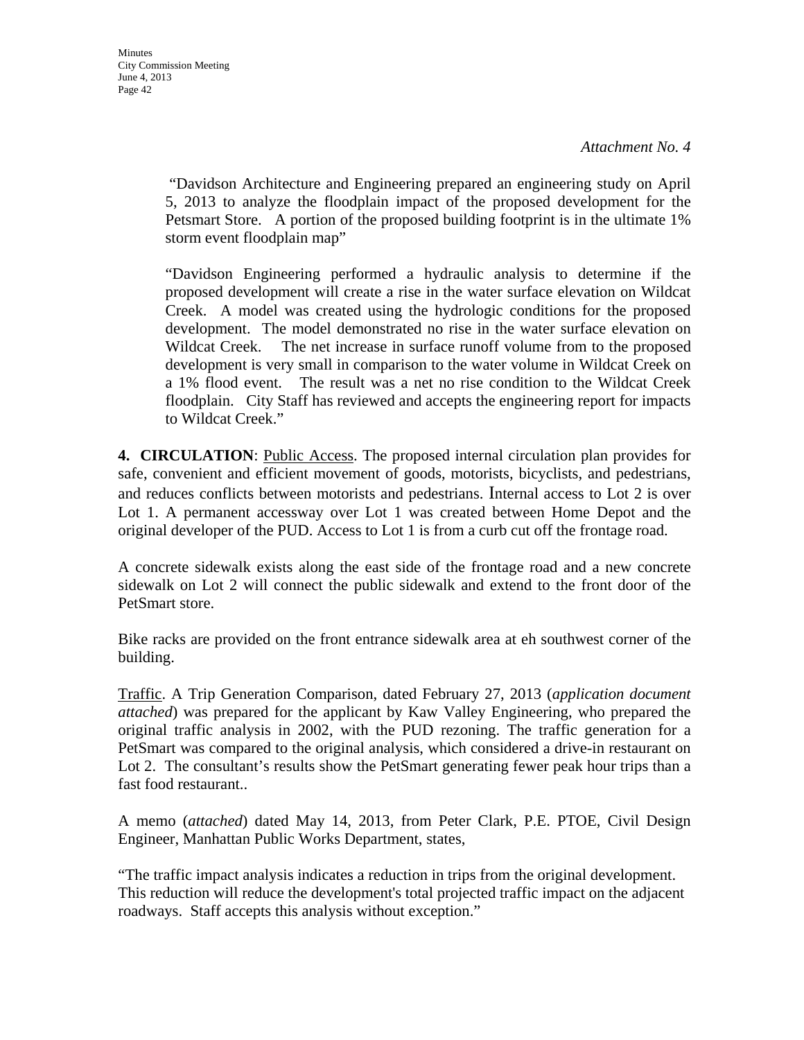*Attachment No. 4*

> "Davidson Architecture and Engineering prepared an engineering study on April 5, 2013 to analyze the floodplain impact of the proposed development for the Petsmart Store. A portion of the proposed building footprint is in the ultimate 1% storm event floodplain map"
>
> "Davidson Engineering performed a hydraulic analysis to determine if the proposed development will create a rise in the water surface elevation on Wildcat Creek. A model was created using the hydrologic conditions for the proposed development. The model demonstrated no rise in the water surface elevation on Wildcat Creek. The net increase in surface runoff volume from to the proposed development is very small in comparison to the water volume in Wildcat Creek on a 1% flood event. The result was a net no rise condition to the Wildcat Creek floodplain. City Staff has reviewed and accepts the engineering report for impacts to Wildcat Creek."

**4. CIRCULATION**: Public Access. The proposed internal circulation plan provides for safe, convenient and efficient movement of goods, motorists, bicyclists, and pedestrians, and reduces conflicts between motorists and pedestrians. Internal access to Lot 2 is over Lot 1. A permanent accessway over Lot 1 was created between Home Depot and the original developer of the PUD. Access to Lot 1 is from a curb cut off the frontage road.

A concrete sidewalk exists along the east side of the frontage road and a new concrete sidewalk on Lot 2 will connect the public sidewalk and extend to the front door of the PetSmart store.

Bike racks are provided on the front entrance sidewalk area at eh southwest corner of the building.

Traffic. A Trip Generation Comparison, dated February 27, 2013 (*application document attached*) was prepared for the applicant by Kaw Valley Engineering, who prepared the original traffic analysis in 2002, with the PUD rezoning. The traffic generation for a PetSmart was compared to the original analysis, which considered a drive-in restaurant on Lot 2. The consultant's results show the PetSmart generating fewer peak hour trips than a fast food restaurant..

A memo (*attached*) dated May 14, 2013, from Peter Clark, P.E. PTOE, Civil Design Engineer, Manhattan Public Works Department, states,

"The traffic impact analysis indicates a reduction in trips from the original development. This reduction will reduce the development's total projected traffic impact on the adjacent roadways. Staff accepts this analysis without exception."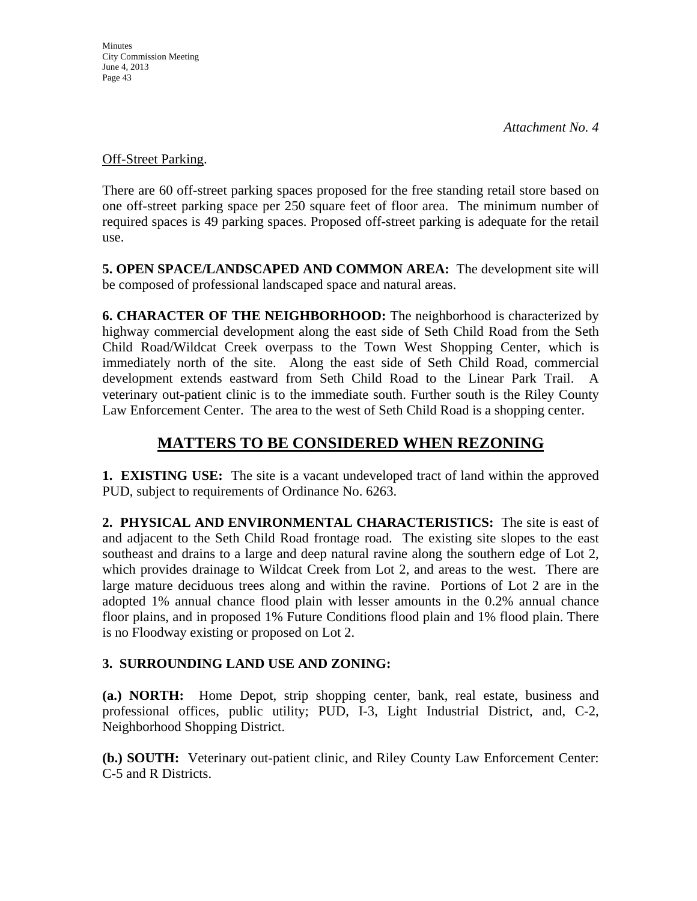*Attachment No. 4*

Off-Street Parking.

There are 60 off-street parking spaces proposed for the free standing retail store based on one off-street parking space per 250 square feet of floor area. The minimum number of required spaces is 49 parking spaces. Proposed off-street parking is adequate for the retail use.

**5. OPEN SPACE/LANDSCAPED AND COMMON AREA:** The development site will be composed of professional landscaped space and natural areas.

**6. CHARACTER OF THE NEIGHBORHOOD:** The neighborhood is characterized by highway commercial development along the east side of Seth Child Road from the Seth Child Road/Wildcat Creek overpass to the Town West Shopping Center, which is immediately north of the site. Along the east side of Seth Child Road, commercial development extends eastward from Seth Child Road to the Linear Park Trail. A veterinary out-patient clinic is to the immediate south. Further south is the Riley County Law Enforcement Center. The area to the west of Seth Child Road is a shopping center.

## MATTERS TO BE CONSIDERED WHEN REZONING

**1. EXISTING USE:** The site is a vacant undeveloped tract of land within the approved PUD, subject to requirements of Ordinance No. 6263.

**2. PHYSICAL AND ENVIRONMENTAL CHARACTERISTICS:** The site is east of and adjacent to the Seth Child Road frontage road. The existing site slopes to the east southeast and drains to a large and deep natural ravine along the southern edge of Lot 2, which provides drainage to Wildcat Creek from Lot 2, and areas to the west. There are large mature deciduous trees along and within the ravine. Portions of Lot 2 are in the adopted 1% annual chance flood plain with lesser amounts in the 0.2% annual chance floor plains, and in proposed 1% Future Conditions flood plain and 1% flood plain. There is no Floodway existing or proposed on Lot 2.

**3. SURROUNDING LAND USE AND ZONING:**

**(a.) NORTH:** Home Depot, strip shopping center, bank, real estate, business and professional offices, public utility; PUD, I-3, Light Industrial District, and, C-2, Neighborhood Shopping District.

**(b.) SOUTH:** Veterinary out-patient clinic, and Riley County Law Enforcement Center: C-5 and R Districts.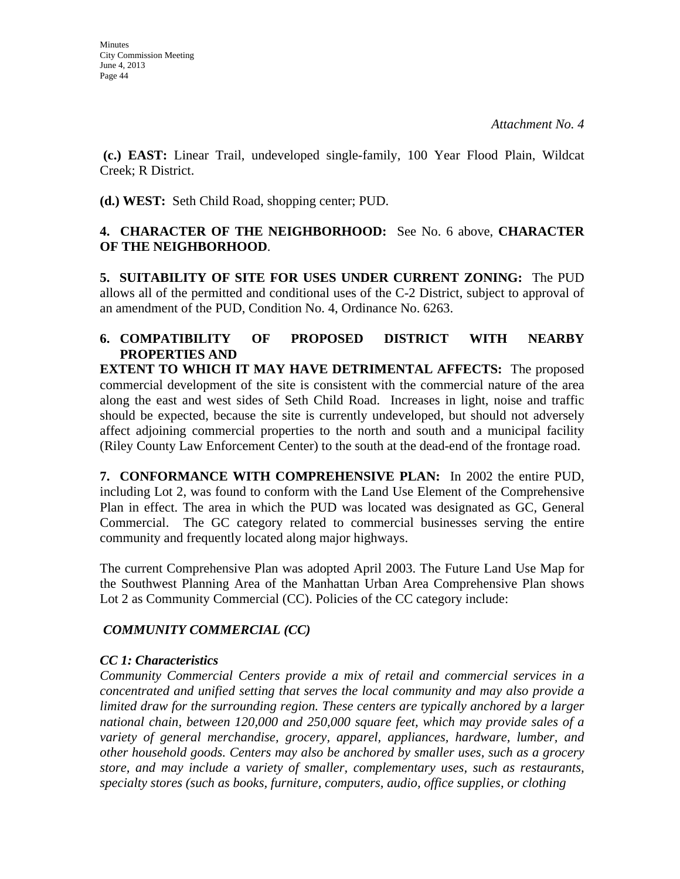*Attachment No. 4*

**(c.) EAST:** Linear Trail, undeveloped single-family, 100 Year Flood Plain, Wildcat Creek; R District.

**(d.) WEST:** Seth Child Road, shopping center; PUD.

**4. CHARACTER OF THE NEIGHBORHOOD:** See No. 6 above, **CHARACTER OF THE NEIGHBORHOOD**.

**5. SUITABILITY OF SITE FOR USES UNDER CURRENT ZONING:** The PUD allows all of the permitted and conditional uses of the C-2 District, subject to approval of an amendment of the PUD, Condition No. 4, Ordinance No. 6263.

**6. COMPATIBILITY OF PROPOSED DISTRICT WITH NEARBY PROPERTIES AND EXTENT TO WHICH IT MAY HAVE DETRIMENTAL AFFECTS:** The proposed commercial development of the site is consistent with the commercial nature of the area along the east and west sides of Seth Child Road. Increases in light, noise and traffic should be expected, because the site is currently undeveloped, but should not adversely affect adjoining commercial properties to the north and south and a municipal facility (Riley County Law Enforcement Center) to the south at the dead-end of the frontage road.

**7. CONFORMANCE WITH COMPREHENSIVE PLAN:** In 2002 the entire PUD, including Lot 2, was found to conform with the Land Use Element of the Comprehensive Plan in effect. The area in which the PUD was located was designated as GC, General Commercial. The GC category related to commercial businesses serving the entire community and frequently located along major highways.

The current Comprehensive Plan was adopted April 2003. The Future Land Use Map for the Southwest Planning Area of the Manhattan Urban Area Comprehensive Plan shows Lot 2 as Community Commercial (CC). Policies of the CC category include:

***COMMUNITY COMMERCIAL (CC)***

***CC 1: Characteristics***

*Community Commercial Centers provide a mix of retail and commercial services in a concentrated and unified setting that serves the local community and may also provide a limited draw for the surrounding region. These centers are typically anchored by a larger national chain, between 120,000 and 250,000 square feet, which may provide sales of a variety of general merchandise, grocery, apparel, appliances, hardware, lumber, and other household goods. Centers may also be anchored by smaller uses, such as a grocery store, and may include a variety of smaller, complementary uses, such as restaurants, specialty stores (such as books, furniture, computers, audio, office supplies, or clothing*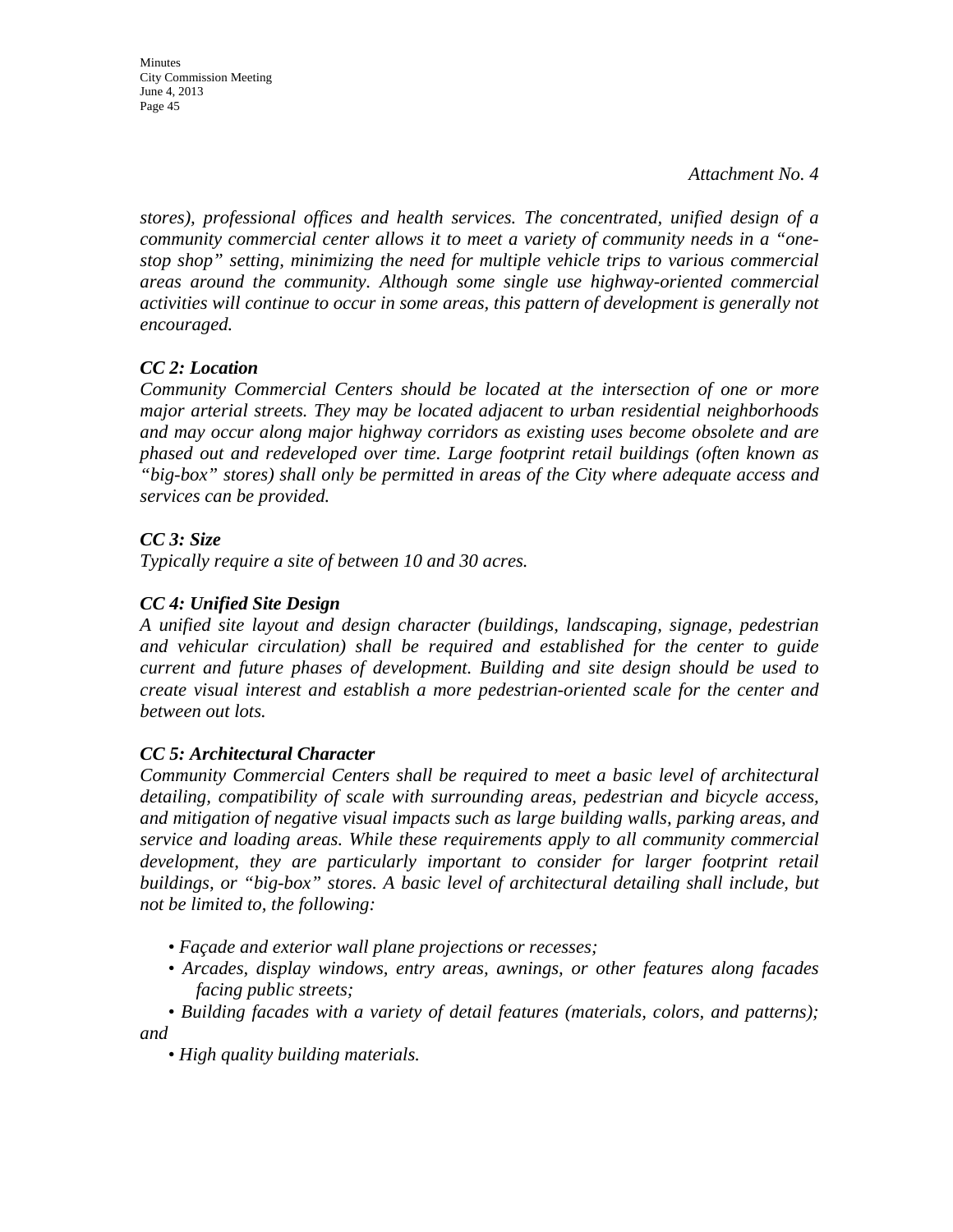*Attachment No. 4*

*stores), professional offices and health services. The concentrated, unified design of a community commercial center allows it to meet a variety of community needs in a "one-stop shop" setting, minimizing the need for multiple vehicle trips to various commercial areas around the community. Although some single use highway-oriented commercial activities will continue to occur in some areas, this pattern of development is generally not encouraged.*

***CC 2: Location***

*Community Commercial Centers should be located at the intersection of one or more major arterial streets. They may be located adjacent to urban residential neighborhoods and may occur along major highway corridors as existing uses become obsolete and are phased out and redeveloped over time. Large footprint retail buildings (often known as "big-box" stores) shall only be permitted in areas of the City where adequate access and services can be provided.*

***CC 3: Size***

*Typically require a site of between 10 and 30 acres.*

***CC 4: Unified Site Design***

*A unified site layout and design character (buildings, landscaping, signage, pedestrian and vehicular circulation) shall be required and established for the center to guide current and future phases of development. Building and site design should be used to create visual interest and establish a more pedestrian-oriented scale for the center and between out lots.*

***CC 5: Architectural Character***

*Community Commercial Centers shall be required to meet a basic level of architectural detailing, compatibility of scale with surrounding areas, pedestrian and bicycle access, and mitigation of negative visual impacts such as large building walls, parking areas, and service and loading areas. While these requirements apply to all community commercial development, they are particularly important to consider for larger footprint retail buildings, or "big-box" stores. A basic level of architectural detailing shall include, but not be limited to, the following:*

- *Façade and exterior wall plane projections or recesses;*
- *Arcades, display windows, entry areas, awnings, or other features along facades facing public streets;*
- *Building facades with a variety of detail features (materials, colors, and patterns); and*
- *High quality building materials.*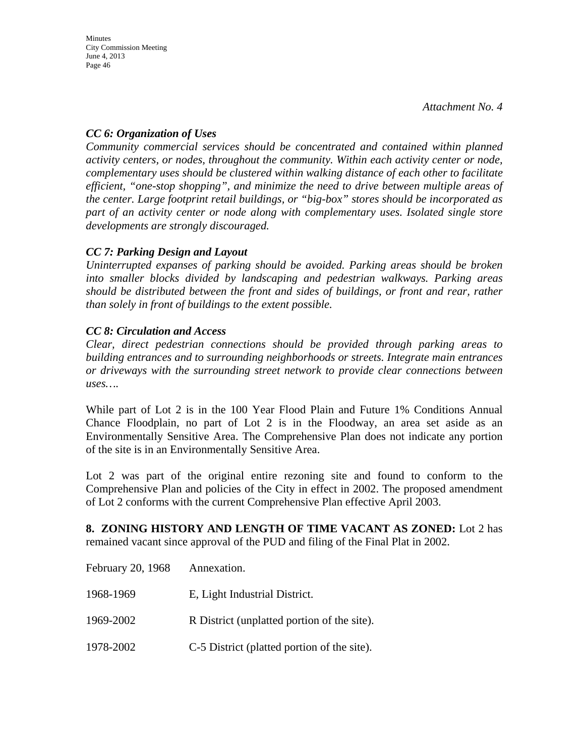*Attachment No. 4*

***CC 6: Organization of Uses***

*Community commercial services should be concentrated and contained within planned activity centers, or nodes, throughout the community. Within each activity center or node, complementary uses should be clustered within walking distance of each other to facilitate efficient, "one-stop shopping", and minimize the need to drive between multiple areas of the center. Large footprint retail buildings, or "big-box" stores should be incorporated as part of an activity center or node along with complementary uses. Isolated single store developments are strongly discouraged.*

***CC 7: Parking Design and Layout***

*Uninterrupted expanses of parking should be avoided. Parking areas should be broken into smaller blocks divided by landscaping and pedestrian walkways. Parking areas should be distributed between the front and sides of buildings, or front and rear, rather than solely in front of buildings to the extent possible.*

***CC 8: Circulation and Access***

*Clear, direct pedestrian connections should be provided through parking areas to building entrances and to surrounding neighborhoods or streets. Integrate main entrances or driveways with the surrounding street network to provide clear connections between uses….*

While part of Lot 2 is in the 100 Year Flood Plain and Future 1% Conditions Annual Chance Floodplain, no part of Lot 2 is in the Floodway, an area set aside as an Environmentally Sensitive Area. The Comprehensive Plan does not indicate any portion of the site is in an Environmentally Sensitive Area.

Lot 2 was part of the original entire rezoning site and found to conform to the Comprehensive Plan and policies of the City in effect in 2002. The proposed amendment of Lot 2 conforms with the current Comprehensive Plan effective April 2003.

**8. ZONING HISTORY AND LENGTH OF TIME VACANT AS ZONED:** Lot 2 has remained vacant since approval of the PUD and filing of the Final Plat in 2002.

| | |
|---|---|
| February 20, 1968 | Annexation. |
| 1968-1969 | E, Light Industrial District. |
| 1969-2002 | R District (unplatted portion of the site). |
| 1978-2002 | C-5 District (platted portion of the site). |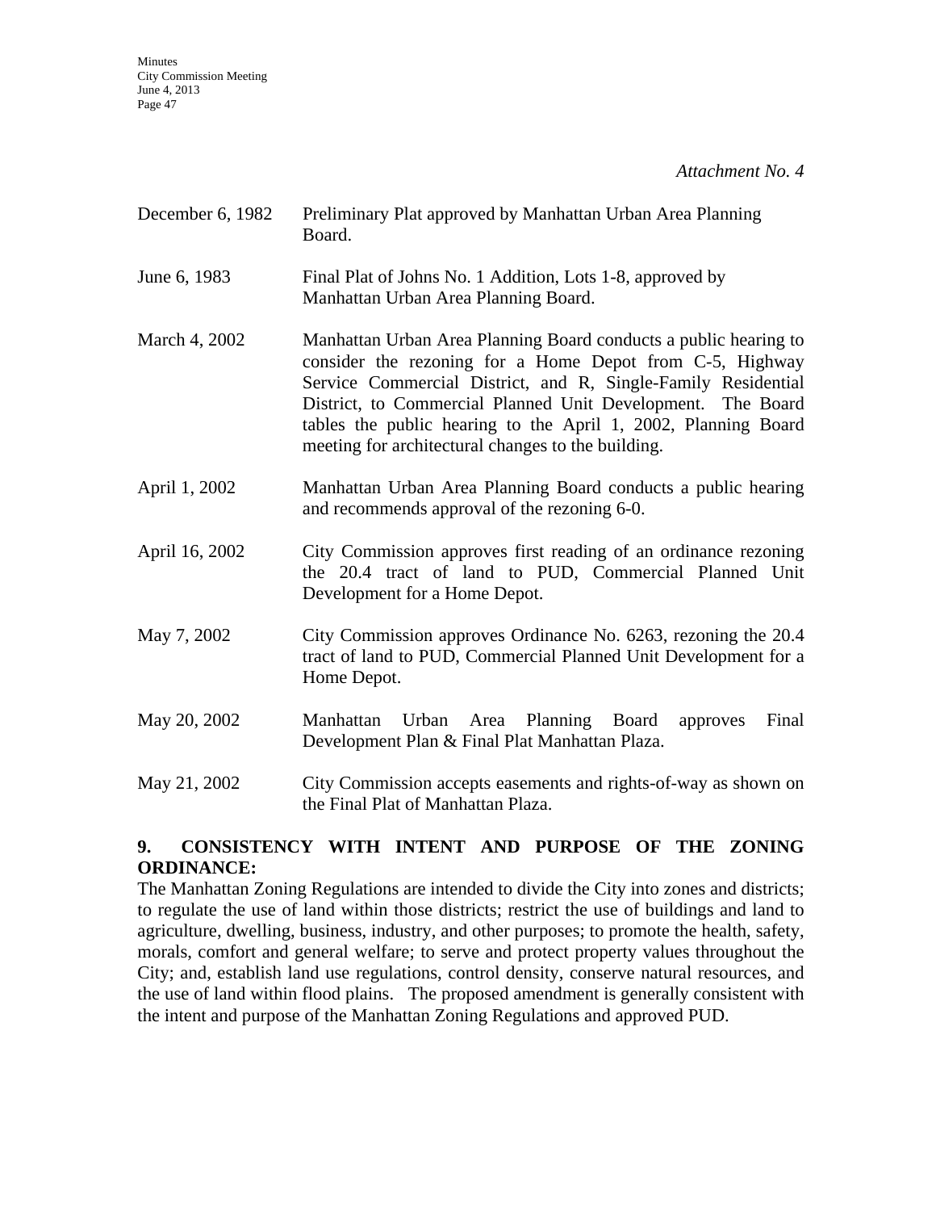*Attachment No. 4*

| | |
|---|---|
| December 6, 1982 | Preliminary Plat approved by Manhattan Urban Area Planning Board. |
| June 6, 1983 | Final Plat of Johns No. 1 Addition, Lots 1-8, approved by Manhattan Urban Area Planning Board. |
| March 4, 2002 | Manhattan Urban Area Planning Board conducts a public hearing to consider the rezoning for a Home Depot from C-5, Highway Service Commercial District, and R, Single-Family Residential District, to Commercial Planned Unit Development. The Board tables the public hearing to the April 1, 2002, Planning Board meeting for architectural changes to the building. |
| April 1, 2002 | Manhattan Urban Area Planning Board conducts a public hearing and recommends approval of the rezoning 6-0. |
| April 16, 2002 | City Commission approves first reading of an ordinance rezoning the 20.4 tract of land to PUD, Commercial Planned Unit Development for a Home Depot. |
| May 7, 2002 | City Commission approves Ordinance No. 6263, rezoning the 20.4 tract of land to PUD, Commercial Planned Unit Development for a Home Depot. |
| May 20, 2002 | Manhattan Urban Area Planning Board approves Final Development Plan & Final Plat Manhattan Plaza. |
| May 21, 2002 | City Commission accepts easements and rights-of-way as shown on the Final Plat of Manhattan Plaza. |

**9. CONSISTENCY WITH INTENT AND PURPOSE OF THE ZONING ORDINANCE:**

The Manhattan Zoning Regulations are intended to divide the City into zones and districts; to regulate the use of land within those districts; restrict the use of buildings and land to agriculture, dwelling, business, industry, and other purposes; to promote the health, safety, morals, comfort and general welfare; to serve and protect property values throughout the City; and, establish land use regulations, control density, conserve natural resources, and the use of land within flood plains. The proposed amendment is generally consistent with the intent and purpose of the Manhattan Zoning Regulations and approved PUD.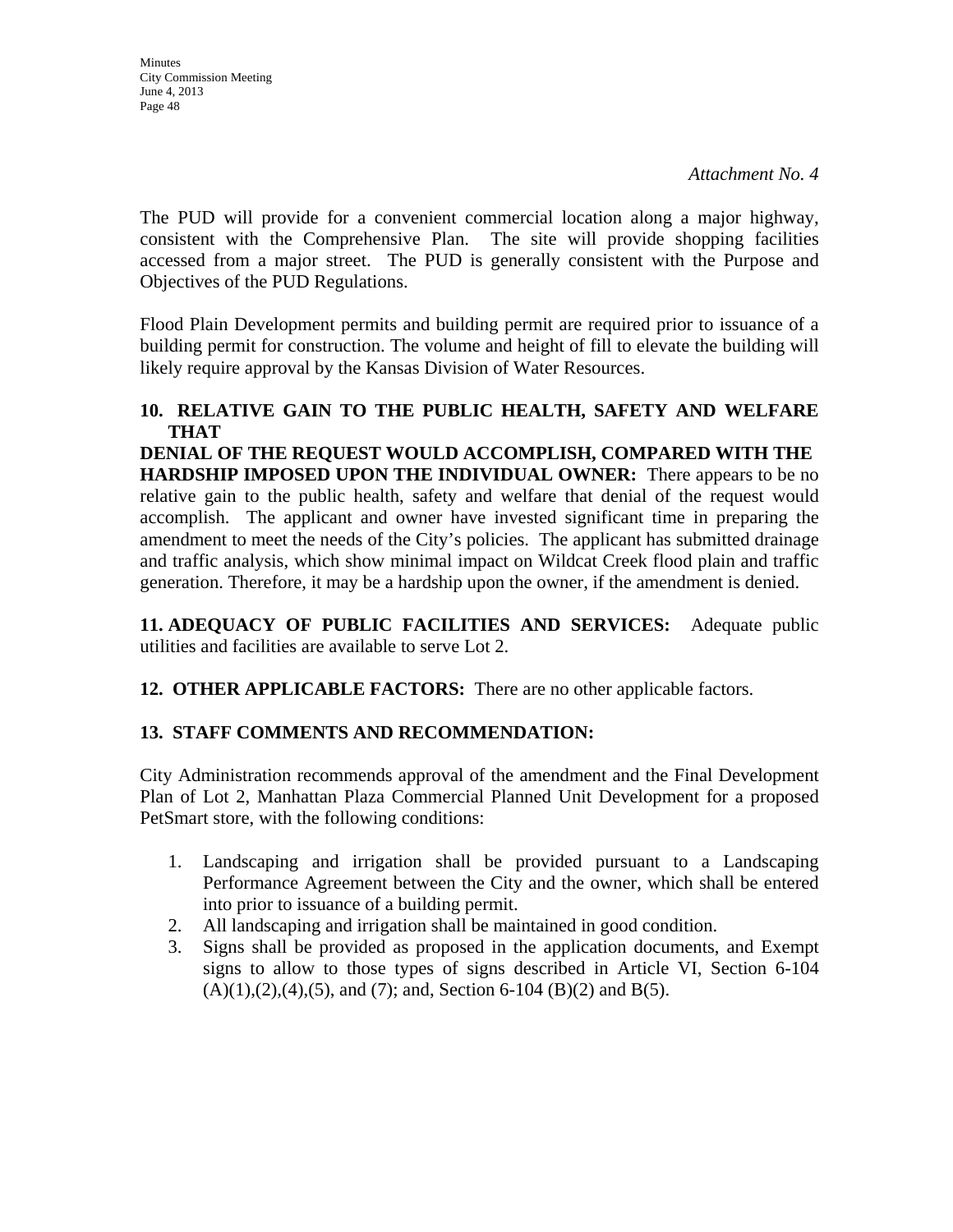*Attachment No. 4*

The PUD will provide for a convenient commercial location along a major highway, consistent with the Comprehensive Plan. The site will provide shopping facilities accessed from a major street. The PUD is generally consistent with the Purpose and Objectives of the PUD Regulations.

Flood Plain Development permits and building permit are required prior to issuance of a building permit for construction. The volume and height of fill to elevate the building will likely require approval by the Kansas Division of Water Resources.

**10. RELATIVE GAIN TO THE PUBLIC HEALTH, SAFETY AND WELFARE THAT DENIAL OF THE REQUEST WOULD ACCOMPLISH, COMPARED WITH THE HARDSHIP IMPOSED UPON THE INDIVIDUAL OWNER:** There appears to be no relative gain to the public health, safety and welfare that denial of the request would accomplish. The applicant and owner have invested significant time in preparing the amendment to meet the needs of the City's policies. The applicant has submitted drainage and traffic analysis, which show minimal impact on Wildcat Creek flood plain and traffic generation. Therefore, it may be a hardship upon the owner, if the amendment is denied.

**11. ADEQUACY OF PUBLIC FACILITIES AND SERVICES:** Adequate public utilities and facilities are available to serve Lot 2.

**12. OTHER APPLICABLE FACTORS:** There are no other applicable factors.

**13. STAFF COMMENTS AND RECOMMENDATION:**

City Administration recommends approval of the amendment and the Final Development Plan of Lot 2, Manhattan Plaza Commercial Planned Unit Development for a proposed PetSmart store, with the following conditions:

1. Landscaping and irrigation shall be provided pursuant to a Landscaping Performance Agreement between the City and the owner, which shall be entered into prior to issuance of a building permit.
2. All landscaping and irrigation shall be maintained in good condition.
3. Signs shall be provided as proposed in the application documents, and Exempt signs to allow to those types of signs described in Article VI, Section 6-104 (A)(1),(2),(4),(5), and (7); and, Section 6-104 (B)(2) and B(5).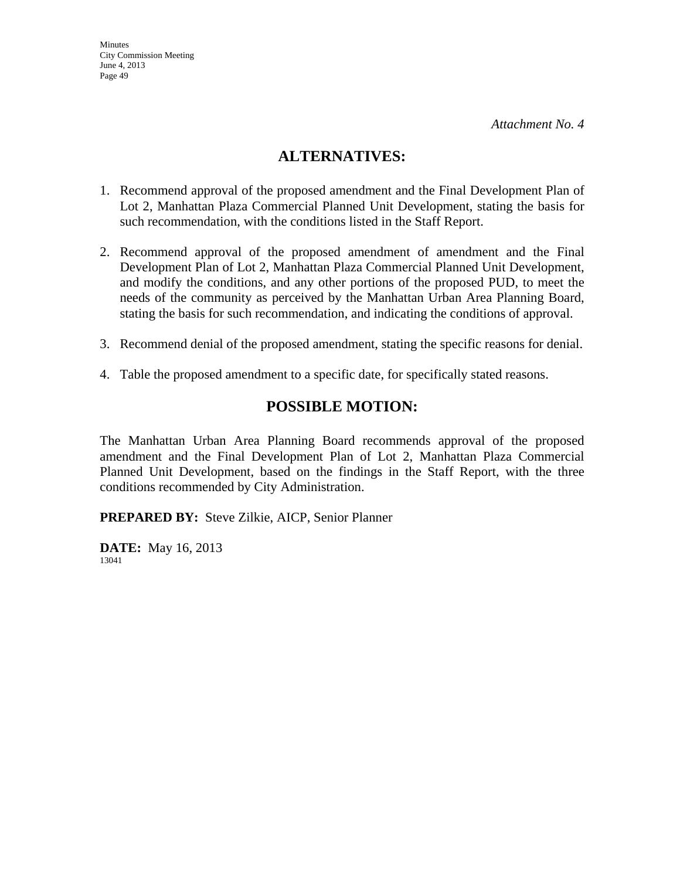*Attachment No. 4*

## ALTERNATIVES:

1. Recommend approval of the proposed amendment and the Final Development Plan of Lot 2, Manhattan Plaza Commercial Planned Unit Development, stating the basis for such recommendation, with the conditions listed in the Staff Report.

2. Recommend approval of the proposed amendment of amendment and the Final Development Plan of Lot 2, Manhattan Plaza Commercial Planned Unit Development, and modify the conditions, and any other portions of the proposed PUD, to meet the needs of the community as perceived by the Manhattan Urban Area Planning Board, stating the basis for such recommendation, and indicating the conditions of approval.

3. Recommend denial of the proposed amendment, stating the specific reasons for denial.

4. Table the proposed amendment to a specific date, for specifically stated reasons.

## POSSIBLE MOTION:

The Manhattan Urban Area Planning Board recommends approval of the proposed amendment and the Final Development Plan of Lot 2, Manhattan Plaza Commercial Planned Unit Development, based on the findings in the Staff Report, with the three conditions recommended by City Administration.

**PREPARED BY:** Steve Zilkie, AICP, Senior Planner

**DATE:** May 16, 2013

13041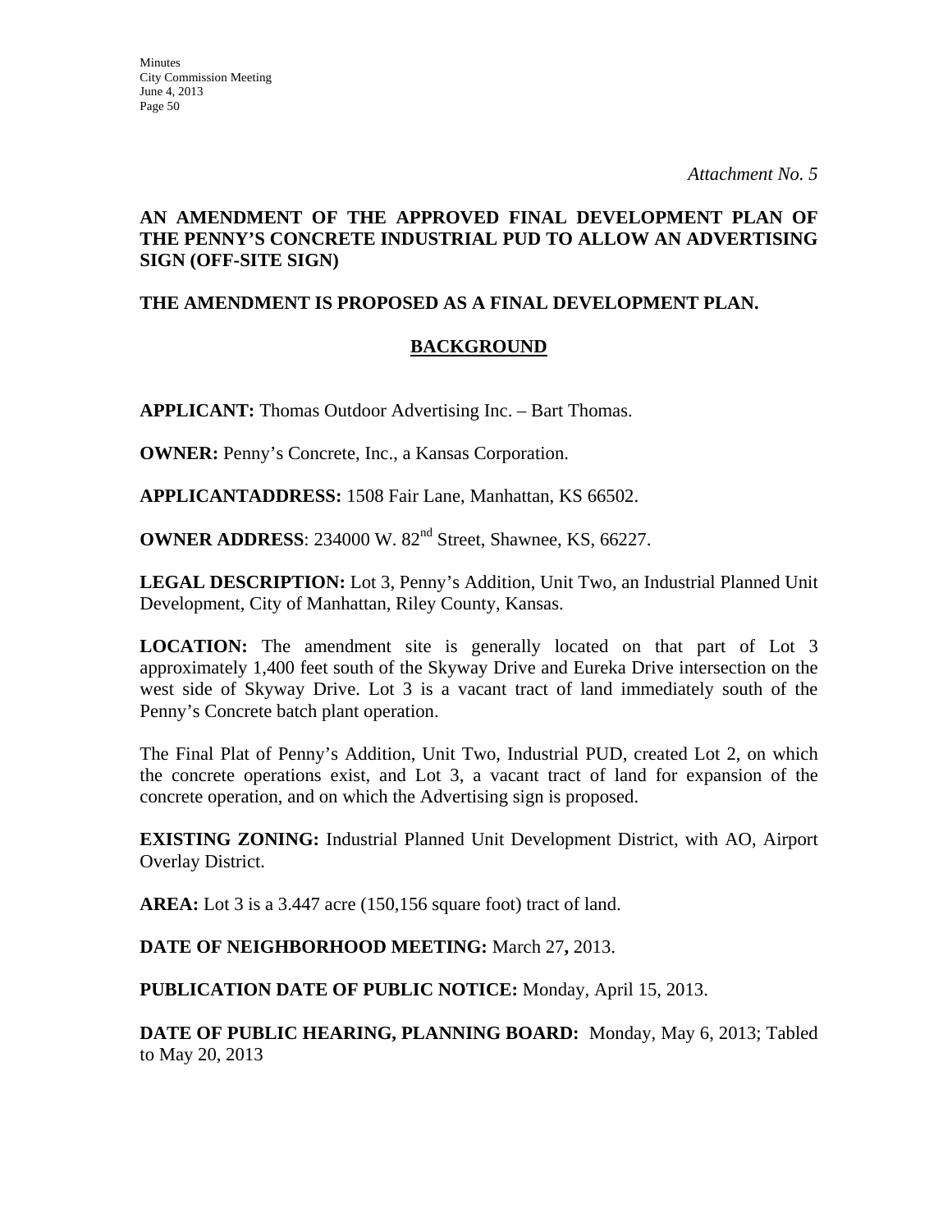*Attachment No. 5*

**AN AMENDMENT OF THE APPROVED FINAL DEVELOPMENT PLAN OF THE PENNY'S CONCRETE INDUSTRIAL PUD TO ALLOW AN ADVERTISING SIGN (OFF-SITE SIGN)**

**THE AMENDMENT IS PROPOSED AS A FINAL DEVELOPMENT PLAN.**

## BACKGROUND

**APPLICANT:** Thomas Outdoor Advertising Inc. – Bart Thomas.

**OWNER:** Penny's Concrete, Inc., a Kansas Corporation.

**APPLICANTADDRESS:** 1508 Fair Lane, Manhattan, KS 66502.

**OWNER ADDRESS**: 234000 W. 82$^{nd}$ Street, Shawnee, KS, 66227.

**LEGAL DESCRIPTION:** Lot 3, Penny's Addition, Unit Two, an Industrial Planned Unit Development, City of Manhattan, Riley County, Kansas.

**LOCATION:** The amendment site is generally located on that part of Lot 3 approximately 1,400 feet south of the Skyway Drive and Eureka Drive intersection on the west side of Skyway Drive. Lot 3 is a vacant tract of land immediately south of the Penny's Concrete batch plant operation.

The Final Plat of Penny's Addition, Unit Two, Industrial PUD, created Lot 2, on which the concrete operations exist, and Lot 3, a vacant tract of land for expansion of the concrete operation, and on which the Advertising sign is proposed.

**EXISTING ZONING:** Industrial Planned Unit Development District, with AO, Airport Overlay District.

**AREA:** Lot 3 is a 3.447 acre (150,156 square foot) tract of land.

**DATE OF NEIGHBORHOOD MEETING:** March 27**,** 2013.

**PUBLICATION DATE OF PUBLIC NOTICE:** Monday, April 15, 2013.

**DATE OF PUBLIC HEARING, PLANNING BOARD:** Monday, May 6, 2013; Tabled to May 20, 2013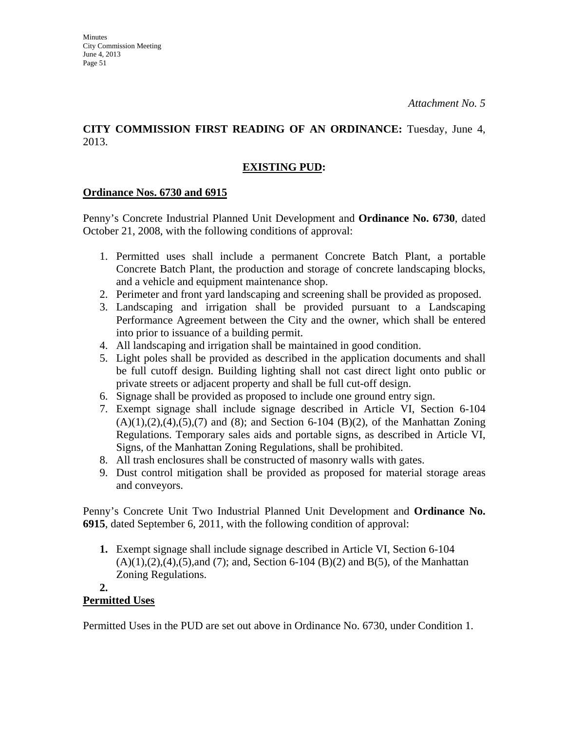*Attachment No. 5*

**CITY COMMISSION FIRST READING OF AN ORDINANCE:** Tuesday, June 4, 2013.

**EXISTING PUD:**

**Ordinance Nos. 6730 and 6915**

Penny's Concrete Industrial Planned Unit Development and **Ordinance No. 6730**, dated October 21, 2008, with the following conditions of approval:

1. Permitted uses shall include a permanent Concrete Batch Plant, a portable Concrete Batch Plant, the production and storage of concrete landscaping blocks, and a vehicle and equipment maintenance shop.
2. Perimeter and front yard landscaping and screening shall be provided as proposed.
3. Landscaping and irrigation shall be provided pursuant to a Landscaping Performance Agreement between the City and the owner, which shall be entered into prior to issuance of a building permit.
4. All landscaping and irrigation shall be maintained in good condition.
5. Light poles shall be provided as described in the application documents and shall be full cutoff design. Building lighting shall not cast direct light onto public or private streets or adjacent property and shall be full cut-off design.
6. Signage shall be provided as proposed to include one ground entry sign.
7. Exempt signage shall include signage described in Article VI, Section 6-104 (A)(1),(2),(4),(5),(7) and (8); and Section 6-104 (B)(2), of the Manhattan Zoning Regulations. Temporary sales aids and portable signs, as described in Article VI, Signs, of the Manhattan Zoning Regulations, shall be prohibited.
8. All trash enclosures shall be constructed of masonry walls with gates.
9. Dust control mitigation shall be provided as proposed for material storage areas and conveyors.

Penny's Concrete Unit Two Industrial Planned Unit Development and **Ordinance No. 6915**, dated September 6, 2011, with the following condition of approval:

1. Exempt signage shall include signage described in Article VI, Section 6-104 (A)(1),(2),(4),(5),and (7); and, Section 6-104 (B)(2) and B(5), of the Manhattan Zoning Regulations.
2. 

**Permitted Uses**

Permitted Uses in the PUD are set out above in Ordinance No. 6730, under Condition 1.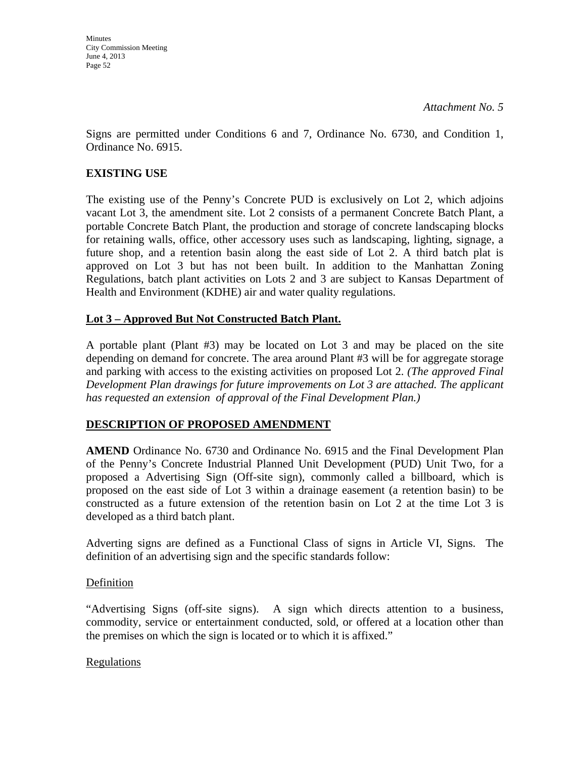*Attachment No. 5*

Signs are permitted under Conditions 6 and 7, Ordinance No. 6730, and Condition 1, Ordinance No. 6915.

**EXISTING USE**

The existing use of the Penny's Concrete PUD is exclusively on Lot 2, which adjoins vacant Lot 3, the amendment site. Lot 2 consists of a permanent Concrete Batch Plant, a portable Concrete Batch Plant, the production and storage of concrete landscaping blocks for retaining walls, office, other accessory uses such as landscaping, lighting, signage, a future shop, and a retention basin along the east side of Lot 2. A third batch plat is approved on Lot 3 but has not been built. In addition to the Manhattan Zoning Regulations, batch plant activities on Lots 2 and 3 are subject to Kansas Department of Health and Environment (KDHE) air and water quality regulations.

**Lot 3 – Approved But Not Constructed Batch Plant.**

A portable plant (Plant #3) may be located on Lot 3 and may be placed on the site depending on demand for concrete. The area around Plant #3 will be for aggregate storage and parking with access to the existing activities on proposed Lot 2. *(The approved Final Development Plan drawings for future improvements on Lot 3 are attached. The applicant has requested an extension of approval of the Final Development Plan.)*

**DESCRIPTION OF PROPOSED AMENDMENT**

**AMEND** Ordinance No. 6730 and Ordinance No. 6915 and the Final Development Plan of the Penny's Concrete Industrial Planned Unit Development (PUD) Unit Two, for a proposed a Advertising Sign (Off-site sign), commonly called a billboard, which is proposed on the east side of Lot 3 within a drainage easement (a retention basin) to be constructed as a future extension of the retention basin on Lot 2 at the time Lot 3 is developed as a third batch plant.

Adverting signs are defined as a Functional Class of signs in Article VI, Signs. The definition of an advertising sign and the specific standards follow:

Definition

"Advertising Signs (off-site signs). A sign which directs attention to a business, commodity, service or entertainment conducted, sold, or offered at a location other than the premises on which the sign is located or to which it is affixed."

Regulations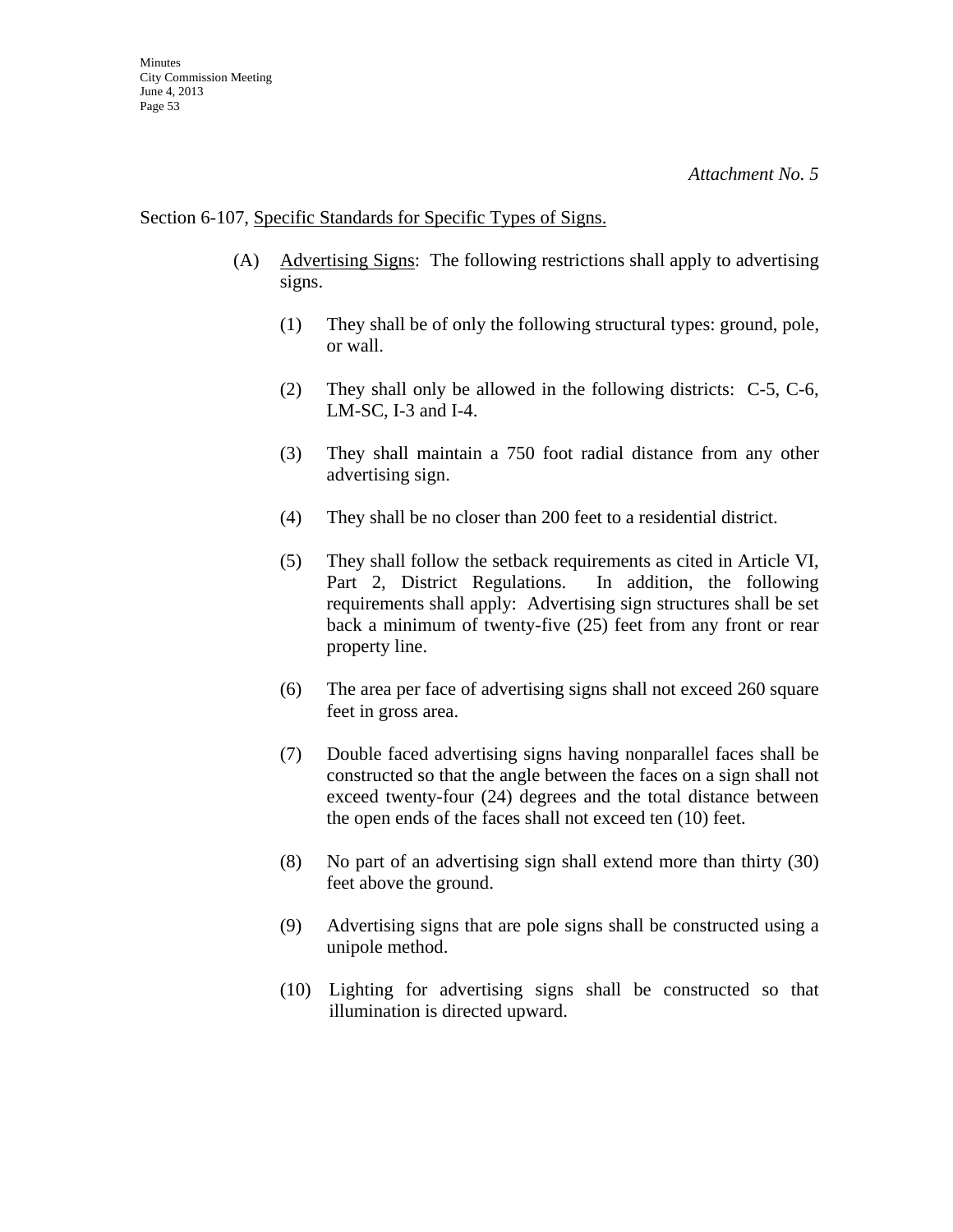*Attachment No. 5*

Section 6-107, Specific Standards for Specific Types of Signs.

(A) Advertising Signs: The following restrictions shall apply to advertising signs.

(1) They shall be of only the following structural types: ground, pole, or wall.

(2) They shall only be allowed in the following districts: C-5, C-6, LM-SC, I-3 and I-4.

(3) They shall maintain a 750 foot radial distance from any other advertising sign.

(4) They shall be no closer than 200 feet to a residential district.

(5) They shall follow the setback requirements as cited in Article VI, Part 2, District Regulations. In addition, the following requirements shall apply: Advertising sign structures shall be set back a minimum of twenty-five (25) feet from any front or rear property line.

(6) The area per face of advertising signs shall not exceed 260 square feet in gross area.

(7) Double faced advertising signs having nonparallel faces shall be constructed so that the angle between the faces on a sign shall not exceed twenty-four (24) degrees and the total distance between the open ends of the faces shall not exceed ten (10) feet.

(8) No part of an advertising sign shall extend more than thirty (30) feet above the ground.

(9) Advertising signs that are pole signs shall be constructed using a unipole method.

(10) Lighting for advertising signs shall be constructed so that illumination is directed upward.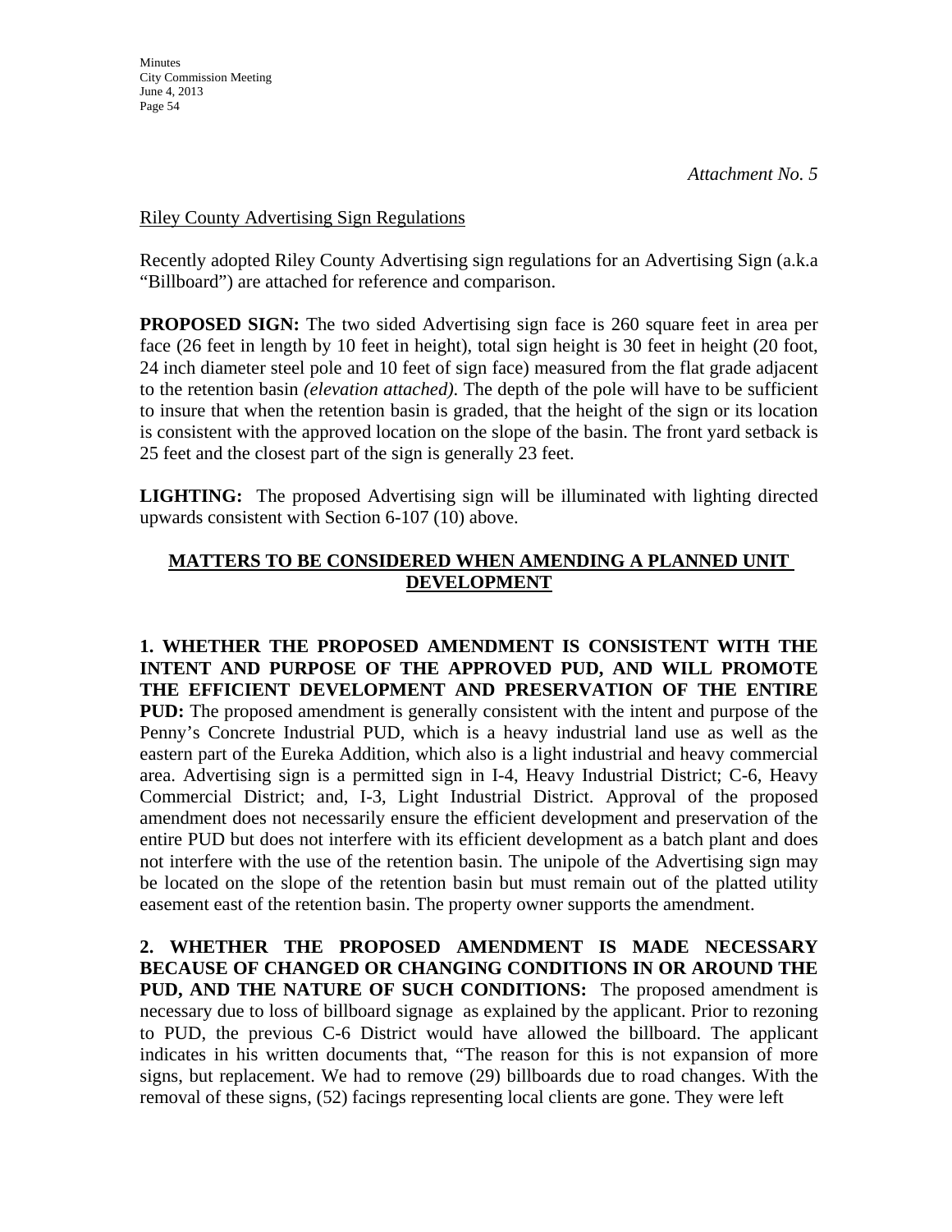*Attachment No. 5*

Riley County Advertising Sign Regulations

Recently adopted Riley County Advertising sign regulations for an Advertising Sign (a.k.a "Billboard") are attached for reference and comparison.

**PROPOSED SIGN:** The two sided Advertising sign face is 260 square feet in area per face (26 feet in length by 10 feet in height), total sign height is 30 feet in height (20 foot, 24 inch diameter steel pole and 10 feet of sign face) measured from the flat grade adjacent to the retention basin *(elevation attached)*. The depth of the pole will have to be sufficient to insure that when the retention basin is graded, that the height of the sign or its location is consistent with the approved location on the slope of the basin. The front yard setback is 25 feet and the closest part of the sign is generally 23 feet.

**LIGHTING:** The proposed Advertising sign will be illuminated with lighting directed upwards consistent with Section 6-107 (10) above.

## MATTERS TO BE CONSIDERED WHEN AMENDING A PLANNED UNIT DEVELOPMENT

**1. WHETHER THE PROPOSED AMENDMENT IS CONSISTENT WITH THE INTENT AND PURPOSE OF THE APPROVED PUD, AND WILL PROMOTE THE EFFICIENT DEVELOPMENT AND PRESERVATION OF THE ENTIRE PUD:** The proposed amendment is generally consistent with the intent and purpose of the Penny's Concrete Industrial PUD, which is a heavy industrial land use as well as the eastern part of the Eureka Addition, which also is a light industrial and heavy commercial area. Advertising sign is a permitted sign in I-4, Heavy Industrial District; C-6, Heavy Commercial District; and, I-3, Light Industrial District. Approval of the proposed amendment does not necessarily ensure the efficient development and preservation of the entire PUD but does not interfere with its efficient development as a batch plant and does not interfere with the use of the retention basin. The unipole of the Advertising sign may be located on the slope of the retention basin but must remain out of the platted utility easement east of the retention basin. The property owner supports the amendment.

**2. WHETHER THE PROPOSED AMENDMENT IS MADE NECESSARY BECAUSE OF CHANGED OR CHANGING CONDITIONS IN OR AROUND THE PUD, AND THE NATURE OF SUCH CONDITIONS:** The proposed amendment is necessary due to loss of billboard signage as explained by the applicant. Prior to rezoning to PUD, the previous C-6 District would have allowed the billboard. The applicant indicates in his written documents that, "The reason for this is not expansion of more signs, but replacement. We had to remove (29) billboards due to road changes. With the removal of these signs, (52) facings representing local clients are gone. They were left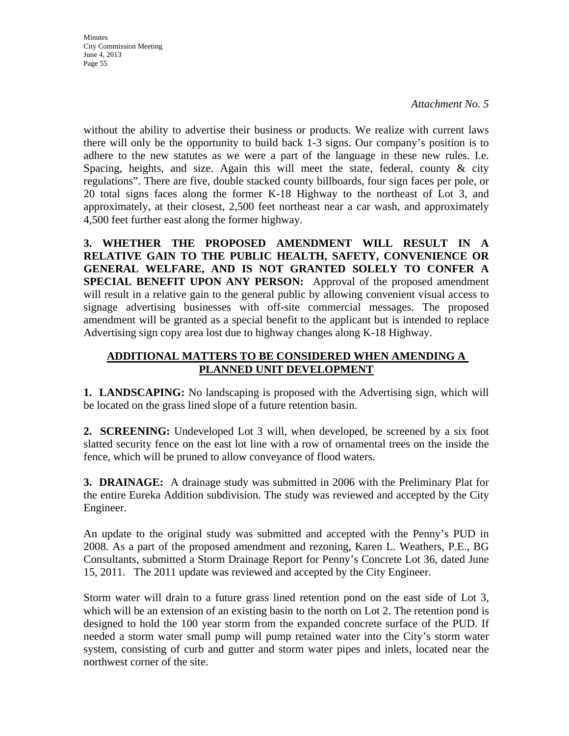*Attachment No. 5*

without the ability to advertise their business or products. We realize with current laws there will only be the opportunity to build back 1-3 signs. Our company's position is to adhere to the new statutes as we were a part of the language in these new rules. I.e. Spacing, heights, and size. Again this will meet the state, federal, county & city regulations". There are five, double stacked county billboards, four sign faces per pole, or 20 total signs faces along the former K-18 Highway to the northeast of Lot 3, and approximately, at their closest, 2,500 feet northeast near a car wash, and approximately 4,500 feet further east along the former highway.

**3. WHETHER THE PROPOSED AMENDMENT WILL RESULT IN A RELATIVE GAIN TO THE PUBLIC HEALTH, SAFETY, CONVENIENCE OR GENERAL WELFARE, AND IS NOT GRANTED SOLELY TO CONFER A SPECIAL BENEFIT UPON ANY PERSON:** Approval of the proposed amendment will result in a relative gain to the general public by allowing convenient visual access to signage advertising businesses with off-site commercial messages. The proposed amendment will be granted as a special benefit to the applicant but is intended to replace Advertising sign copy area lost due to highway changes along K-18 Highway.

## ADDITIONAL MATTERS TO BE CONSIDERED WHEN AMENDING A PLANNED UNIT DEVELOPMENT

**1. LANDSCAPING:** No landscaping is proposed with the Advertising sign, which will be located on the grass lined slope of a future retention basin.

**2. SCREENING:** Undeveloped Lot 3 will, when developed, be screened by a six foot slatted security fence on the east lot line with a row of ornamental trees on the inside the fence, which will be pruned to allow conveyance of flood waters.

**3. DRAINAGE:** A drainage study was submitted in 2006 with the Preliminary Plat for the entire Eureka Addition subdivision. The study was reviewed and accepted by the City Engineer.

An update to the original study was submitted and accepted with the Penny's PUD in 2008. As a part of the proposed amendment and rezoning, Karen L. Weathers, P.E., BG Consultants, submitted a Storm Drainage Report for Penny's Concrete Lot 36, dated June 15, 2011. The 2011 update was reviewed and accepted by the City Engineer.

Storm water will drain to a future grass lined retention pond on the east side of Lot 3, which will be an extension of an existing basin to the north on Lot 2. The retention pond is designed to hold the 100 year storm from the expanded concrete surface of the PUD. If needed a storm water small pump will pump retained water into the City's storm water system, consisting of curb and gutter and storm water pipes and inlets, located near the northwest corner of the site.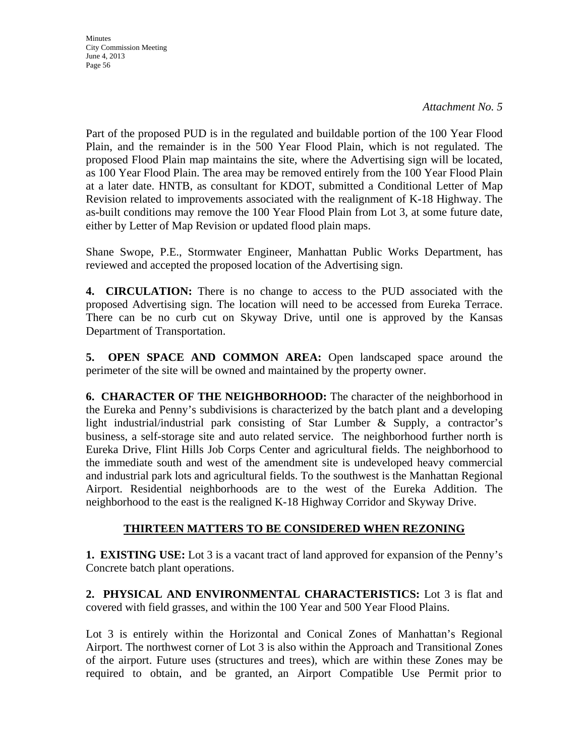*Attachment No. 5*

Part of the proposed PUD is in the regulated and buildable portion of the 100 Year Flood Plain, and the remainder is in the 500 Year Flood Plain, which is not regulated. The proposed Flood Plain map maintains the site, where the Advertising sign will be located, as 100 Year Flood Plain. The area may be removed entirely from the 100 Year Flood Plain at a later date. HNTB, as consultant for KDOT, submitted a Conditional Letter of Map Revision related to improvements associated with the realignment of K-18 Highway. The as-built conditions may remove the 100 Year Flood Plain from Lot 3, at some future date, either by Letter of Map Revision or updated flood plain maps.

Shane Swope, P.E., Stormwater Engineer, Manhattan Public Works Department, has reviewed and accepted the proposed location of the Advertising sign.

**4. CIRCULATION:** There is no change to access to the PUD associated with the proposed Advertising sign. The location will need to be accessed from Eureka Terrace. There can be no curb cut on Skyway Drive, until one is approved by the Kansas Department of Transportation.

**5. OPEN SPACE AND COMMON AREA:** Open landscaped space around the perimeter of the site will be owned and maintained by the property owner.

**6. CHARACTER OF THE NEIGHBORHOOD:** The character of the neighborhood in the Eureka and Penny's subdivisions is characterized by the batch plant and a developing light industrial/industrial park consisting of Star Lumber & Supply, a contractor's business, a self-storage site and auto related service. The neighborhood further north is Eureka Drive, Flint Hills Job Corps Center and agricultural fields. The neighborhood to the immediate south and west of the amendment site is undeveloped heavy commercial and industrial park lots and agricultural fields. To the southwest is the Manhattan Regional Airport. Residential neighborhoods are to the west of the Eureka Addition. The neighborhood to the east is the realigned K-18 Highway Corridor and Skyway Drive.

## THIRTEEN MATTERS TO BE CONSIDERED WHEN REZONING

**1. EXISTING USE:** Lot 3 is a vacant tract of land approved for expansion of the Penny's Concrete batch plant operations.

**2. PHYSICAL AND ENVIRONMENTAL CHARACTERISTICS:** Lot 3 is flat and covered with field grasses, and within the 100 Year and 500 Year Flood Plains.

Lot 3 is entirely within the Horizontal and Conical Zones of Manhattan's Regional Airport. The northwest corner of Lot 3 is also within the Approach and Transitional Zones of the airport. Future uses (structures and trees), which are within these Zones may be required to obtain, and be granted, an Airport Compatible Use Permit prior to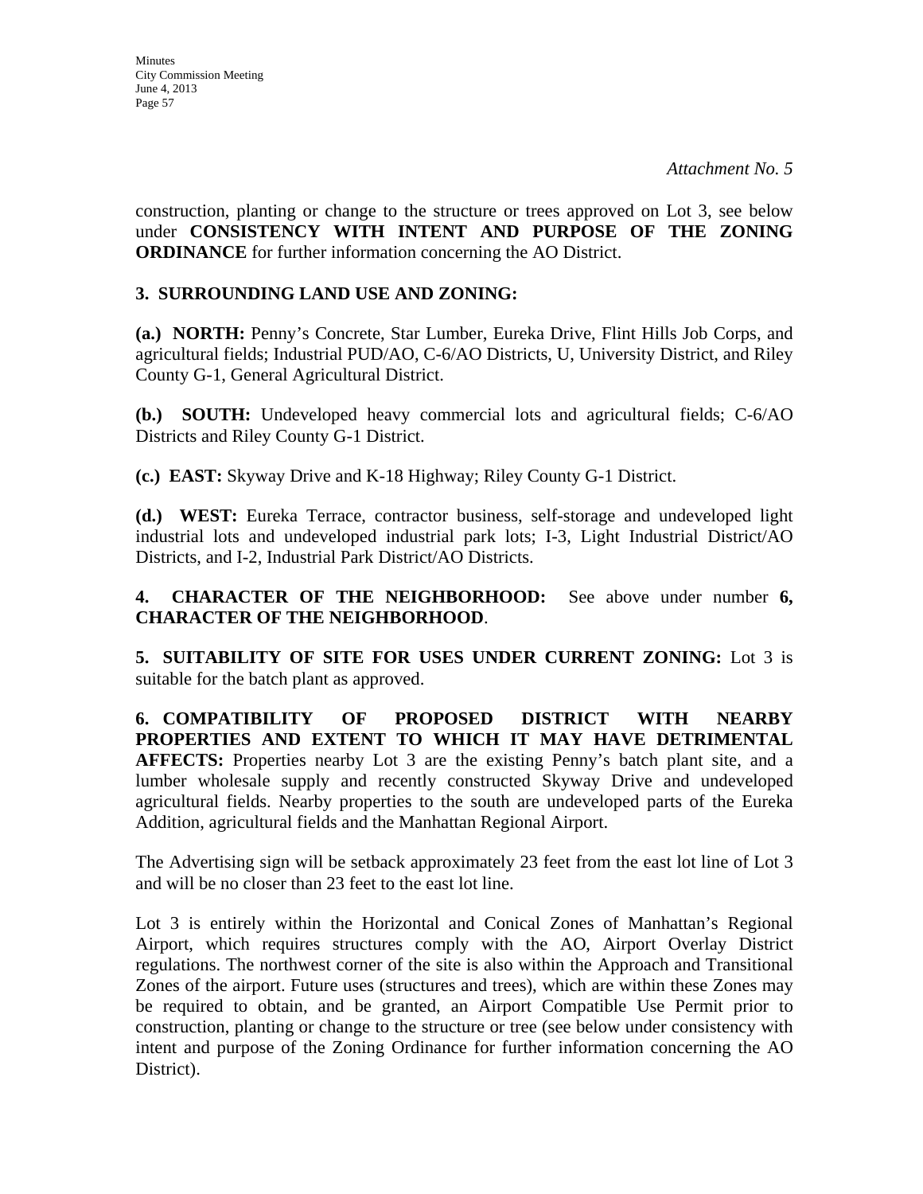*Attachment No. 5*

construction, planting or change to the structure or trees approved on Lot 3, see below under **CONSISTENCY WITH INTENT AND PURPOSE OF THE ZONING ORDINANCE** for further information concerning the AO District.

**3. SURROUNDING LAND USE AND ZONING:**

**(a.) NORTH:** Penny's Concrete, Star Lumber, Eureka Drive, Flint Hills Job Corps, and agricultural fields; Industrial PUD/AO, C-6/AO Districts, U, University District, and Riley County G-1, General Agricultural District.

**(b.) SOUTH:** Undeveloped heavy commercial lots and agricultural fields; C-6/AO Districts and Riley County G-1 District.

**(c.) EAST:** Skyway Drive and K-18 Highway; Riley County G-1 District.

**(d.) WEST:** Eureka Terrace, contractor business, self-storage and undeveloped light industrial lots and undeveloped industrial park lots; I-3, Light Industrial District/AO Districts, and I-2, Industrial Park District/AO Districts.

**4. CHARACTER OF THE NEIGHBORHOOD:** See above under number **6, CHARACTER OF THE NEIGHBORHOOD**.

**5. SUITABILITY OF SITE FOR USES UNDER CURRENT ZONING:** Lot 3 is suitable for the batch plant as approved.

**6. COMPATIBILITY OF PROPOSED DISTRICT WITH NEARBY PROPERTIES AND EXTENT TO WHICH IT MAY HAVE DETRIMENTAL AFFECTS:** Properties nearby Lot 3 are the existing Penny's batch plant site, and a lumber wholesale supply and recently constructed Skyway Drive and undeveloped agricultural fields. Nearby properties to the south are undeveloped parts of the Eureka Addition, agricultural fields and the Manhattan Regional Airport.

The Advertising sign will be setback approximately 23 feet from the east lot line of Lot 3 and will be no closer than 23 feet to the east lot line.

Lot 3 is entirely within the Horizontal and Conical Zones of Manhattan's Regional Airport, which requires structures comply with the AO, Airport Overlay District regulations. The northwest corner of the site is also within the Approach and Transitional Zones of the airport. Future uses (structures and trees), which are within these Zones may be required to obtain, and be granted, an Airport Compatible Use Permit prior to construction, planting or change to the structure or tree (see below under consistency with intent and purpose of the Zoning Ordinance for further information concerning the AO District).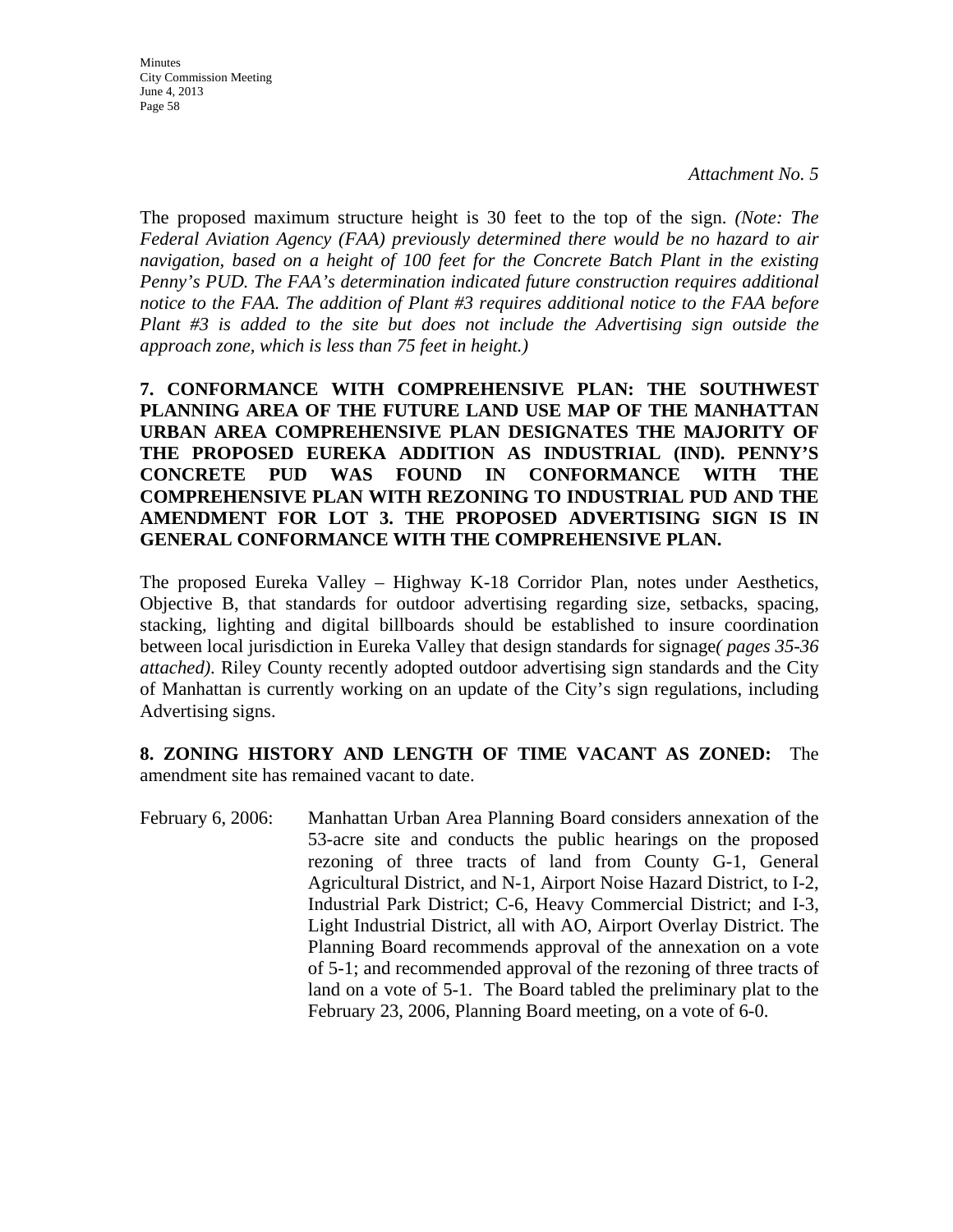*Attachment No. 5*

The proposed maximum structure height is 30 feet to the top of the sign. *(Note: The Federal Aviation Agency (FAA) previously determined there would be no hazard to air navigation, based on a height of 100 feet for the Concrete Batch Plant in the existing Penny's PUD. The FAA's determination indicated future construction requires additional notice to the FAA. The addition of Plant #3 requires additional notice to the FAA before Plant #3 is added to the site but does not include the Advertising sign outside the approach zone, which is less than 75 feet in height.)*

**7. CONFORMANCE WITH COMPREHENSIVE PLAN: THE SOUTHWEST PLANNING AREA OF THE FUTURE LAND USE MAP OF THE MANHATTAN URBAN AREA COMPREHENSIVE PLAN DESIGNATES THE MAJORITY OF THE PROPOSED EUREKA ADDITION AS INDUSTRIAL (IND). PENNY'S CONCRETE PUD WAS FOUND IN CONFORMANCE WITH THE COMPREHENSIVE PLAN WITH REZONING TO INDUSTRIAL PUD AND THE AMENDMENT FOR LOT 3. THE PROPOSED ADVERTISING SIGN IS IN GENERAL CONFORMANCE WITH THE COMPREHENSIVE PLAN.**

The proposed Eureka Valley – Highway K-18 Corridor Plan, notes under Aesthetics, Objective B, that standards for outdoor advertising regarding size, setbacks, spacing, stacking, lighting and digital billboards should be established to insure coordination between local jurisdiction in Eureka Valley that design standards for signage*( pages 35-36 attached)*. Riley County recently adopted outdoor advertising sign standards and the City of Manhattan is currently working on an update of the City's sign regulations, including Advertising signs.

**8. ZONING HISTORY AND LENGTH OF TIME VACANT AS ZONED:** The amendment site has remained vacant to date.

February 6, 2006: Manhattan Urban Area Planning Board considers annexation of the 53-acre site and conducts the public hearings on the proposed rezoning of three tracts of land from County G-1, General Agricultural District, and N-1, Airport Noise Hazard District, to I-2, Industrial Park District; C-6, Heavy Commercial District; and I-3, Light Industrial District, all with AO, Airport Overlay District. The Planning Board recommends approval of the annexation on a vote of 5-1; and recommended approval of the rezoning of three tracts of land on a vote of 5-1. The Board tabled the preliminary plat to the February 23, 2006, Planning Board meeting, on a vote of 6-0.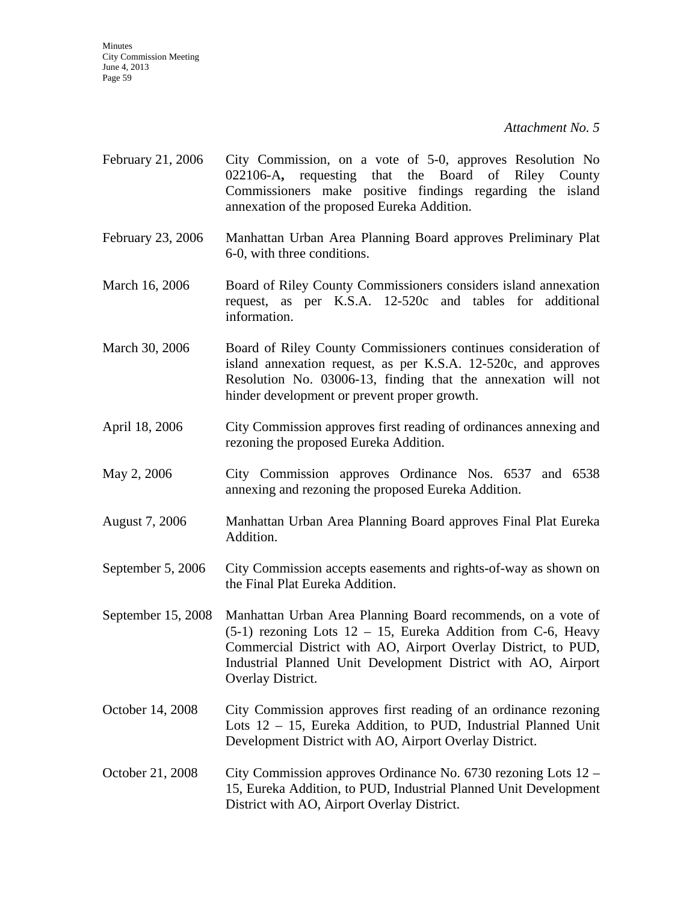*Attachment No. 5*

| | |
|---|---|
| February 21, 2006 | City Commission, on a vote of 5-0, approves Resolution No 022106-A**,** requesting that the Board of Riley County Commissioners make positive findings regarding the island annexation of the proposed Eureka Addition. |
| February 23, 2006 | Manhattan Urban Area Planning Board approves Preliminary Plat 6-0, with three conditions. |
| March 16, 2006 | Board of Riley County Commissioners considers island annexation request, as per K.S.A. 12-520c and tables for additional information. |
| March 30, 2006 | Board of Riley County Commissioners continues consideration of island annexation request, as per K.S.A. 12-520c, and approves Resolution No. 03006-13, finding that the annexation will not hinder development or prevent proper growth. |
| April 18, 2006 | City Commission approves first reading of ordinances annexing and rezoning the proposed Eureka Addition. |
| May 2, 2006 | City Commission approves Ordinance Nos. 6537 and 6538 annexing and rezoning the proposed Eureka Addition. |
| August 7, 2006 | Manhattan Urban Area Planning Board approves Final Plat Eureka Addition. |
| September 5, 2006 | City Commission accepts easements and rights-of-way as shown on the Final Plat Eureka Addition. |
| September 15, 2008 | Manhattan Urban Area Planning Board recommends, on a vote of (5-1) rezoning Lots 12 – 15, Eureka Addition from C-6, Heavy Commercial District with AO, Airport Overlay District, to PUD, Industrial Planned Unit Development District with AO, Airport Overlay District. |
| October 14, 2008 | City Commission approves first reading of an ordinance rezoning Lots 12 – 15, Eureka Addition, to PUD, Industrial Planned Unit Development District with AO, Airport Overlay District. |
| October 21, 2008 | City Commission approves Ordinance No. 6730 rezoning Lots 12 – 15, Eureka Addition, to PUD, Industrial Planned Unit Development District with AO, Airport Overlay District. |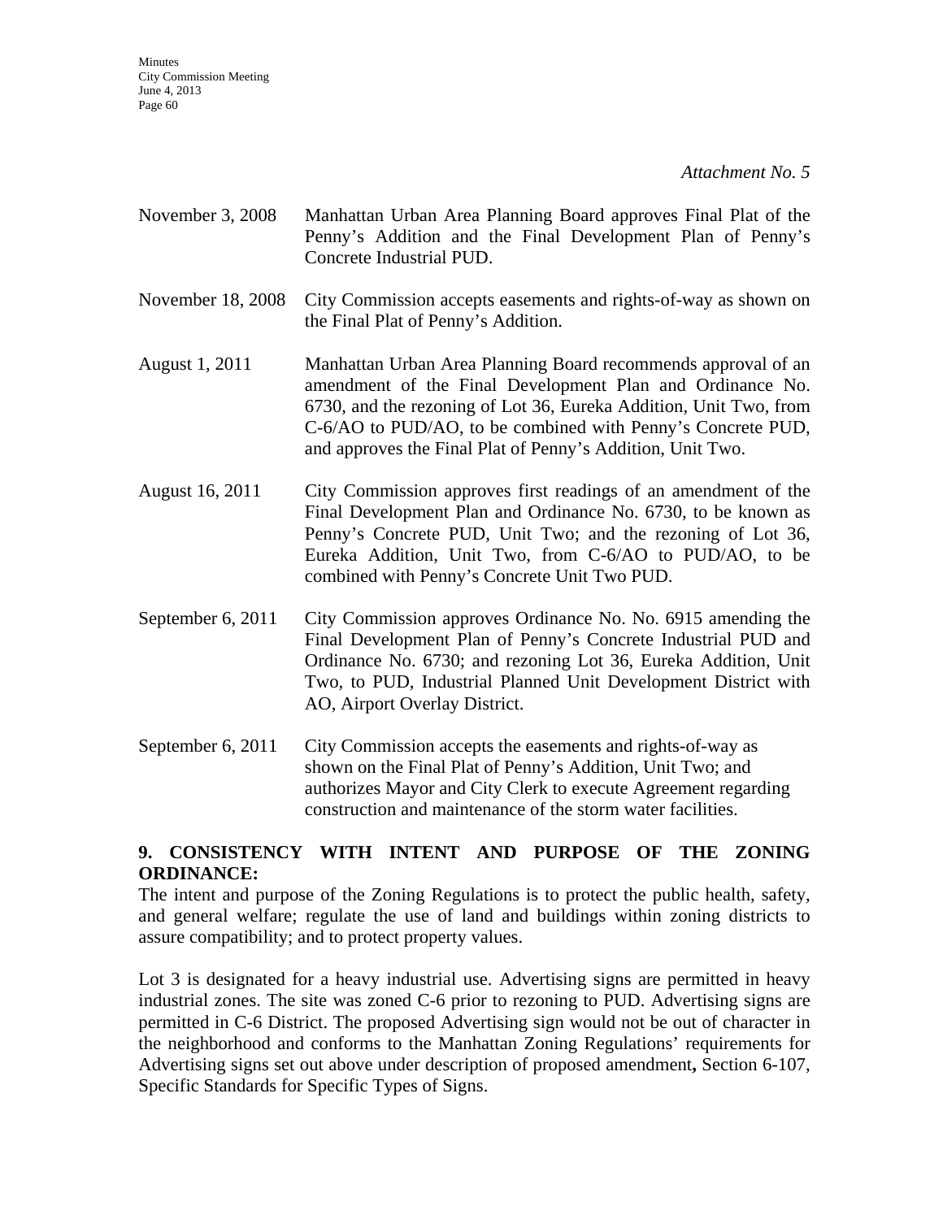*Attachment No. 5*

November 3, 2008 Manhattan Urban Area Planning Board approves Final Plat of the Penny's Addition and the Final Development Plan of Penny's Concrete Industrial PUD.

November 18, 2008 City Commission accepts easements and rights-of-way as shown on the Final Plat of Penny's Addition.

August 1, 2011 Manhattan Urban Area Planning Board recommends approval of an amendment of the Final Development Plan and Ordinance No. 6730, and the rezoning of Lot 36, Eureka Addition, Unit Two, from C-6/AO to PUD/AO, to be combined with Penny's Concrete PUD, and approves the Final Plat of Penny's Addition, Unit Two.

August 16, 2011 City Commission approves first readings of an amendment of the Final Development Plan and Ordinance No. 6730, to be known as Penny's Concrete PUD, Unit Two; and the rezoning of Lot 36, Eureka Addition, Unit Two, from C-6/AO to PUD/AO, to be combined with Penny's Concrete Unit Two PUD.

September 6, 2011 City Commission approves Ordinance No. No. 6915 amending the Final Development Plan of Penny's Concrete Industrial PUD and Ordinance No. 6730; and rezoning Lot 36, Eureka Addition, Unit Two, to PUD, Industrial Planned Unit Development District with AO, Airport Overlay District.

September 6, 2011 City Commission accepts the easements and rights-of-way as shown on the Final Plat of Penny's Addition, Unit Two; and authorizes Mayor and City Clerk to execute Agreement regarding construction and maintenance of the storm water facilities.

**9. CONSISTENCY WITH INTENT AND PURPOSE OF THE ZONING ORDINANCE:**

The intent and purpose of the Zoning Regulations is to protect the public health, safety, and general welfare; regulate the use of land and buildings within zoning districts to assure compatibility; and to protect property values.

Lot 3 is designated for a heavy industrial use. Advertising signs are permitted in heavy industrial zones. The site was zoned C-6 prior to rezoning to PUD. Advertising signs are permitted in C-6 District. The proposed Advertising sign would not be out of character in the neighborhood and conforms to the Manhattan Zoning Regulations' requirements for Advertising signs set out above under description of proposed amendment**,** Section 6-107, Specific Standards for Specific Types of Signs.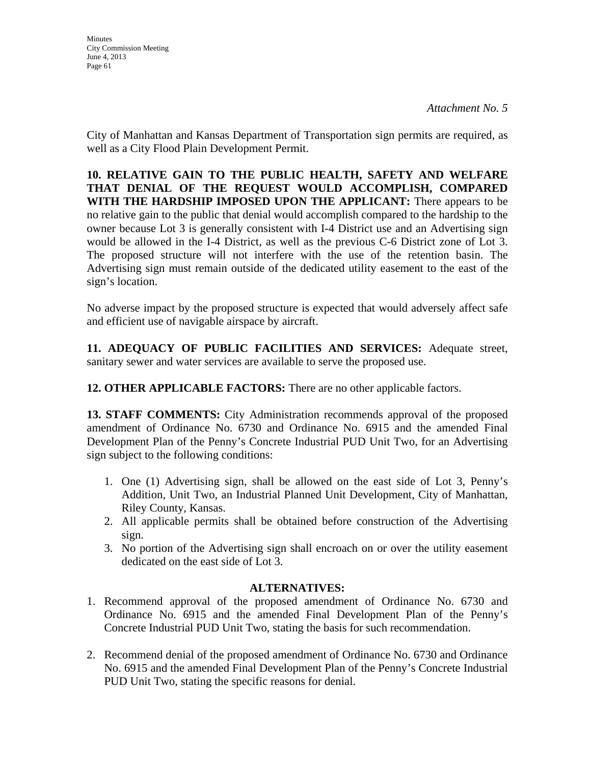*Attachment No. 5*

City of Manhattan and Kansas Department of Transportation sign permits are required, as well as a City Flood Plain Development Permit.

**10. RELATIVE GAIN TO THE PUBLIC HEALTH, SAFETY AND WELFARE THAT DENIAL OF THE REQUEST WOULD ACCOMPLISH, COMPARED WITH THE HARDSHIP IMPOSED UPON THE APPLICANT:** There appears to be no relative gain to the public that denial would accomplish compared to the hardship to the owner because Lot 3 is generally consistent with I-4 District use and an Advertising sign would be allowed in the I-4 District, as well as the previous C-6 District zone of Lot 3. The proposed structure will not interfere with the use of the retention basin. The Advertising sign must remain outside of the dedicated utility easement to the east of the sign's location.

No adverse impact by the proposed structure is expected that would adversely affect safe and efficient use of navigable airspace by aircraft.

**11. ADEQUACY OF PUBLIC FACILITIES AND SERVICES:** Adequate street, sanitary sewer and water services are available to serve the proposed use.

**12. OTHER APPLICABLE FACTORS:** There are no other applicable factors.

**13. STAFF COMMENTS:** City Administration recommends approval of the proposed amendment of Ordinance No. 6730 and Ordinance No. 6915 and the amended Final Development Plan of the Penny's Concrete Industrial PUD Unit Two, for an Advertising sign subject to the following conditions:

1. One (1) Advertising sign, shall be allowed on the east side of Lot 3, Penny's Addition, Unit Two, an Industrial Planned Unit Development, City of Manhattan, Riley County, Kansas.
2. All applicable permits shall be obtained before construction of the Advertising sign.
3. No portion of the Advertising sign shall encroach on or over the utility easement dedicated on the east side of Lot 3.

**ALTERNATIVES:**

1. Recommend approval of the proposed amendment of Ordinance No. 6730 and Ordinance No. 6915 and the amended Final Development Plan of the Penny's Concrete Industrial PUD Unit Two, stating the basis for such recommendation.

2. Recommend denial of the proposed amendment of Ordinance No. 6730 and Ordinance No. 6915 and the amended Final Development Plan of the Penny's Concrete Industrial PUD Unit Two, stating the specific reasons for denial.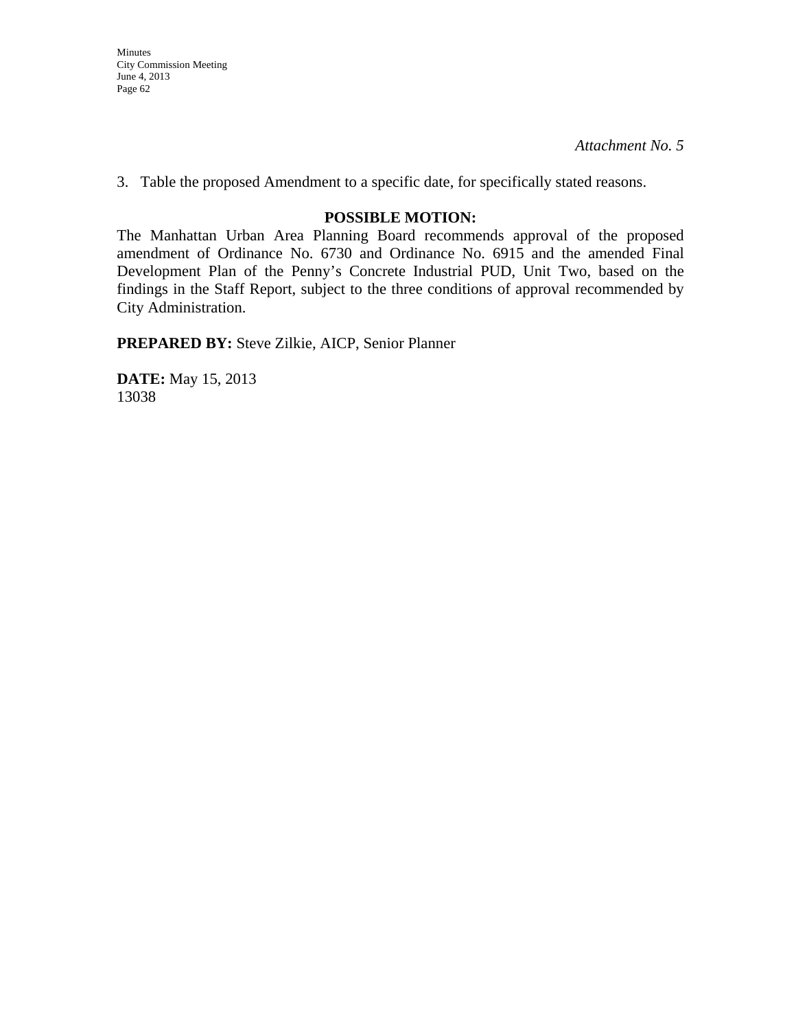*Attachment No. 5*

3. Table the proposed Amendment to a specific date, for specifically stated reasons.

**POSSIBLE MOTION:**

The Manhattan Urban Area Planning Board recommends approval of the proposed amendment of Ordinance No. 6730 and Ordinance No. 6915 and the amended Final Development Plan of the Penny's Concrete Industrial PUD, Unit Two, based on the findings in the Staff Report, subject to the three conditions of approval recommended by City Administration.

**PREPARED BY:** Steve Zilkie, AICP, Senior Planner

**DATE:** May 15, 2013
13038